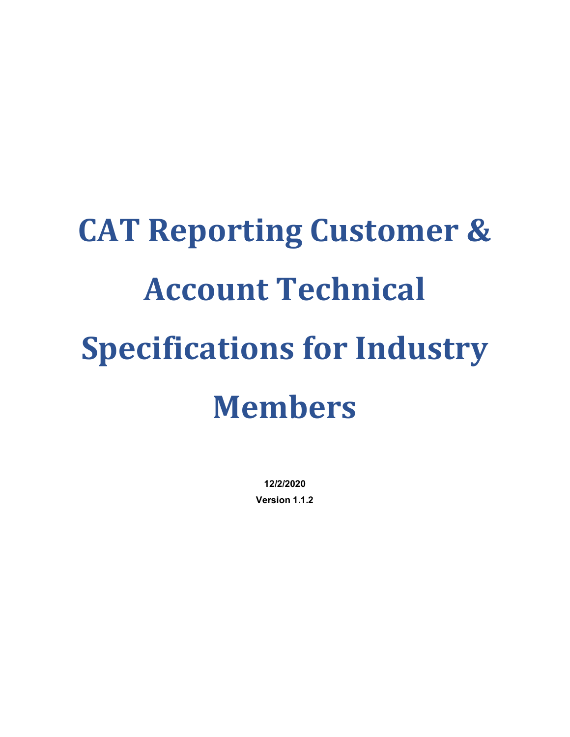# CAT Reporting Customer & Account Technical Specifications for Industry Members

**12/2/2020**

**Version 1.1.2**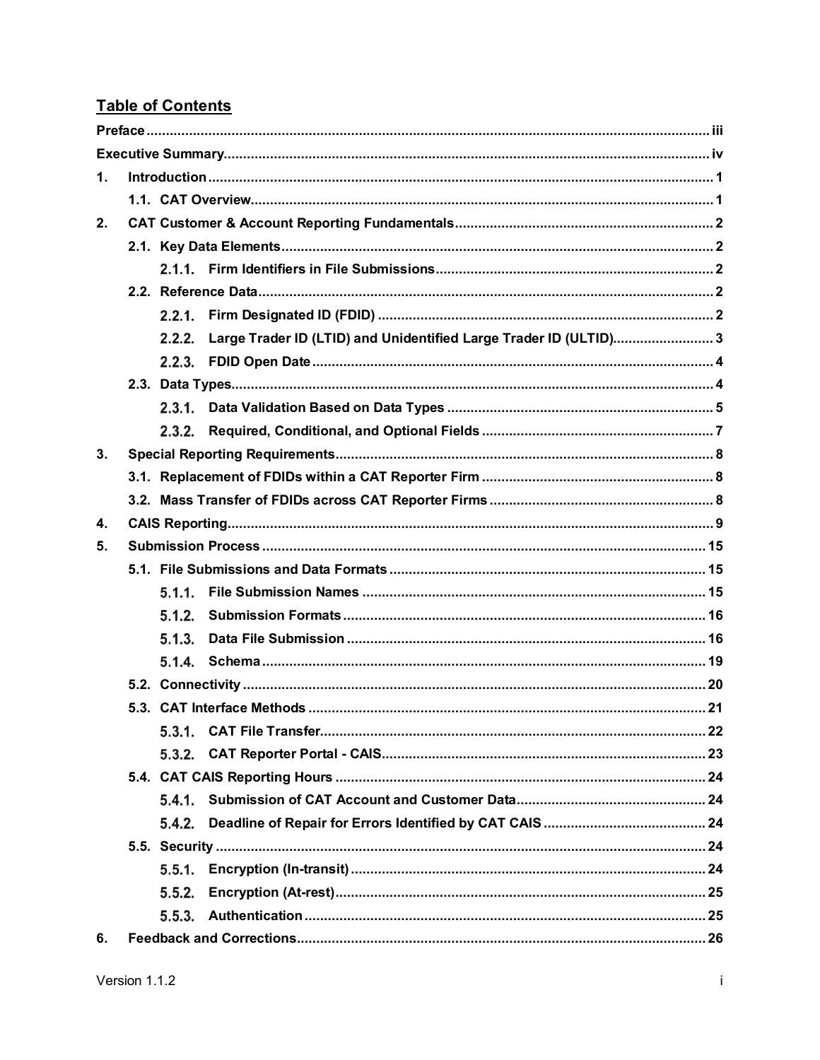## Table of Contents

| | |
|---|---|
| **Preface** | **iii** |
| **Executive Summary** | **iv** |
| **1. Introduction** | **1** |
| **1.1. CAT Overview** | **1** |
| **2. CAT Customer & Account Reporting Fundamentals** | **2** |
| **2.1. Key Data Elements** | **2** |
| **2.1.1. Firm Identifiers in File Submissions** | **2** |
| **2.2. Reference Data** | **2** |
| **2.2.1. Firm Designated ID (FDID)** | **2** |
| **2.2.2. Large Trader ID (LTID) and Unidentified Large Trader ID (ULTID)** | **3** |
| **2.2.3. FDID Open Date** | **4** |
| **2.3. Data Types** | **4** |
| **2.3.1. Data Validation Based on Data Types** | **5** |
| **2.3.2. Required, Conditional, and Optional Fields** | **7** |
| **3. Special Reporting Requirements** | **8** |
| **3.1. Replacement of FDIDs within a CAT Reporter Firm** | **8** |
| **3.2. Mass Transfer of FDIDs across CAT Reporter Firms** | **8** |
| **4. CAIS Reporting** | **9** |
| **5. Submission Process** | **15** |
| **5.1. File Submissions and Data Formats** | **15** |
| **5.1.1. File Submission Names** | **15** |
| **5.1.2. Submission Formats** | **16** |
| **5.1.3. Data File Submission** | **16** |
| **5.1.4. Schema** | **19** |
| **5.2. Connectivity** | **20** |
| **5.3. CAT Interface Methods** | **21** |
| **5.3.1. CAT File Transfer** | **22** |
| **5.3.2. CAT Reporter Portal - CAIS** | **23** |
| **5.4. CAT CAIS Reporting Hours** | **24** |
| **5.4.1. Submission of CAT Account and Customer Data** | **24** |
| **5.4.2. Deadline of Repair for Errors Identified by CAT CAIS** | **24** |
| **5.5. Security** | **24** |
| **5.5.1. Encryption (In-transit)** | **24** |
| **5.5.2. Encryption (At-rest)** | **25** |
| **5.5.3. Authentication** | **25** |
| **6. Feedback and Corrections** | **26** |

Version 1.1.2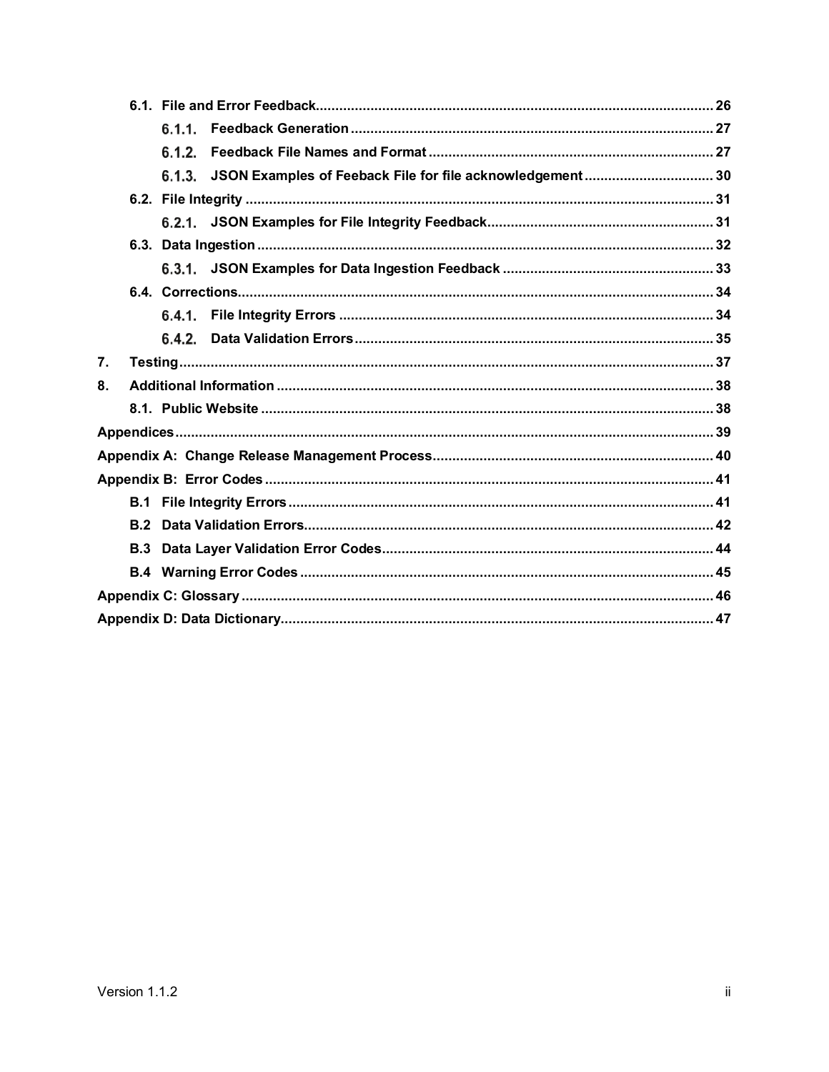- 6.1. File and Error Feedback ..... 26
  - 6.1.1. Feedback Generation ..... 27
  - 6.1.2. Feedback File Names and Format ..... 27
  - 6.1.3. JSON Examples of Feeback File for file acknowledgement ..... 30
- 6.2. File Integrity ..... 31
  - 6.2.1. JSON Examples for File Integrity Feedback ..... 31
- 6.3. Data Ingestion ..... 32
  - 6.3.1. JSON Examples for Data Ingestion Feedback ..... 33
- 6.4. Corrections ..... 34
  - 6.4.1. File Integrity Errors ..... 34
  - 6.4.2. Data Validation Errors ..... 35

7. Testing ..... 37

8. Additional Information ..... 38
   - 8.1. Public Website ..... 38

Appendices ..... 39

Appendix A: Change Release Management Process ..... 40

Appendix B: Error Codes ..... 41
- B.1 File Integrity Errors ..... 41
- B.2 Data Validation Errors ..... 42
- B.3 Data Layer Validation Error Codes ..... 44
- B.4 Warning Error Codes ..... 45

Appendix C: Glossary ..... 46

Appendix D: Data Dictionary ..... 47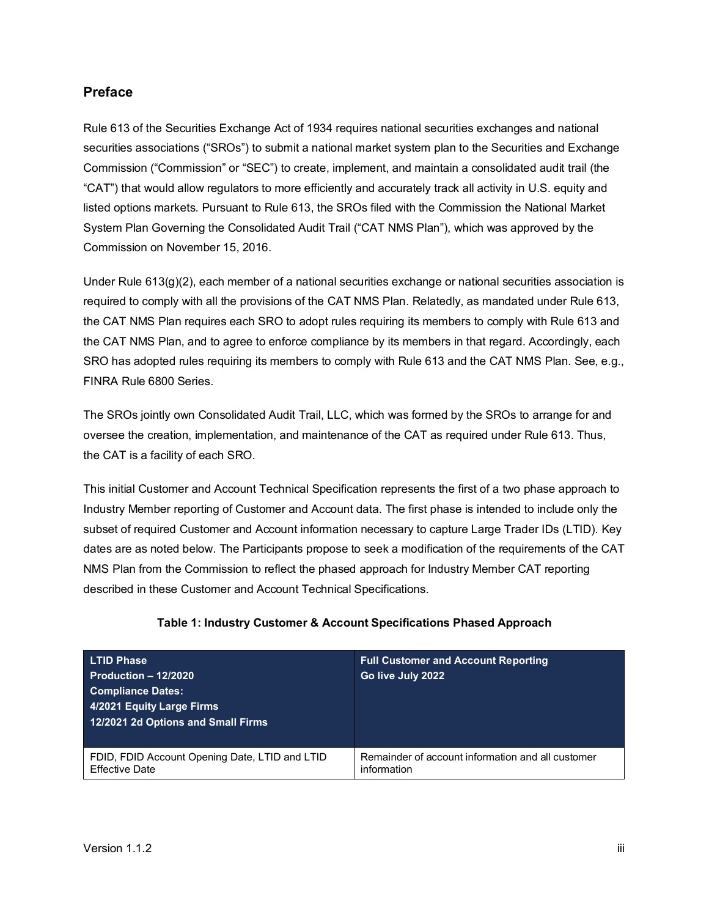## Preface

Rule 613 of the Securities Exchange Act of 1934 requires national securities exchanges and national securities associations ("SROs") to submit a national market system plan to the Securities and Exchange Commission ("Commission" or "SEC") to create, implement, and maintain a consolidated audit trail (the "CAT") that would allow regulators to more efficiently and accurately track all activity in U.S. equity and listed options markets. Pursuant to Rule 613, the SROs filed with the Commission the National Market System Plan Governing the Consolidated Audit Trail ("CAT NMS Plan"), which was approved by the Commission on November 15, 2016.

Under Rule 613(g)(2), each member of a national securities exchange or national securities association is required to comply with all the provisions of the CAT NMS Plan. Relatedly, as mandated under Rule 613, the CAT NMS Plan requires each SRO to adopt rules requiring its members to comply with Rule 613 and the CAT NMS Plan, and to agree to enforce compliance by its members in that regard. Accordingly, each SRO has adopted rules requiring its members to comply with Rule 613 and the CAT NMS Plan. See, e.g., FINRA Rule 6800 Series.

The SROs jointly own Consolidated Audit Trail, LLC, which was formed by the SROs to arrange for and oversee the creation, implementation, and maintenance of the CAT as required under Rule 613. Thus, the CAT is a facility of each SRO.

This initial Customer and Account Technical Specification represents the first of a two phase approach to Industry Member reporting of Customer and Account data. The first phase is intended to include only the subset of required Customer and Account information necessary to capture Large Trader IDs (LTID). Key dates are as noted below. The Participants propose to seek a modification of the requirements of the CAT NMS Plan from the Commission to reflect the phased approach for Industry Member CAT reporting described in these Customer and Account Technical Specifications.

**Table 1: Industry Customer & Account Specifications Phased Approach**

| **LTID Phase**<br>**Production – 12/2020**<br>**Compliance Dates:**<br>**4/2021 Equity Large Firms**<br>**12/2021 2d Options and Small Firms** | **Full Customer and Account Reporting**<br>**Go live July 2022** |
|---|---|
| FDID, FDID Account Opening Date, LTID and LTID Effective Date | Remainder of account information and all customer information |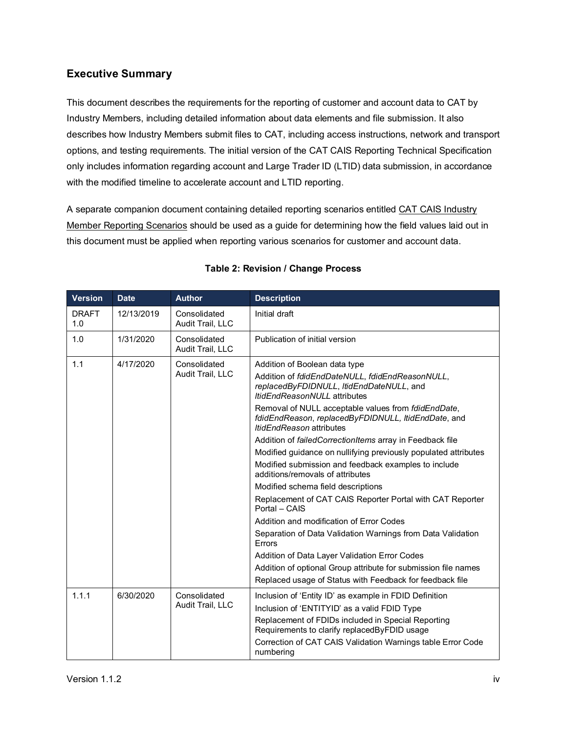## Executive Summary

This document describes the requirements for the reporting of customer and account data to CAT by Industry Members, including detailed information about data elements and file submission. It also describes how Industry Members submit files to CAT, including access instructions, network and transport options, and testing requirements. The initial version of the CAT CAIS Reporting Technical Specification only includes information regarding account and Large Trader ID (LTID) data submission, in accordance with the modified timeline to accelerate account and LTID reporting.

A separate companion document containing detailed reporting scenarios entitled CAT CAIS Industry Member Reporting Scenarios should be used as a guide for determining how the field values laid out in this document must be applied when reporting various scenarios for customer and account data.

**Table 2: Revision / Change Process**

| Version | Date | Author | Description |
|---|---|---|---|
| DRAFT 1.0 | 12/13/2019 | Consolidated Audit Trail, LLC | Initial draft |
| 1.0 | 1/31/2020 | Consolidated Audit Trail, LLC | Publication of initial version |
| 1.1 | 4/17/2020 | Consolidated Audit Trail, LLC | Addition of Boolean data type<br>Addition of *fdidEndDateNULL*, *fdidEndReasonNULL*, *replacedByFDIDNULL*, *ltidEndDateNULL*, and *ltidEndReasonNULL* attributes<br>Removal of NULL acceptable values from *fdidEndDate*, *fdidEndReason*, *replacedByFDIDNULL, ltidEndDate*, and *ltidEndReason* attributes<br>Addition of *failedCorrectionItems* array in Feedback file<br>Modified guidance on nullifying previously populated attributes<br>Modified submission and feedback examples to include additions/removals of attributes<br>Modified schema field descriptions<br>Replacement of CAT CAIS Reporter Portal with CAT Reporter Portal – CAIS<br>Addition and modification of Error Codes<br>Separation of Data Validation Warnings from Data Validation Errors<br>Addition of Data Layer Validation Error Codes<br>Addition of optional Group attribute for submission file names<br>Replaced usage of Status with Feedback for feedback file |
| 1.1.1 | 6/30/2020 | Consolidated Audit Trail, LLC | Inclusion of 'Entity ID' as example in FDID Definition<br>Inclusion of 'ENTITYID' as a valid FDID Type<br>Replacement of FDIDs included in Special Reporting Requirements to clarify replacedByFDID usage<br>Correction of CAT CAIS Validation Warnings table Error Code numbering |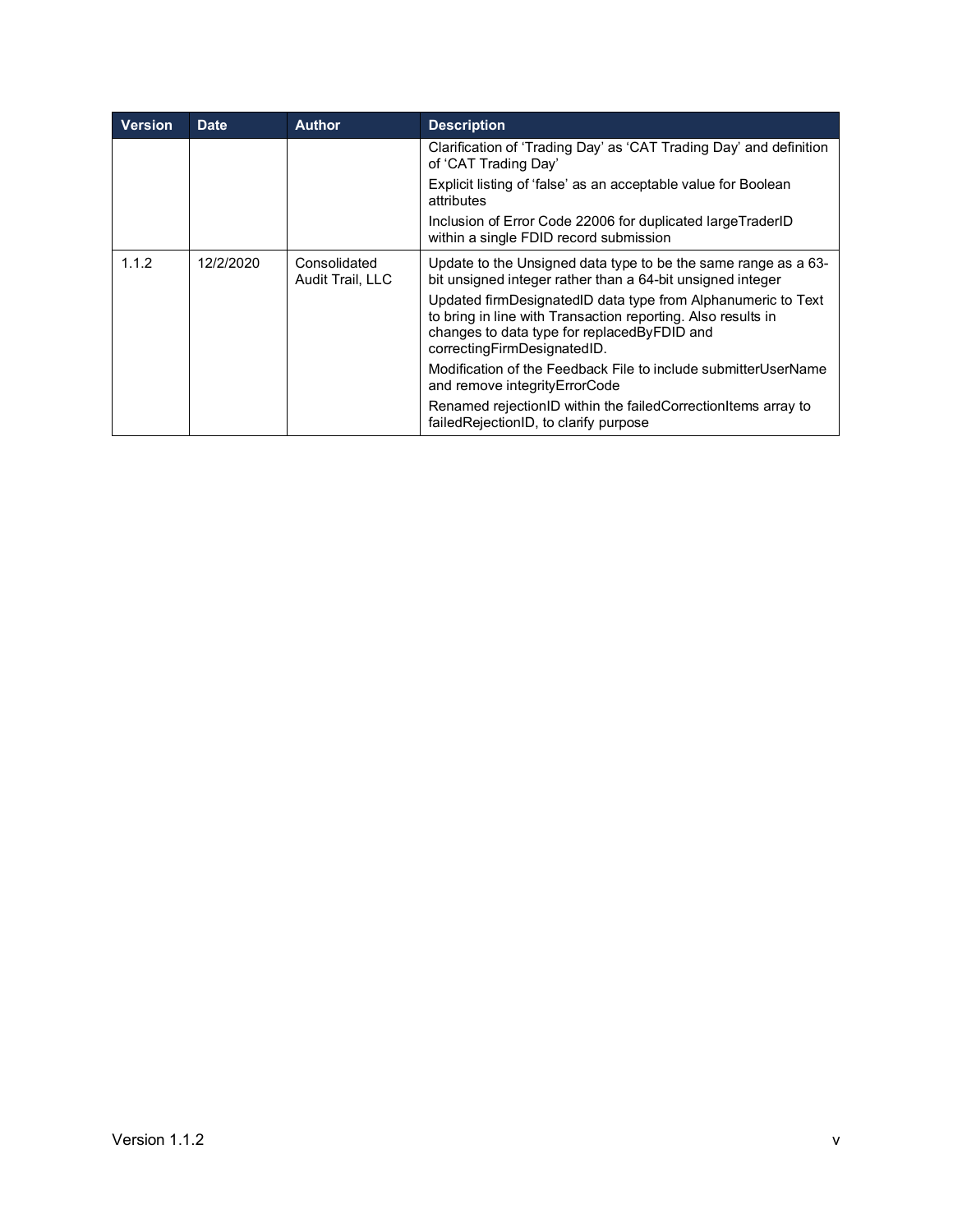| Version | Date | Author | Description |
|---|---|---|---|
| | | | Clarification of 'Trading Day' as 'CAT Trading Day' and definition of 'CAT Trading Day' |
| | | | Explicit listing of 'false' as an acceptable value for Boolean attributes |
| | | | Inclusion of Error Code 22006 for duplicated largeTraderID within a single FDID record submission |
| 1.1.2 | 12/2/2020 | Consolidated Audit Trail, LLC | Update to the Unsigned data type to be the same range as a 63-bit unsigned integer rather than a 64-bit unsigned integer |
| | | | Updated firmDesignatedID data type from Alphanumeric to Text to bring in line with Transaction reporting. Also results in changes to data type for replacedByFDID and correctingFirmDesignatedID. |
| | | | Modification of the Feedback File to include submitterUserName and remove integrityErrorCode |
| | | | Renamed rejectionID within the failedCorrectionItems array to failedRejectionID, to clarify purpose |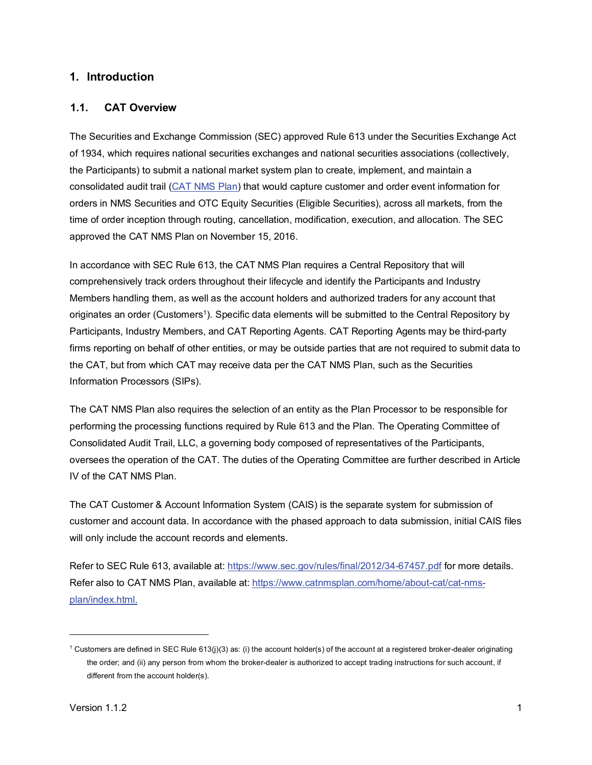# 1. Introduction

## 1.1. CAT Overview

The Securities and Exchange Commission (SEC) approved Rule 613 under the Securities Exchange Act of 1934, which requires national securities exchanges and national securities associations (collectively, the Participants) to submit a national market system plan to create, implement, and maintain a consolidated audit trail (CAT NMS Plan) that would capture customer and order event information for orders in NMS Securities and OTC Equity Securities (Eligible Securities), across all markets, from the time of order inception through routing, cancellation, modification, execution, and allocation. The SEC approved the CAT NMS Plan on November 15, 2016.

In accordance with SEC Rule 613, the CAT NMS Plan requires a Central Repository that will comprehensively track orders throughout their lifecycle and identify the Participants and Industry Members handling them, as well as the account holders and authorized traders for any account that originates an order (Customers[1]). Specific data elements will be submitted to the Central Repository by Participants, Industry Members, and CAT Reporting Agents. CAT Reporting Agents may be third-party firms reporting on behalf of other entities, or may be outside parties that are not required to submit data to the CAT, but from which CAT may receive data per the CAT NMS Plan, such as the Securities Information Processors (SIPs).

The CAT NMS Plan also requires the selection of an entity as the Plan Processor to be responsible for performing the processing functions required by Rule 613 and the Plan. The Operating Committee of Consolidated Audit Trail, LLC, a governing body composed of representatives of the Participants, oversees the operation of the CAT. The duties of the Operating Committee are further described in Article IV of the CAT NMS Plan.

The CAT Customer & Account Information System (CAIS) is the separate system for submission of customer and account data. In accordance with the phased approach to data submission, initial CAIS files will only include the account records and elements.

Refer to SEC Rule 613, available at: https://www.sec.gov/rules/final/2012/34-67457.pdf for more details. Refer also to CAT NMS Plan, available at: https://www.catnmsplan.com/home/about-cat/cat-nms-plan/index.html.

---

[1] Customers are defined in SEC Rule 613(j)(3) as: (i) the account holder(s) of the account at a registered broker-dealer originating the order; and (ii) any person from whom the broker-dealer is authorized to accept trading instructions for such account, if different from the account holder(s).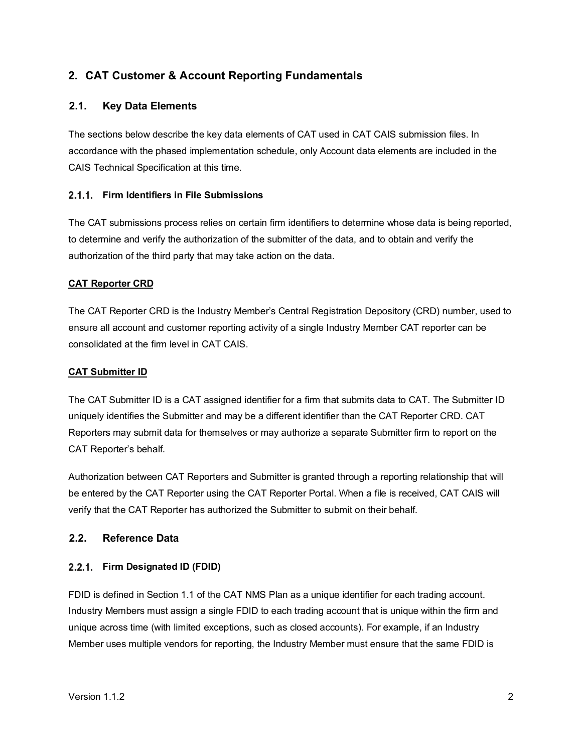## 2. CAT Customer & Account Reporting Fundamentals

### 2.1. Key Data Elements

The sections below describe the key data elements of CAT used in CAT CAIS submission files. In accordance with the phased implementation schedule, only Account data elements are included in the CAIS Technical Specification at this time.

#### 2.1.1. Firm Identifiers in File Submissions

The CAT submissions process relies on certain firm identifiers to determine whose data is being reported, to determine and verify the authorization of the submitter of the data, and to obtain and verify the authorization of the third party that may take action on the data.

**CAT Reporter CRD**

The CAT Reporter CRD is the Industry Member's Central Registration Depository (CRD) number, used to ensure all account and customer reporting activity of a single Industry Member CAT reporter can be consolidated at the firm level in CAT CAIS.

**CAT Submitter ID**

The CAT Submitter ID is a CAT assigned identifier for a firm that submits data to CAT. The Submitter ID uniquely identifies the Submitter and may be a different identifier than the CAT Reporter CRD. CAT Reporters may submit data for themselves or may authorize a separate Submitter firm to report on the CAT Reporter's behalf.

Authorization between CAT Reporters and Submitter is granted through a reporting relationship that will be entered by the CAT Reporter using the CAT Reporter Portal. When a file is received, CAT CAIS will verify that the CAT Reporter has authorized the Submitter to submit on their behalf.

### 2.2. Reference Data

#### 2.2.1. Firm Designated ID (FDID)

FDID is defined in Section 1.1 of the CAT NMS Plan as a unique identifier for each trading account. Industry Members must assign a single FDID to each trading account that is unique within the firm and unique across time (with limited exceptions, such as closed accounts). For example, if an Industry Member uses multiple vendors for reporting, the Industry Member must ensure that the same FDID is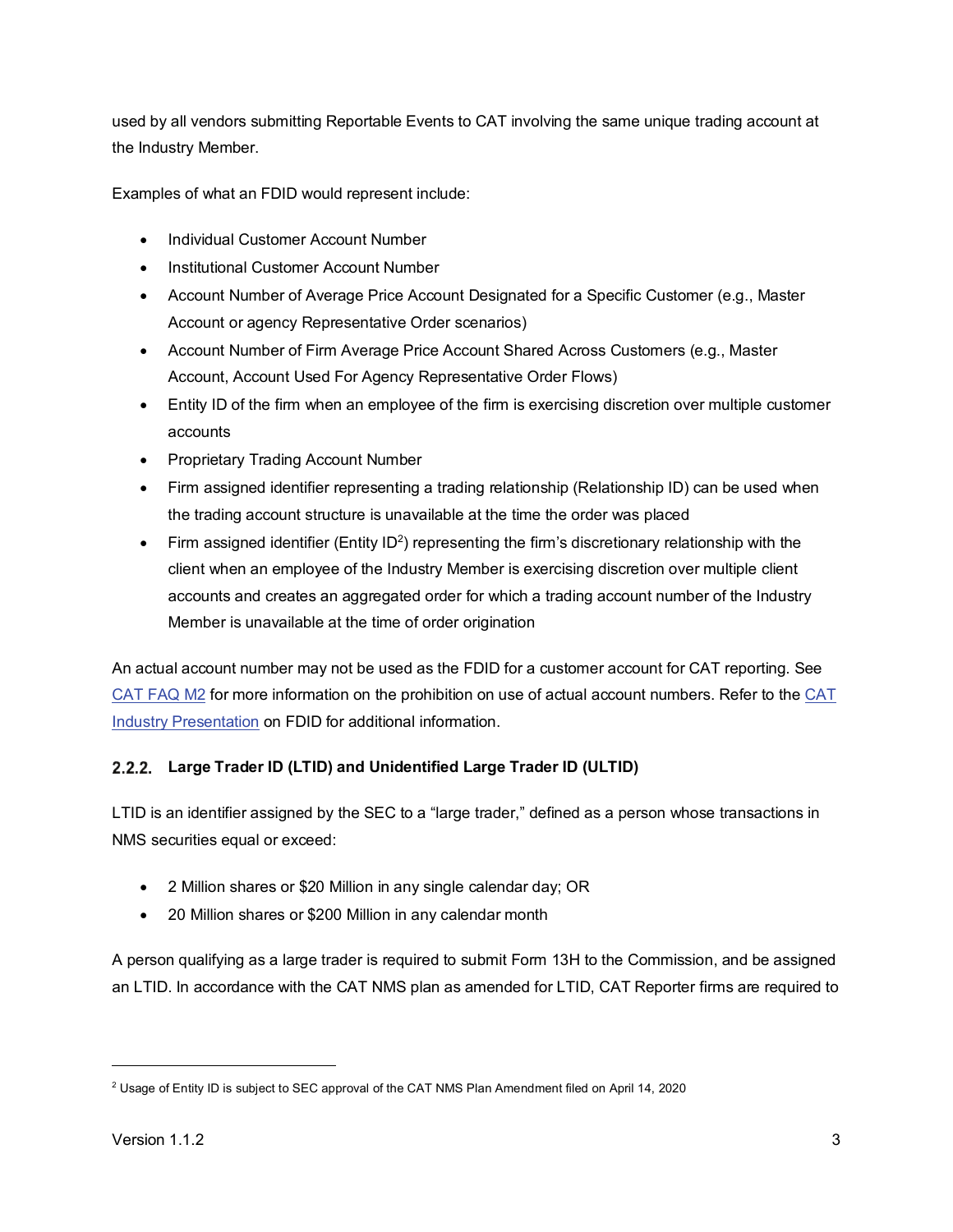used by all vendors submitting Reportable Events to CAT involving the same unique trading account at the Industry Member.

Examples of what an FDID would represent include:

- Individual Customer Account Number
- Institutional Customer Account Number
- Account Number of Average Price Account Designated for a Specific Customer (e.g., Master Account or agency Representative Order scenarios)
- Account Number of Firm Average Price Account Shared Across Customers (e.g., Master Account, Account Used For Agency Representative Order Flows)
- Entity ID of the firm when an employee of the firm is exercising discretion over multiple customer accounts
- Proprietary Trading Account Number
- Firm assigned identifier representing a trading relationship (Relationship ID) can be used when the trading account structure is unavailable at the time the order was placed
- Firm assigned identifier (Entity ID[2]) representing the firm's discretionary relationship with the client when an employee of the Industry Member is exercising discretion over multiple client accounts and creates an aggregated order for which a trading account number of the Industry Member is unavailable at the time of order origination

An actual account number may not be used as the FDID for a customer account for CAT reporting. See [CAT FAQ M2](#) for more information on the prohibition on use of actual account numbers. Refer to the [CAT Industry Presentation](#) on FDID for additional information.

### 2.2.2. Large Trader ID (LTID) and Unidentified Large Trader ID (ULTID)

LTID is an identifier assigned by the SEC to a "large trader," defined as a person whose transactions in NMS securities equal or exceed:

- 2 Million shares or $20 Million in any single calendar day; OR
- 20 Million shares or $200 Million in any calendar month

A person qualifying as a large trader is required to submit Form 13H to the Commission, and be assigned an LTID. In accordance with the CAT NMS plan as amended for LTID, CAT Reporter firms are required to

---

[2] Usage of Entity ID is subject to SEC approval of the CAT NMS Plan Amendment filed on April 14, 2020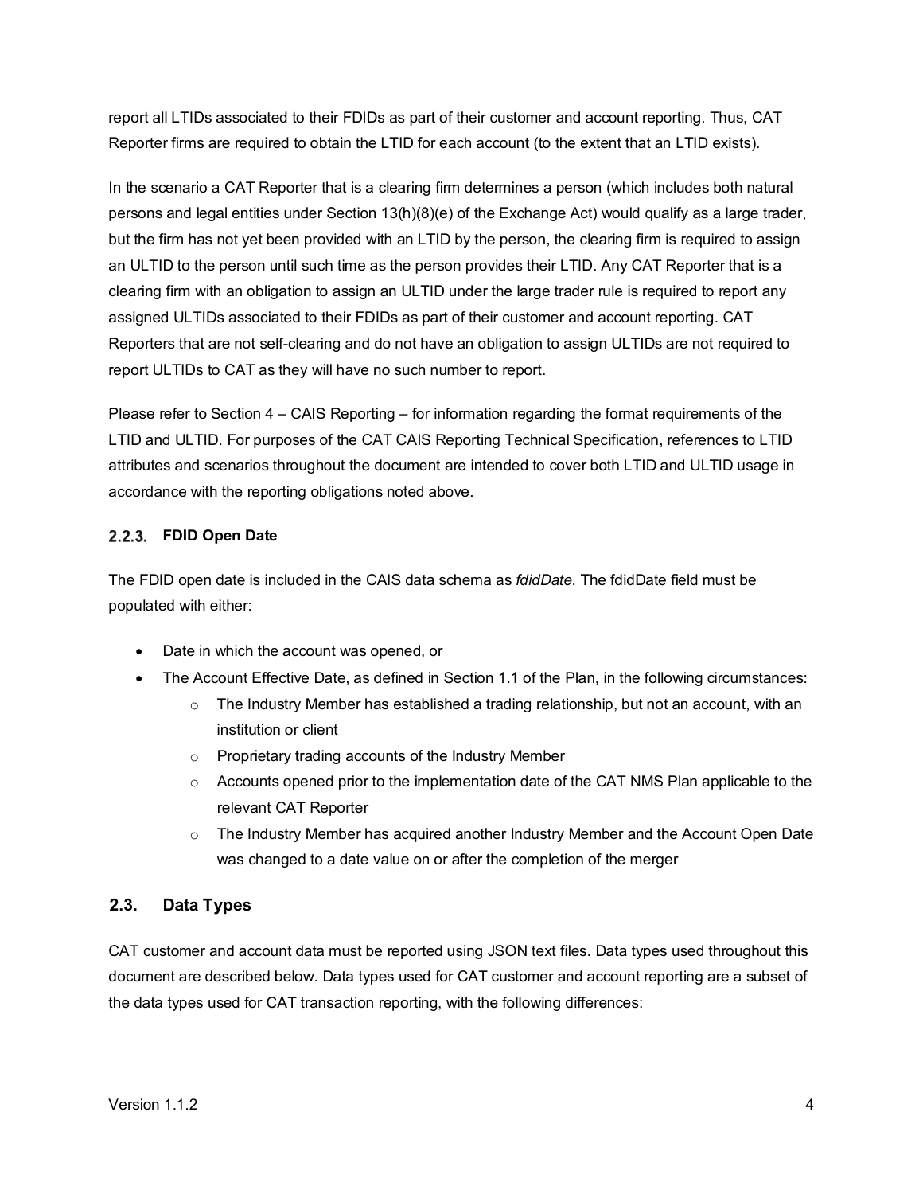report all LTIDs associated to their FDIDs as part of their customer and account reporting. Thus, CAT Reporter firms are required to obtain the LTID for each account (to the extent that an LTID exists).

In the scenario a CAT Reporter that is a clearing firm determines a person (which includes both natural persons and legal entities under Section 13(h)(8)(e) of the Exchange Act) would qualify as a large trader, but the firm has not yet been provided with an LTID by the person, the clearing firm is required to assign an ULTID to the person until such time as the person provides their LTID. Any CAT Reporter that is a clearing firm with an obligation to assign an ULTID under the large trader rule is required to report any assigned ULTIDs associated to their FDIDs as part of their customer and account reporting. CAT Reporters that are not self-clearing and do not have an obligation to assign ULTIDs are not required to report ULTIDs to CAT as they will have no such number to report.

Please refer to Section 4 – CAIS Reporting – for information regarding the format requirements of the LTID and ULTID. For purposes of the CAT CAIS Reporting Technical Specification, references to LTID attributes and scenarios throughout the document are intended to cover both LTID and ULTID usage in accordance with the reporting obligations noted above.

#### 2.2.3. FDID Open Date

The FDID open date is included in the CAIS data schema as *fdidDate*. The fdidDate field must be populated with either:

- Date in which the account was opened, or
- The Account Effective Date, as defined in Section 1.1 of the Plan, in the following circumstances:
    - The Industry Member has established a trading relationship, but not an account, with an institution or client
    - Proprietary trading accounts of the Industry Member
    - Accounts opened prior to the implementation date of the CAT NMS Plan applicable to the relevant CAT Reporter
    - The Industry Member has acquired another Industry Member and the Account Open Date was changed to a date value on or after the completion of the merger

## 2.3. Data Types

CAT customer and account data must be reported using JSON text files. Data types used throughout this document are described below. Data types used for CAT customer and account reporting are a subset of the data types used for CAT transaction reporting, with the following differences: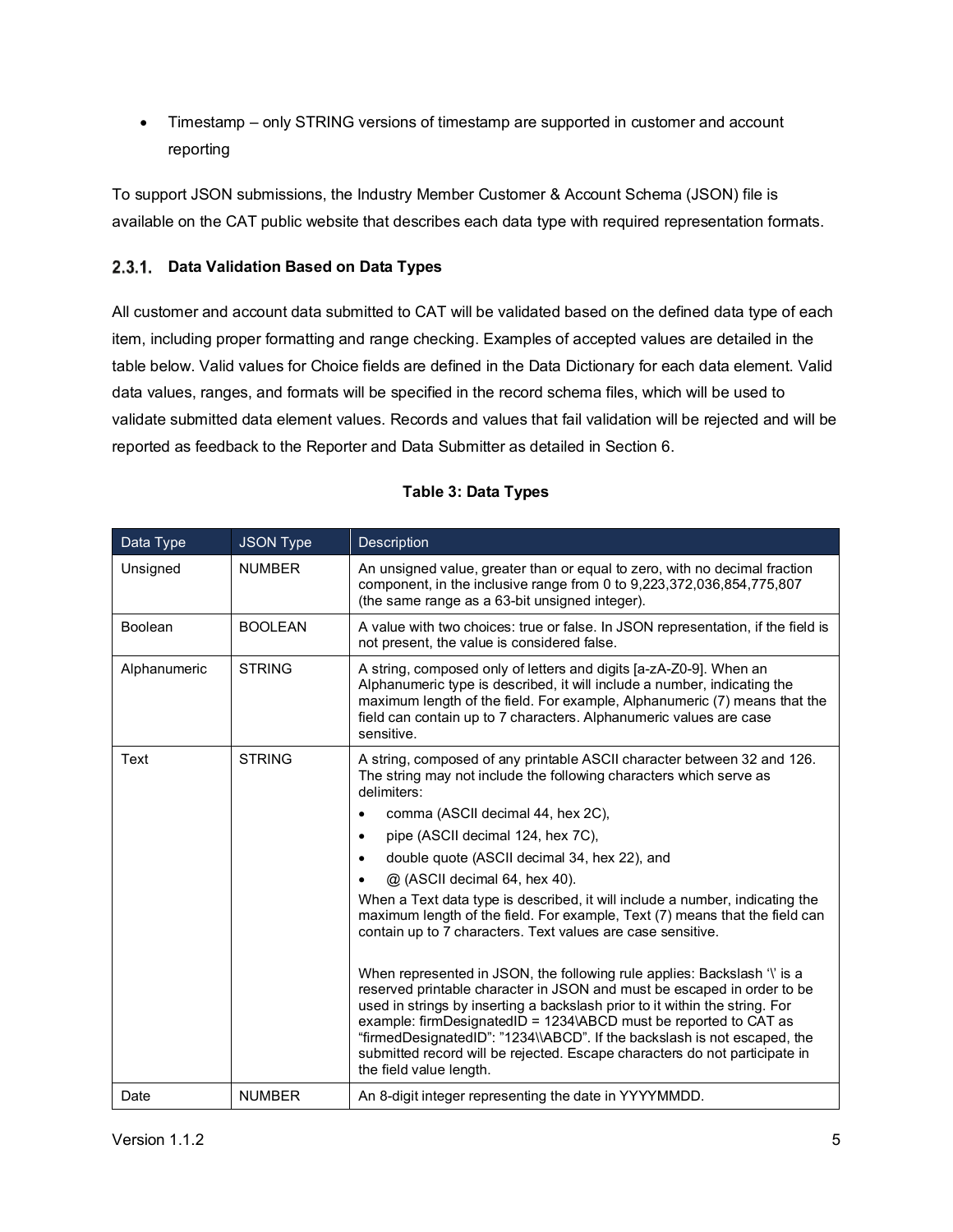- Timestamp – only STRING versions of timestamp are supported in customer and account reporting

To support JSON submissions, the Industry Member Customer & Account Schema (JSON) file is available on the CAT public website that describes each data type with required representation formats.

### 2.3.1. Data Validation Based on Data Types

All customer and account data submitted to CAT will be validated based on the defined data type of each item, including proper formatting and range checking. Examples of accepted values are detailed in the table below. Valid values for Choice fields are defined in the Data Dictionary for each data element. Valid data values, ranges, and formats will be specified in the record schema files, which will be used to validate submitted data element values. Records and values that fail validation will be rejected and will be reported as feedback to the Reporter and Data Submitter as detailed in Section 6.

**Table 3: Data Types**

| Data Type | JSON Type | Description |
|---|---|---|
| Unsigned | NUMBER | An unsigned value, greater than or equal to zero, with no decimal fraction component, in the inclusive range from 0 to 9,223,372,036,854,775,807 (the same range as a 63-bit unsigned integer). |
| Boolean | BOOLEAN | A value with two choices: true or false. In JSON representation, if the field is not present, the value is considered false. |
| Alphanumeric | STRING | A string, composed only of letters and digits [a-zA-Z0-9]. When an Alphanumeric type is described, it will include a number, indicating the maximum length of the field. For example, Alphanumeric (7) means that the field can contain up to 7 characters. Alphanumeric values are case sensitive. |
| Text | STRING | A string, composed of any printable ASCII character between 32 and 126. The string may not include the following characters which serve as delimiters:<br>• comma (ASCII decimal 44, hex 2C),<br>• pipe (ASCII decimal 124, hex 7C),<br>• double quote (ASCII decimal 34, hex 22), and<br>• @ (ASCII decimal 64, hex 40).<br>When a Text data type is described, it will include a number, indicating the maximum length of the field. For example, Text (7) means that the field can contain up to 7 characters. Text values are case sensitive.<br><br>When represented in JSON, the following rule applies: Backslash '\' is a reserved printable character in JSON and must be escaped in order to be used in strings by inserting a backslash prior to it within the string. For example: firmDesignatedID = 1234\ABCD must be reported to CAT as "firmedDesignatedID": "1234\\ABCD". If the backslash is not escaped, the submitted record will be rejected. Escape characters do not participate in the field value length. |
| Date | NUMBER | An 8-digit integer representing the date in YYYYMMDD. |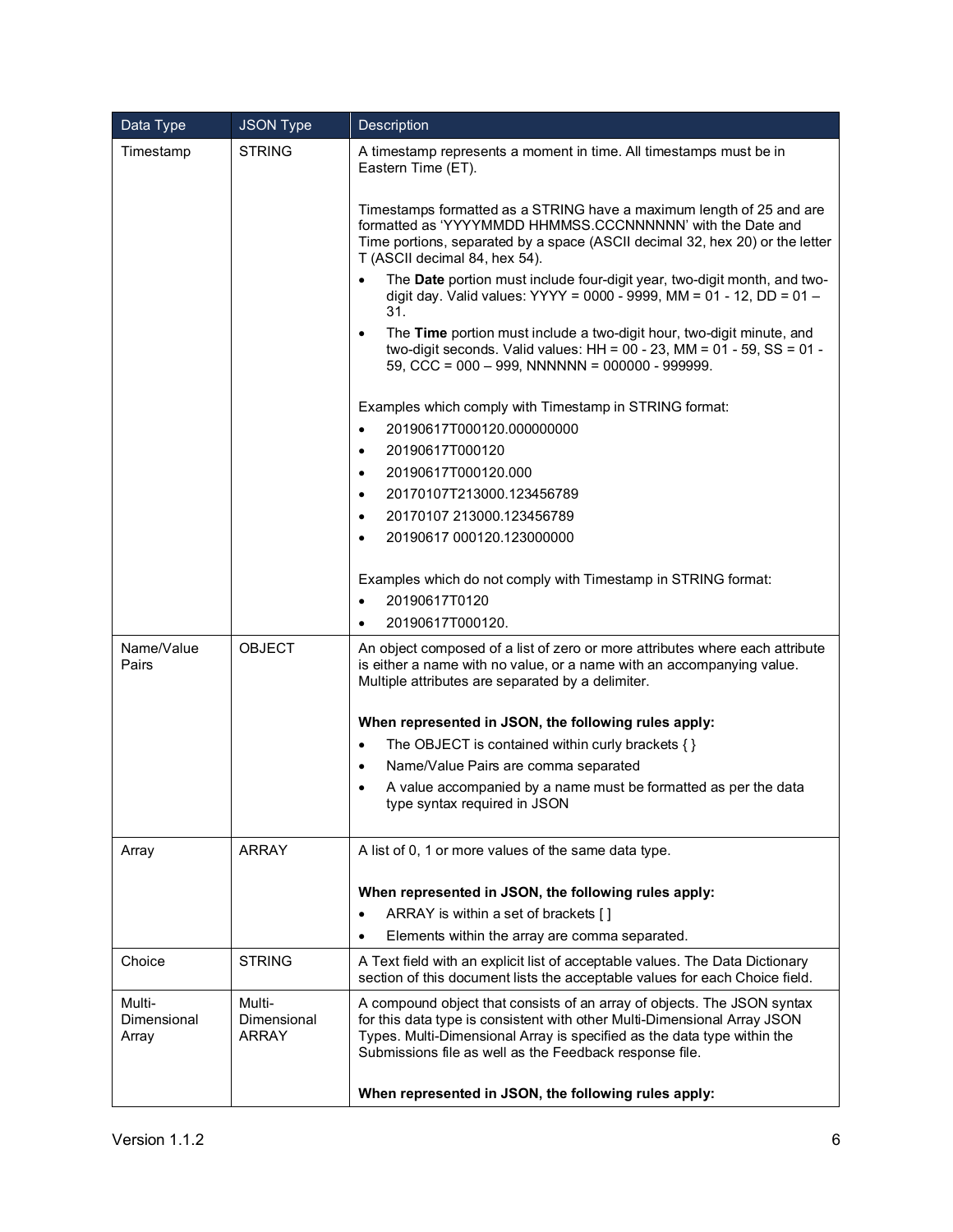| Data Type | JSON Type | Description |
|---|---|---|
| Timestamp | STRING | A timestamp represents a moment in time. All timestamps must be in Eastern Time (ET).<br><br>Timestamps formatted as a STRING have a maximum length of 25 and are formatted as 'YYYYMMDD HHMMSS.CCCNNNNNN' with the Date and Time portions, separated by a space (ASCII decimal 32, hex 20) or the letter T (ASCII decimal 84, hex 54).<br>• The **Date** portion must include four-digit year, two-digit month, and two-digit day. Valid values: YYYY = 0000 - 9999, MM = 01 - 12, DD = 01 – 31.<br>• The **Time** portion must include a two-digit hour, two-digit minute, and two-digit seconds. Valid values: HH = 00 - 23, MM = 01 - 59, SS = 01 - 59, CCC = 000 – 999, NNNNNN = 000000 - 999999.<br><br>Examples which comply with Timestamp in STRING format:<br>• 20190617T000120.000000000<br>• 20190617T000120<br>• 20190617T000120.000<br>• 20170107T213000.123456789<br>• 20170107 213000.123456789<br>• 20190617 000120.123000000<br><br>Examples which do not comply with Timestamp in STRING format:<br>• 20190617T0120<br>• 20190617T000120. |
| Name/Value Pairs | OBJECT | An object composed of a list of zero or more attributes where each attribute is either a name with no value, or a name with an accompanying value. Multiple attributes are separated by a delimiter.<br><br>**When represented in JSON, the following rules apply:**<br>• The OBJECT is contained within curly brackets { }<br>• Name/Value Pairs are comma separated<br>• A value accompanied by a name must be formatted as per the data type syntax required in JSON |
| Array | ARRAY | A list of 0, 1 or more values of the same data type.<br><br>**When represented in JSON, the following rules apply:**<br>• ARRAY is within a set of brackets [ ]<br>• Elements within the array are comma separated. |
| Choice | STRING | A Text field with an explicit list of acceptable values. The Data Dictionary section of this document lists the acceptable values for each Choice field. |
| Multi-Dimensional Array | Multi-Dimensional ARRAY | A compound object that consists of an array of objects. The JSON syntax for this data type is consistent with other Multi-Dimensional Array JSON Types. Multi-Dimensional Array is specified as the data type within the Submissions file as well as the Feedback response file.<br><br>**When represented in JSON, the following rules apply:** |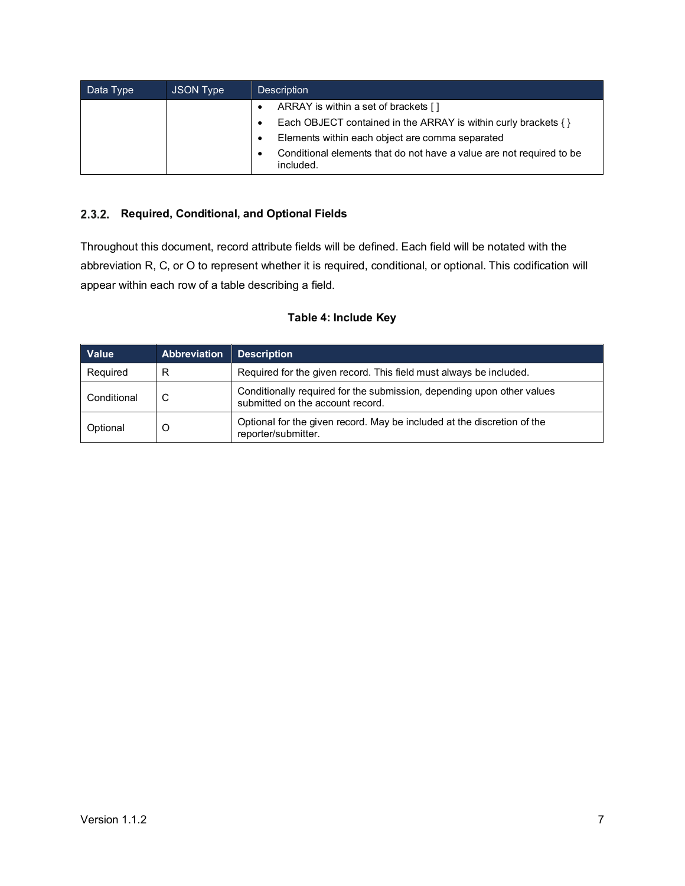| Data Type | JSON Type | Description |
| --- | --- | --- |
| | | • ARRAY is within a set of brackets [ ]<br>• Each OBJECT contained in the ARRAY is within curly brackets { }<br>• Elements within each object are comma separated<br>• Conditional elements that do not have a value are not required to be included. |

### 2.3.2. Required, Conditional, and Optional Fields

Throughout this document, record attribute fields will be defined. Each field will be notated with the abbreviation R, C, or O to represent whether it is required, conditional, or optional. This codification will appear within each row of a table describing a field.

**Table 4: Include Key**

| Value | Abbreviation | Description |
| --- | --- | --- |
| Required | R | Required for the given record. This field must always be included. |
| Conditional | C | Conditionally required for the submission, depending upon other values submitted on the account record. |
| Optional | O | Optional for the given record. May be included at the discretion of the reporter/submitter. |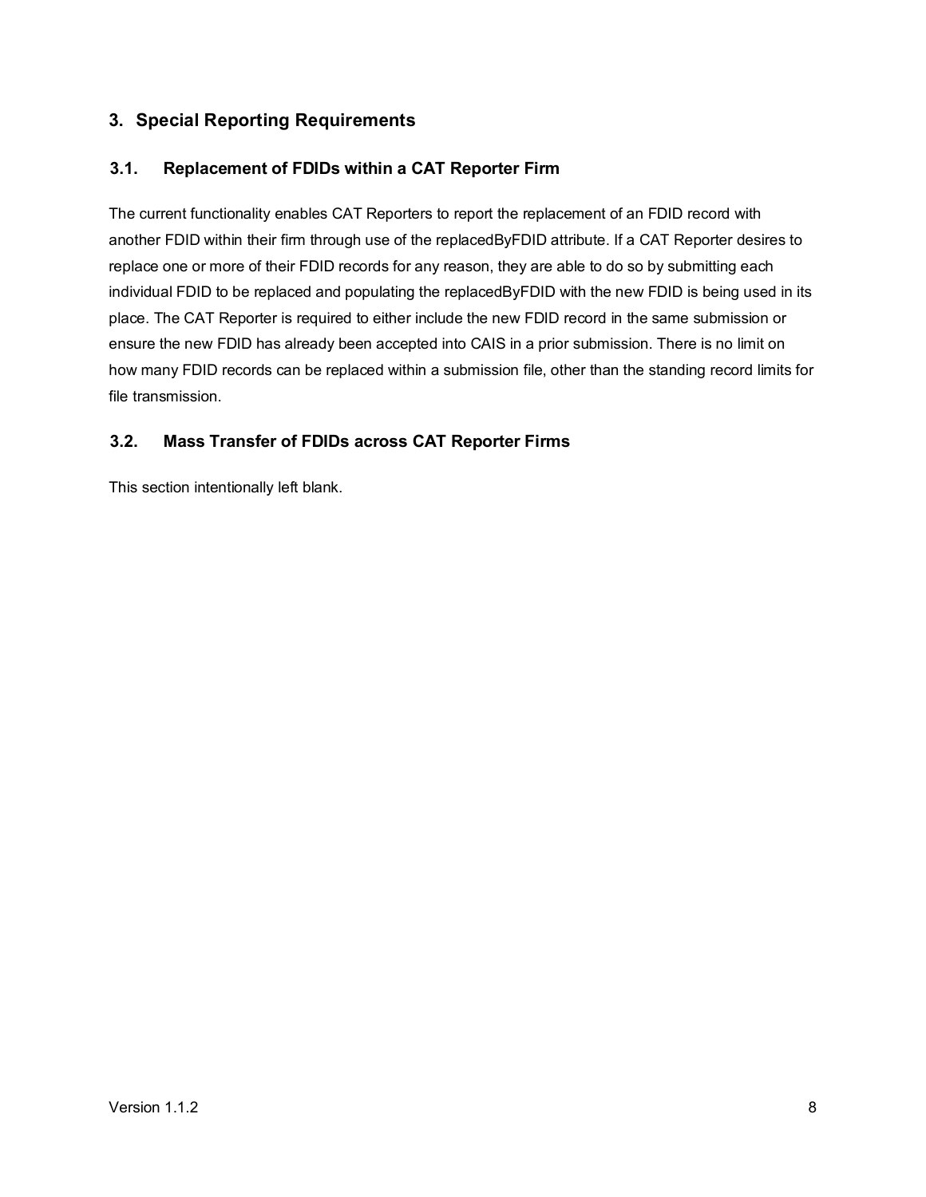# 3. Special Reporting Requirements

## 3.1. Replacement of FDIDs within a CAT Reporter Firm

The current functionality enables CAT Reporters to report the replacement of an FDID record with another FDID within their firm through use of the replacedByFDID attribute. If a CAT Reporter desires to replace one or more of their FDID records for any reason, they are able to do so by submitting each individual FDID to be replaced and populating the replacedByFDID with the new FDID is being used in its place. The CAT Reporter is required to either include the new FDID record in the same submission or ensure the new FDID has already been accepted into CAIS in a prior submission. There is no limit on how many FDID records can be replaced within a submission file, other than the standing record limits for file transmission.

## 3.2. Mass Transfer of FDIDs across CAT Reporter Firms

This section intentionally left blank.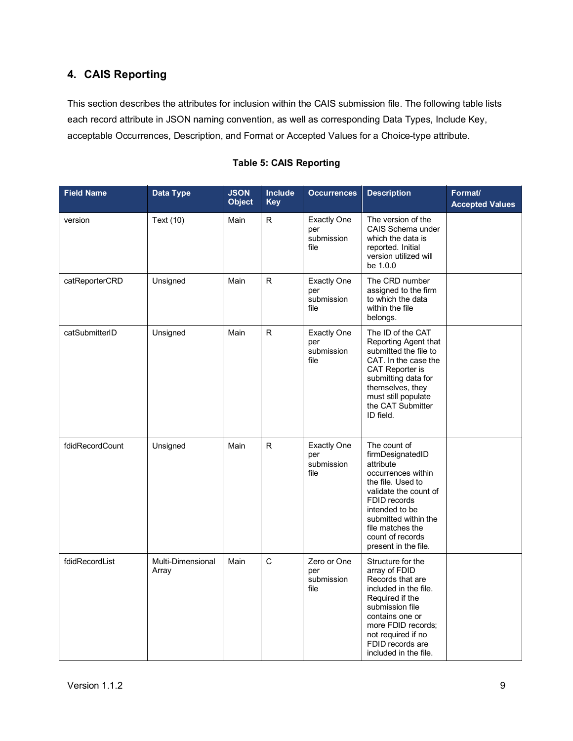## 4. CAIS Reporting

This section describes the attributes for inclusion within the CAIS submission file. The following table lists each record attribute in JSON naming convention, as well as corresponding Data Types, Include Key, acceptable Occurrences, Description, and Format or Accepted Values for a Choice-type attribute.

**Table 5: CAIS Reporting**

| Field Name | Data Type | JSON Object | Include Key | Occurrences | Description | Format/ Accepted Values |
|---|---|---|---|---|---|---|
| version | Text (10) | Main | R | Exactly One per submission file | The version of the CAIS Schema under which the data is reported. Initial version utilized will be 1.0.0 | |
| catReporterCRD | Unsigned | Main | R | Exactly One per submission file | The CRD number assigned to the firm to which the data within the file belongs. | |
| catSubmitterID | Unsigned | Main | R | Exactly One per submission file | The ID of the CAT Reporting Agent that submitted the file to CAT. In the case the CAT Reporter is submitting data for themselves, they must still populate the CAT Submitter ID field. | |
| fdidRecordCount | Unsigned | Main | R | Exactly One per submission file | The count of firmDesignatedID attribute occurrences within the file. Used to validate the count of FDID records intended to be submitted within the file matches the count of records present in the file. | |
| fdidRecordList | Multi-Dimensional Array | Main | C | Zero or One per submission file | Structure for the array of FDID Records that are included in the file. Required if the submission file contains one or more FDID records; not required if no FDID records are included in the file. | |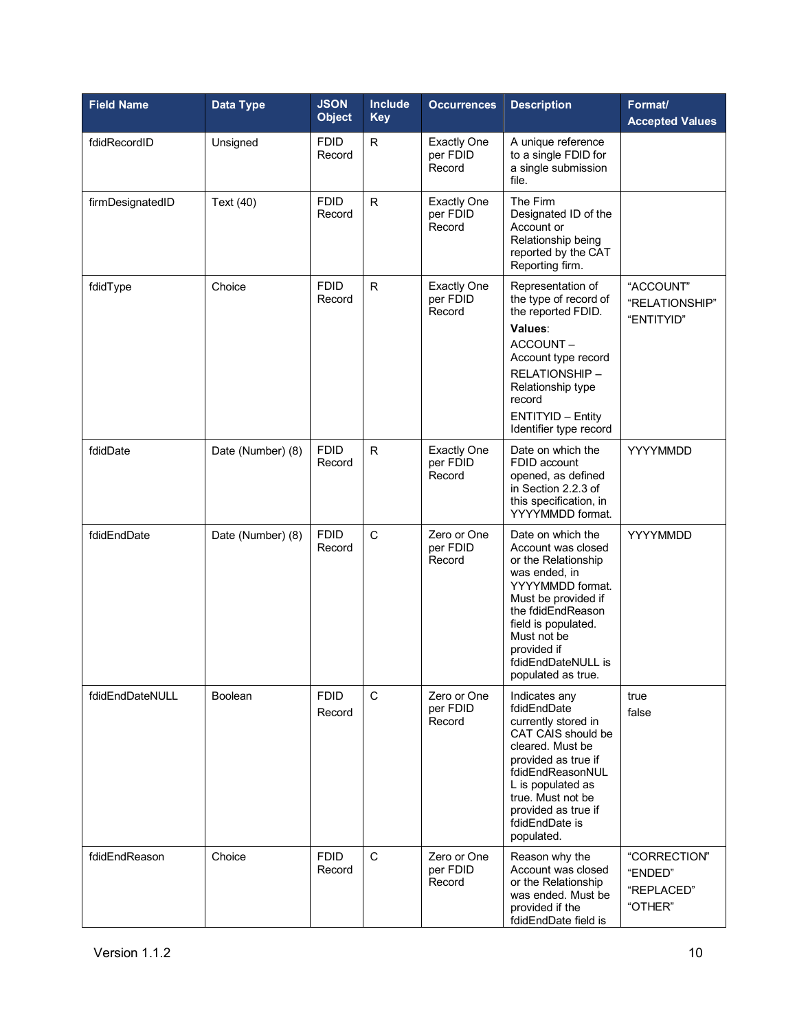| Field Name | Data Type | JSON Object | Include Key | Occurrences | Description | Format/ Accepted Values |
|---|---|---|---|---|---|---|
| fdidRecordID | Unsigned | FDID Record | R | Exactly One per FDID Record | A unique reference to a single FDID for a single submission file. | |
| firmDesignatedID | Text (40) | FDID Record | R | Exactly One per FDID Record | The Firm Designated ID of the Account or Relationship being reported by the CAT Reporting firm. | |
| fdidType | Choice | FDID Record | R | Exactly One per FDID Record | Representation of the type of record of the reported FDID. **Values**: ACCOUNT – Account type record RELATIONSHIP – Relationship type record ENTITYID – Entity Identifier type record | "ACCOUNT" "RELATIONSHIP" "ENTITYID" |
| fdidDate | Date (Number) (8) | FDID Record | R | Exactly One per FDID Record | Date on which the FDID account opened, as defined in Section 2.2.3 of this specification, in YYYYMMDD format. | YYYYMMDD |
| fdidEndDate | Date (Number) (8) | FDID Record | C | Zero or One per FDID Record | Date on which the Account was closed or the Relationship was ended, in YYYYMMDD format. Must be provided if the fdidEndReason field is populated. Must not be provided if fdidEndDateNULL is populated as true. | YYYYMMDD |
| fdidEndDateNULL | Boolean | FDID Record | C | Zero or One per FDID Record | Indicates any fdidEndDate currently stored in CAT CAIS should be cleared. Must be provided as true if fdidEndReasonNULL is populated as true. Must not be provided as true if fdidEndDate is populated. | true false |
| fdidEndReason | Choice | FDID Record | C | Zero or One per FDID Record | Reason why the Account was closed or the Relationship was ended. Must be provided if the fdidEndDate field is | "CORRECTION" "ENDED" "REPLACED" "OTHER" |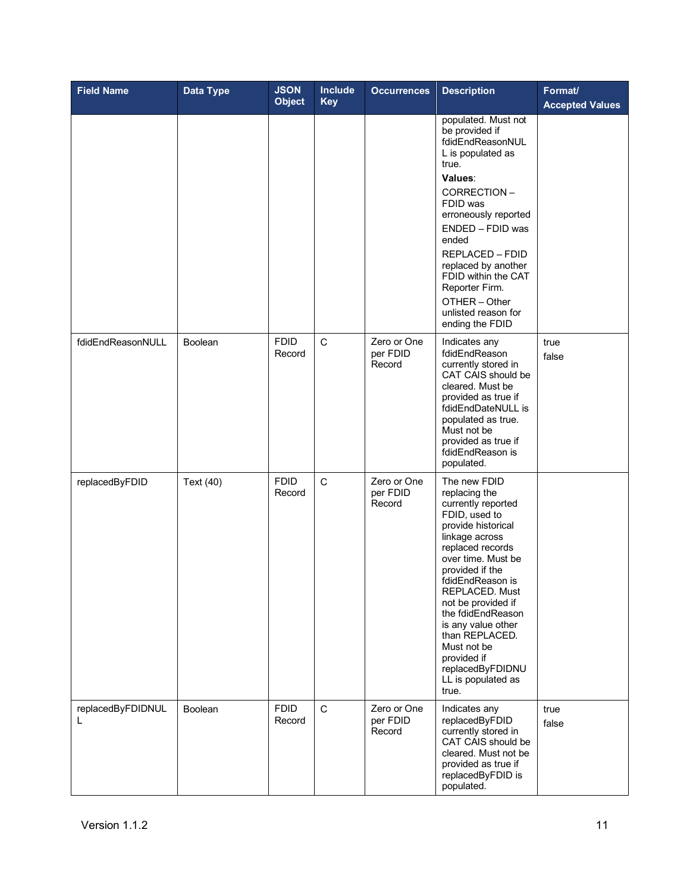| Field Name | Data Type | JSON Object | Include Key | Occurrences | Description | Format/ Accepted Values |
|---|---|---|---|---|---|---|
| | | | | | populated. Must not be provided if fdidEndReasonNULL is populated as true. **Values**: CORRECTION – FDID was erroneously reported ENDED – FDID was ended REPLACED – FDID replaced by another FDID within the CAT Reporter Firm. OTHER – Other unlisted reason for ending the FDID | |
| fdidEndReasonNULL | Boolean | FDID Record | C | Zero or One per FDID Record | Indicates any fdidEndReason currently stored in CAT CAIS should be cleared. Must be provided as true if fdidEndDateNULL is populated as true. Must not be provided as true if fdidEndReason is populated. | true false |
| replacedByFDID | Text (40) | FDID Record | C | Zero or One per FDID Record | The new FDID replacing the currently reported FDID, used to provide historical linkage across replaced records over time. Must be provided if the fdidEndReason is REPLACED. Must not be provided if the fdidEndReason is any value other than REPLACED. Must not be provided if replacedByFDIDNULL is populated as true. | |
| replacedByFDIDNULL | Boolean | FDID Record | C | Zero or One per FDID Record | Indicates any replacedByFDID currently stored in CAT CAIS should be cleared. Must not be provided as true if replacedByFDID is populated. | true false |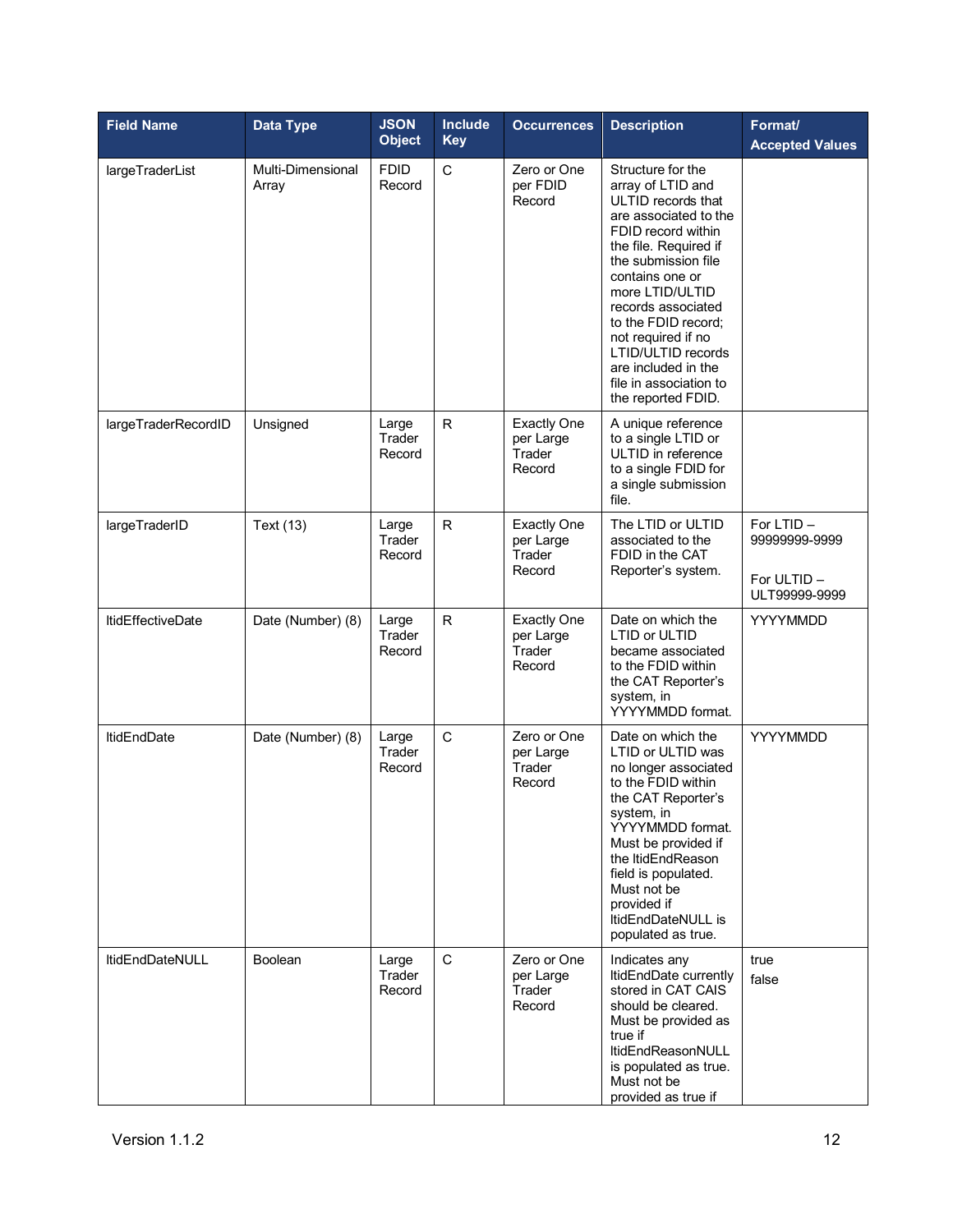| Field Name | Data Type | JSON Object | Include Key | Occurrences | Description | Format/ Accepted Values |
|---|---|---|---|---|---|---|
| largeTraderList | Multi-Dimensional Array | FDID Record | C | Zero or One per FDID Record | Structure for the array of LTID and ULTID records that are associated to the FDID record within the file. Required if the submission file contains one or more LTID/ULTID records associated to the FDID record; not required if no LTID/ULTID records are included in the file in association to the reported FDID. | |
| largeTraderRecordID | Unsigned | Large Trader Record | R | Exactly One per Large Trader Record | A unique reference to a single LTID or ULTID in reference to a single FDID for a single submission file. | |
| largeTraderID | Text (13) | Large Trader Record | R | Exactly One per Large Trader Record | The LTID or ULTID associated to the FDID in the CAT Reporter's system. | For LTID – 99999999-9999<br><br>For ULTID – ULT99999-9999 |
| ltidEffectiveDate | Date (Number) (8) | Large Trader Record | R | Exactly One per Large Trader Record | Date on which the LTID or ULTID became associated to the FDID within the CAT Reporter's system, in YYYYMMDD format. | YYYYMMDD |
| ltidEndDate | Date (Number) (8) | Large Trader Record | C | Zero or One per Large Trader Record | Date on which the LTID or ULTID was no longer associated to the FDID within the CAT Reporter's system, in YYYYMMDD format. Must be provided if the ltidEndReason field is populated. Must not be provided if ltidEndDateNULL is populated as true. | YYYYMMDD |
| ltidEndDateNULL | Boolean | Large Trader Record | C | Zero or One per Large Trader Record | Indicates any ltidEndDate currently stored in CAT CAIS should be cleared. Must be provided as true if ltidEndReasonNULL is populated as true. Must not be provided as true if | true<br>false |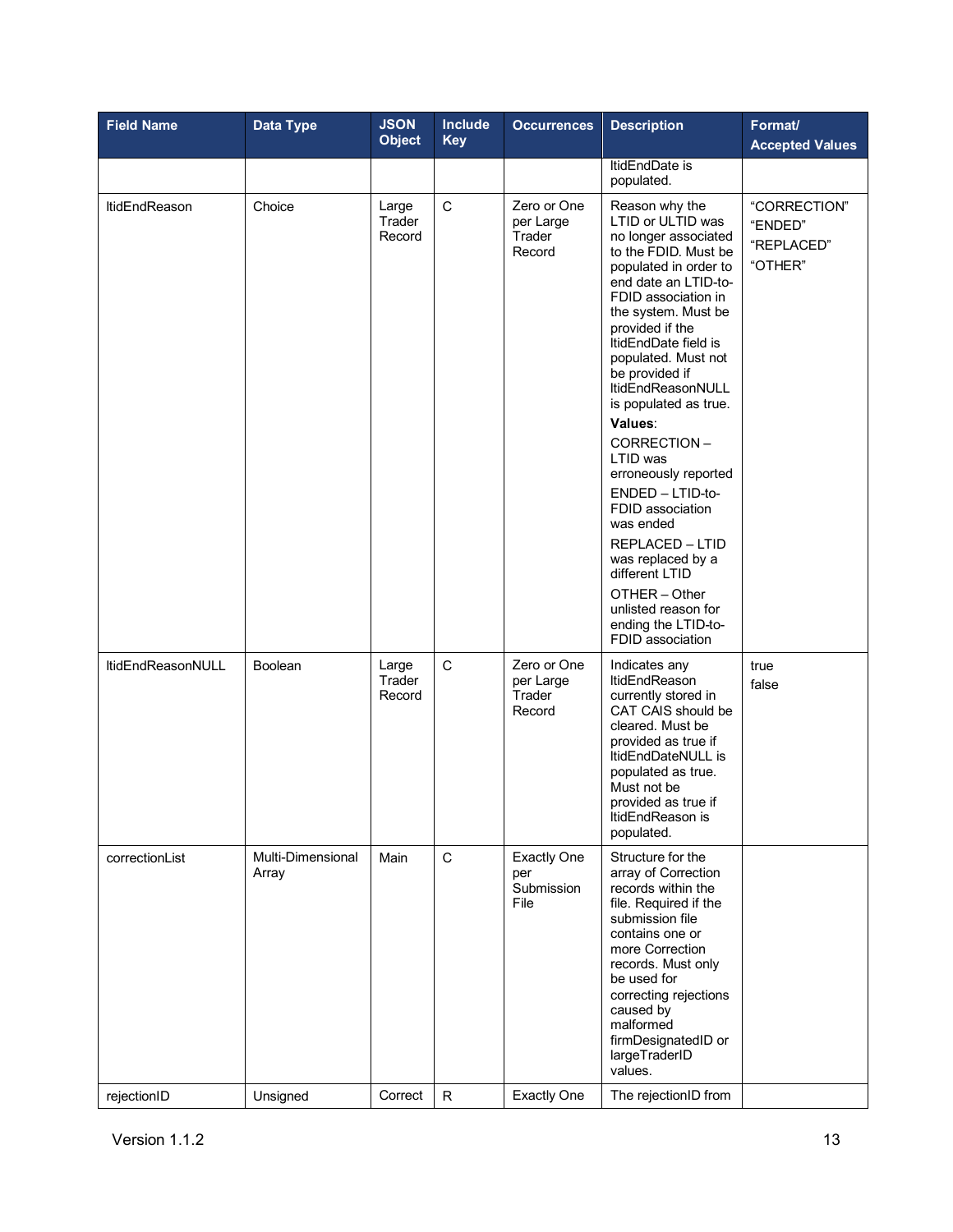| Field Name | Data Type | JSON Object | Include Key | Occurrences | Description | Format/ Accepted Values |
|---|---|---|---|---|---|---|
| | | | | | ltidEndDate is populated. | |
| ltidEndReason | Choice | Large Trader Record | C | Zero or One per Large Trader Record | Reason why the LTID or ULTID was no longer associated to the FDID. Must be populated in order to end date an LTID-to-FDID association in the system. Must be provided if the ltidEndDate field is populated. Must not be provided if ltidEndReasonNULL is populated as true.<br>**Values**:<br>CORRECTION – LTID was erroneously reported<br>ENDED – LTID-to-FDID association was ended<br>REPLACED – LTID was replaced by a different LTID<br>OTHER – Other unlisted reason for ending the LTID-to-FDID association | "CORRECTION"<br>"ENDED"<br>"REPLACED"<br>"OTHER" |
| ltidEndReasonNULL | Boolean | Large Trader Record | C | Zero or One per Large Trader Record | Indicates any ltidEndReason currently stored in CAT CAIS should be cleared. Must be provided as true if ltidEndDateNULL is populated as true. Must not be provided as true if ltidEndReason is populated. | true<br>false |
| correctionList | Multi-Dimensional Array | Main | C | Exactly One per Submission File | Structure for the array of Correction records within the file. Required if the submission file contains one or more Correction records. Must only be used for correcting rejections caused by malformed firmDesignatedID or largeTraderID values. | |
| rejectionID | Unsigned | Correct | R | Exactly One | The rejectionID from | |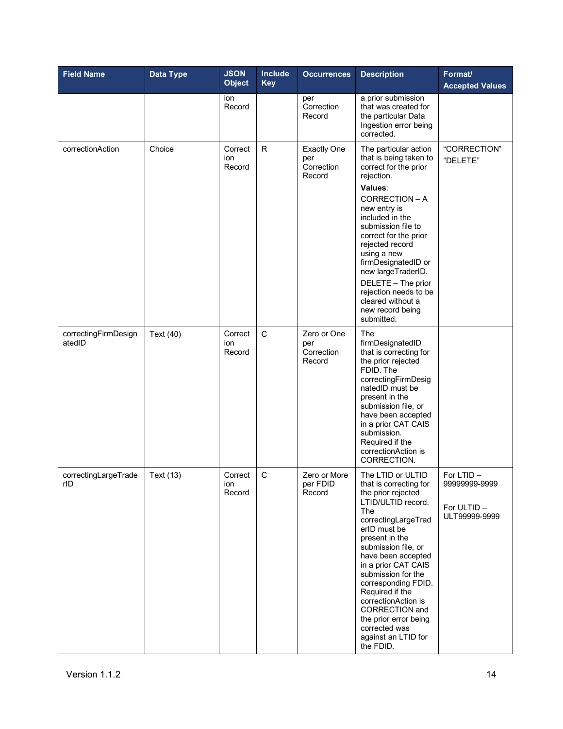| Field Name | Data Type | JSON Object | Include Key | Occurrences | Description | Format/ Accepted Values |
|---|---|---|---|---|---|---|
| | | ion Record | | per Correction Record | a prior submission that was created for the particular Data Ingestion error being corrected. | |
| correctionAction | Choice | Correction Record | R | Exactly One per Correction Record | The particular action that is being taken to correct for the prior rejection. **Values**: CORRECTION – A new entry is included in the submission file to correct for the prior rejected record using a new firmDesignatedID or new largeTraderID. DELETE – The prior rejection needs to be cleared without a new record being submitted. | "CORRECTION" "DELETE" |
| correctingFirmDesignatedID | Text (40) | Correction Record | C | Zero or One per Correction Record | The firmDesignatedID that is correcting for the prior rejected FDID. The correctingFirmDesignatedID must be present in the submission file, or have been accepted in a prior CAT CAIS submission. Required if the correctionAction is CORRECTION. | |
| correctingLargeTraderID | Text (13) | Correction Record | C | Zero or More per FDID Record | The LTID or ULTID that is correcting for the prior rejected LTID/ULTID record. The correctingLargeTraderID must be present in the submission file, or have been accepted in a prior CAT CAIS submission for the corresponding FDID. Required if the correctionAction is CORRECTION and the prior error being corrected was against an LTID for the FDID. | For LTID – 99999999-9999<br><br>For ULTID – ULT99999-9999 |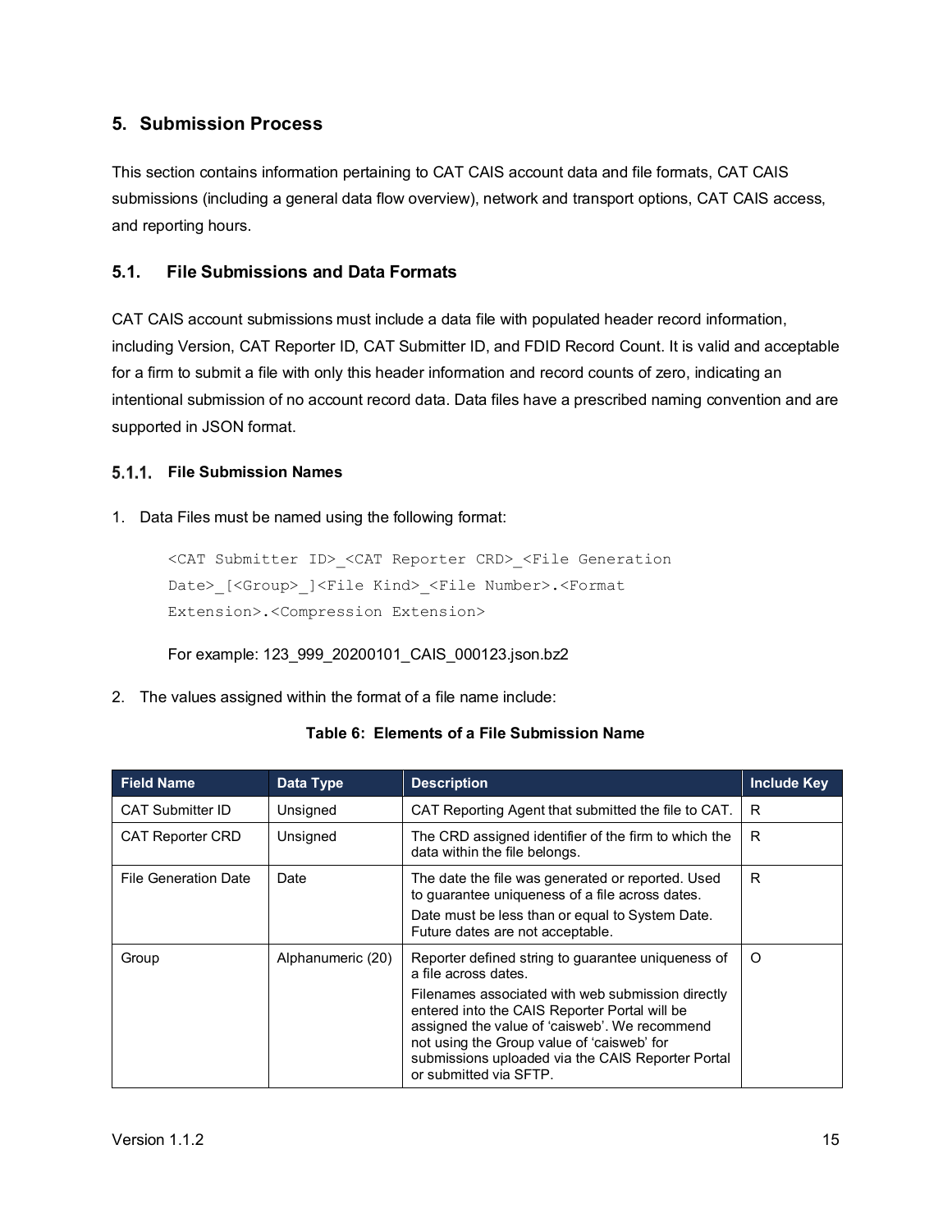## 5. Submission Process

This section contains information pertaining to CAT CAIS account data and file formats, CAT CAIS submissions (including a general data flow overview), network and transport options, CAT CAIS access, and reporting hours.

### 5.1. File Submissions and Data Formats

CAT CAIS account submissions must include a data file with populated header record information, including Version, CAT Reporter ID, CAT Submitter ID, and FDID Record Count. It is valid and acceptable for a firm to submit a file with only this header information and record counts of zero, indicating an intentional submission of no account record data. Data files have a prescribed naming convention and are supported in JSON format.

#### 5.1.1. File Submission Names

1. Data Files must be named using the following format:

```
<CAT Submitter ID>_<CAT Reporter CRD>_<File Generation
Date>_[<Group>_]<File Kind>_<File Number>.<Format
Extension>.<Compression Extension>
```

   For example: 123_999_20200101_CAIS_000123.json.bz2

2. The values assigned within the format of a file name include:

**Table 6: Elements of a File Submission Name**

| Field Name | Data Type | Description | Include Key |
|---|---|---|---|
| CAT Submitter ID | Unsigned | CAT Reporting Agent that submitted the file to CAT. | R |
| CAT Reporter CRD | Unsigned | The CRD assigned identifier of the firm to which the data within the file belongs. | R |
| File Generation Date | Date | The date the file was generated or reported. Used to guarantee uniqueness of a file across dates.<br>Date must be less than or equal to System Date. Future dates are not acceptable. | R |
| Group | Alphanumeric (20) | Reporter defined string to guarantee uniqueness of a file across dates.<br>Filenames associated with web submission directly entered into the CAIS Reporter Portal will be assigned the value of 'caisweb'. We recommend not using the Group value of 'caisweb' for submissions uploaded via the CAIS Reporter Portal or submitted via SFTP. | O |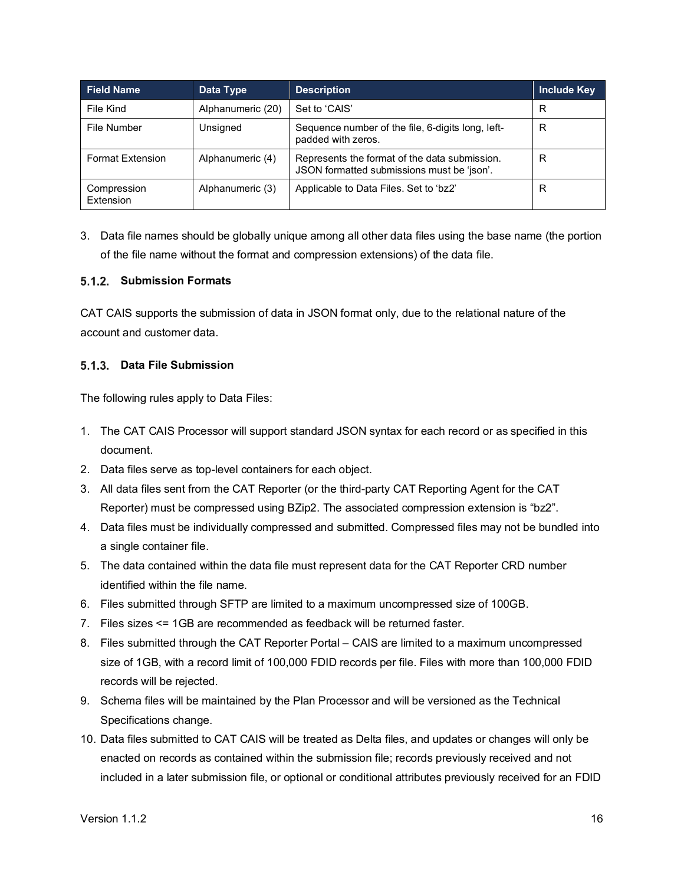| Field Name | Data Type | Description | Include Key |
| --- | --- | --- | --- |
| File Kind | Alphanumeric (20) | Set to 'CAIS' | R |
| File Number | Unsigned | Sequence number of the file, 6-digits long, left-padded with zeros. | R |
| Format Extension | Alphanumeric (4) | Represents the format of the data submission. JSON formatted submissions must be 'json'. | R |
| Compression Extension | Alphanumeric (3) | Applicable to Data Files. Set to 'bz2' | R |

3. Data file names should be globally unique among all other data files using the base name (the portion of the file name without the format and compression extensions) of the data file.

### 5.1.2. Submission Formats

CAT CAIS supports the submission of data in JSON format only, due to the relational nature of the account and customer data.

### 5.1.3. Data File Submission

The following rules apply to Data Files:

1. The CAT CAIS Processor will support standard JSON syntax for each record or as specified in this document.
2. Data files serve as top-level containers for each object.
3. All data files sent from the CAT Reporter (or the third-party CAT Reporting Agent for the CAT Reporter) must be compressed using BZip2. The associated compression extension is "bz2".
4. Data files must be individually compressed and submitted. Compressed files may not be bundled into a single container file.
5. The data contained within the data file must represent data for the CAT Reporter CRD number identified within the file name.
6. Files submitted through SFTP are limited to a maximum uncompressed size of 100GB.
7. Files sizes <= 1GB are recommended as feedback will be returned faster.
8. Files submitted through the CAT Reporter Portal – CAIS are limited to a maximum uncompressed size of 1GB, with a record limit of 100,000 FDID records per file. Files with more than 100,000 FDID records will be rejected.
9. Schema files will be maintained by the Plan Processor and will be versioned as the Technical Specifications change.
10. Data files submitted to CAT CAIS will be treated as Delta files, and updates or changes will only be enacted on records as contained within the submission file; records previously received and not included in a later submission file, or optional or conditional attributes previously received for an FDID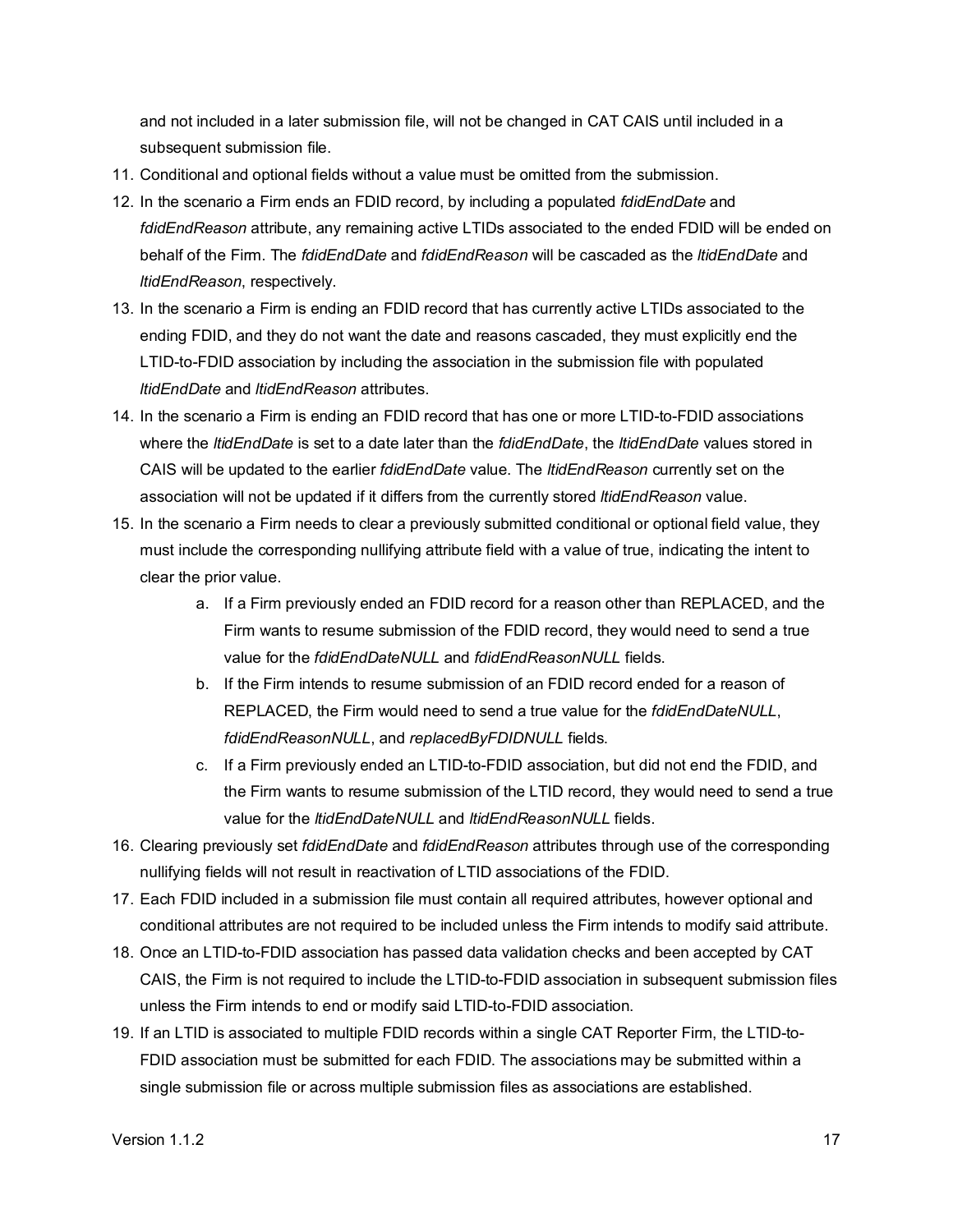and not included in a later submission file, will not be changed in CAT CAIS until included in a subsequent submission file.

11. Conditional and optional fields without a value must be omitted from the submission.
12. In the scenario a Firm ends an FDID record, by including a populated *fdidEndDate* and *fdidEndReason* attribute, any remaining active LTIDs associated to the ended FDID will be ended on behalf of the Firm. The *fdidEndDate* and *fdidEndReason* will be cascaded as the *ltidEndDate* and *ltidEndReason*, respectively.
13. In the scenario a Firm is ending an FDID record that has currently active LTIDs associated to the ending FDID, and they do not want the date and reasons cascaded, they must explicitly end the LTID-to-FDID association by including the association in the submission file with populated *ltidEndDate* and *ltidEndReason* attributes.
14. In the scenario a Firm is ending an FDID record that has one or more LTID-to-FDID associations where the *ltidEndDate* is set to a date later than the *fdidEndDate*, the *ltidEndDate* values stored in CAIS will be updated to the earlier *fdidEndDate* value. The *ltidEndReason* currently set on the association will not be updated if it differs from the currently stored *ltidEndReason* value.
15. In the scenario a Firm needs to clear a previously submitted conditional or optional field value, they must include the corresponding nullifying attribute field with a value of true, indicating the intent to clear the prior value.
    a. If a Firm previously ended an FDID record for a reason other than REPLACED, and the Firm wants to resume submission of the FDID record, they would need to send a true value for the *fdidEndDateNULL* and *fdidEndReasonNULL* fields.
    b. If the Firm intends to resume submission of an FDID record ended for a reason of REPLACED, the Firm would need to send a true value for the *fdidEndDateNULL*, *fdidEndReasonNULL*, and *replacedByFDIDNULL* fields.
    c. If a Firm previously ended an LTID-to-FDID association, but did not end the FDID, and the Firm wants to resume submission of the LTID record, they would need to send a true value for the *ltidEndDateNULL* and *ltidEndReasonNULL* fields.
16. Clearing previously set *fdidEndDate* and *fdidEndReason* attributes through use of the corresponding nullifying fields will not result in reactivation of LTID associations of the FDID.
17. Each FDID included in a submission file must contain all required attributes, however optional and conditional attributes are not required to be included unless the Firm intends to modify said attribute.
18. Once an LTID-to-FDID association has passed data validation checks and been accepted by CAT CAIS, the Firm is not required to include the LTID-to-FDID association in subsequent submission files unless the Firm intends to end or modify said LTID-to-FDID association.
19. If an LTID is associated to multiple FDID records within a single CAT Reporter Firm, the LTID-to-FDID association must be submitted for each FDID. The associations may be submitted within a single submission file or across multiple submission files as associations are established.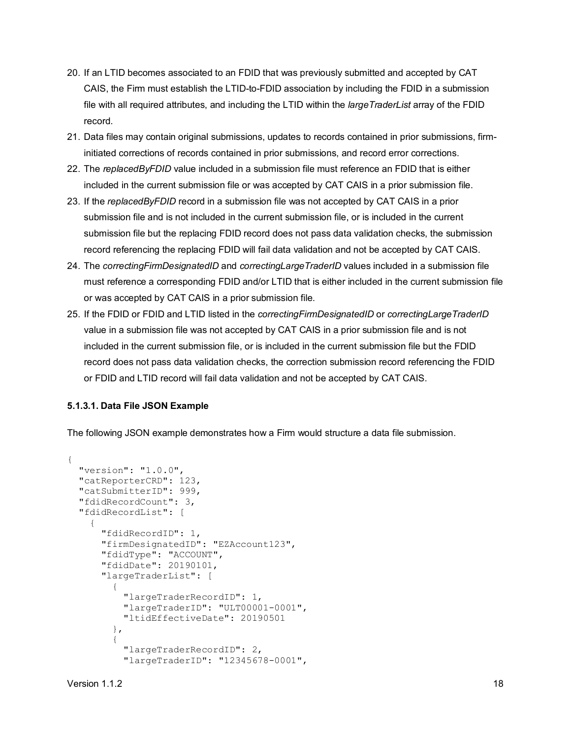20. If an LTID becomes associated to an FDID that was previously submitted and accepted by CAT CAIS, the Firm must establish the LTID-to-FDID association by including the FDID in a submission file with all required attributes, and including the LTID within the *largeTraderList* array of the FDID record.
21. Data files may contain original submissions, updates to records contained in prior submissions, firm-initiated corrections of records contained in prior submissions, and record error corrections.
22. The *replacedByFDID* value included in a submission file must reference an FDID that is either included in the current submission file or was accepted by CAT CAIS in a prior submission file.
23. If the *replacedByFDID* record in a submission file was not accepted by CAT CAIS in a prior submission file and is not included in the current submission file, or is included in the current submission file but the replacing FDID record does not pass data validation checks, the submission record referencing the replacing FDID will fail data validation and not be accepted by CAT CAIS.
24. The *correctingFirmDesignatedID* and *correctingLargeTraderID* values included in a submission file must reference a corresponding FDID and/or LTID that is either included in the current submission file or was accepted by CAT CAIS in a prior submission file.
25. If the FDID or FDID and LTID listed in the *correctingFirmDesignatedID* or *correctingLargeTraderID* value in a submission file was not accepted by CAT CAIS in a prior submission file and is not included in the current submission file, or is included in the current submission file but the FDID record does not pass data validation checks, the correction submission record referencing the FDID or FDID and LTID record will fail data validation and not be accepted by CAT CAIS.

#### 5.1.3.1. Data File JSON Example

The following JSON example demonstrates how a Firm would structure a data file submission.

```
{
  "version": "1.0.0",
  "catReporterCRD": 123,
  "catSubmitterID": 999,
  "fdidRecordCount": 3,
  "fdidRecordList": [
    {
      "fdidRecordID": 1,
      "firmDesignatedID": "EZAccount123",
      "fdidType": "ACCOUNT",
      "fdidDate": 20190101,
      "largeTraderList": [
        {
          "largeTraderRecordID": 1,
          "largeTraderID": "ULT00001-0001",
          "ltidEffectiveDate": 20190501
        },
        {
          "largeTraderRecordID": 2,
          "largeTraderID": "12345678-0001",
```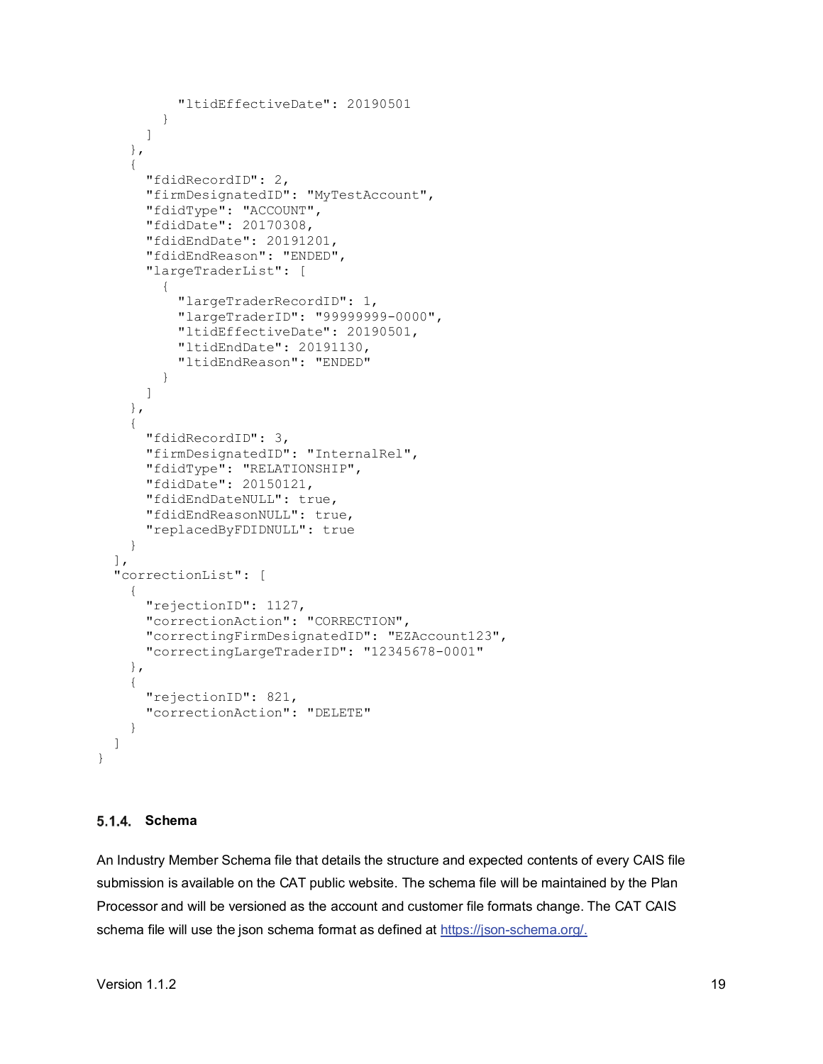```
          "ltidEffectiveDate": 20190501
        }
      ]
    },
    {
      "fdidRecordID": 2,
      "firmDesignatedID": "MyTestAccount",
      "fdidType": "ACCOUNT",
      "fdidDate": 20170308,
      "fdidEndDate": 20191201,
      "fdidEndReason": "ENDED",
      "largeTraderList": [
        {
          "largeTraderRecordID": 1,
          "largeTraderID": "99999999-0000",
          "ltidEffectiveDate": 20190501,
          "ltidEndDate": 20191130,
          "ltidEndReason": "ENDED"
        }
      ]
    },
    {
      "fdidRecordID": 3,
      "firmDesignatedID": "InternalRel",
      "fdidType": "RELATIONSHIP",
      "fdidDate": 20150121,
      "fdidEndDateNULL": true,
      "fdidEndReasonNULL": true,
      "replacedByFDIDNULL": true
    }
  ],
  "correctionList": [
    {
      "rejectionID": 1127,
      "correctionAction": "CORRECTION",
      "correctingFirmDesignatedID": "EZAccount123",
      "correctingLargeTraderID": "12345678-0001"
    },
    {
      "rejectionID": 821,
      "correctionAction": "DELETE"
    }
  ]
}
```

### 5.1.4. Schema

An Industry Member Schema file that details the structure and expected contents of every CAIS file submission is available on the CAT public website. The schema file will be maintained by the Plan Processor and will be versioned as the account and customer file formats change. The CAT CAIS schema file will use the json schema format as defined at [https://json-schema.org/.](https://json-schema.org/)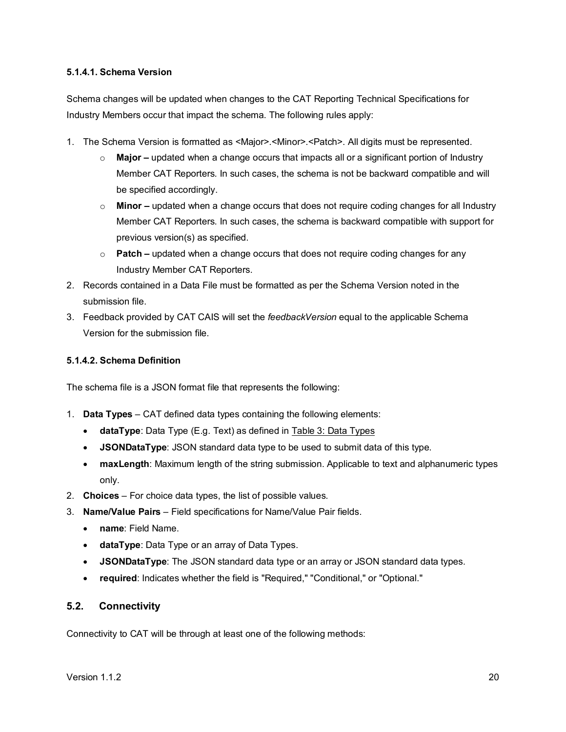#### 5.1.4.1. Schema Version

Schema changes will be updated when changes to the CAT Reporting Technical Specifications for Industry Members occur that impact the schema. The following rules apply:

1. The Schema Version is formatted as <Major>.<Minor>.<Patch>. All digits must be represented.
   - **Major –** updated when a change occurs that impacts all or a significant portion of Industry Member CAT Reporters. In such cases, the schema is not be backward compatible and will be specified accordingly.
   - **Minor –** updated when a change occurs that does not require coding changes for all Industry Member CAT Reporters. In such cases, the schema is backward compatible with support for previous version(s) as specified.
   - **Patch –** updated when a change occurs that does not require coding changes for any Industry Member CAT Reporters.
2. Records contained in a Data File must be formatted as per the Schema Version noted in the submission file.
3. Feedback provided by CAT CAIS will set the *feedbackVersion* equal to the applicable Schema Version for the submission file.

#### 5.1.4.2. Schema Definition

The schema file is a JSON format file that represents the following:

1. **Data Types** – CAT defined data types containing the following elements:
   - **dataType**: Data Type (E.g. Text) as defined in Table 3: Data Types
   - **JSONDataType**: JSON standard data type to be used to submit data of this type.
   - **maxLength**: Maximum length of the string submission. Applicable to text and alphanumeric types only.
2. **Choices** – For choice data types, the list of possible values.
3. **Name/Value Pairs** – Field specifications for Name/Value Pair fields.
   - **name**: Field Name.
   - **dataType**: Data Type or an array of Data Types.
   - **JSONDataType**: The JSON standard data type or an array or JSON standard data types.
   - **required**: Indicates whether the field is "Required," "Conditional," or "Optional."

## 5.2. Connectivity

Connectivity to CAT will be through at least one of the following methods: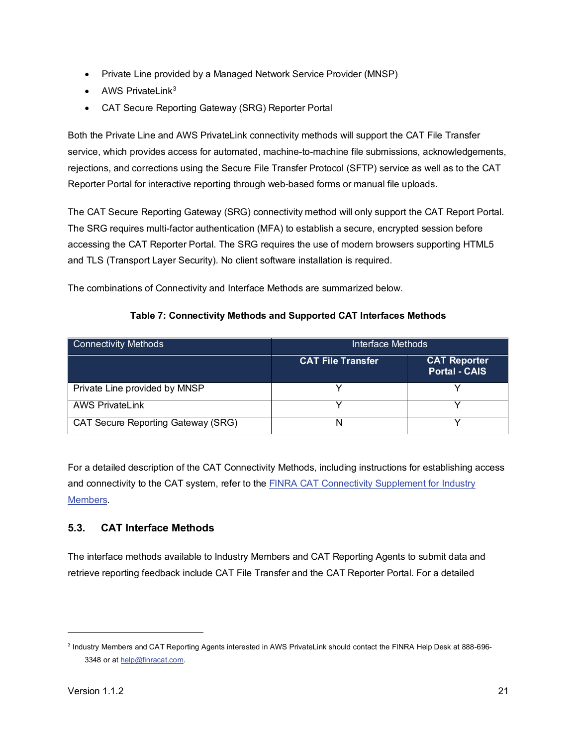- Private Line provided by a Managed Network Service Provider (MNSP)
- AWS PrivateLink[3]
- CAT Secure Reporting Gateway (SRG) Reporter Portal

Both the Private Line and AWS PrivateLink connectivity methods will support the CAT File Transfer service, which provides access for automated, machine-to-machine file submissions, acknowledgements, rejections, and corrections using the Secure File Transfer Protocol (SFTP) service as well as to the CAT Reporter Portal for interactive reporting through web-based forms or manual file uploads.

The CAT Secure Reporting Gateway (SRG) connectivity method will only support the CAT Report Portal. The SRG requires multi-factor authentication (MFA) to establish a secure, encrypted session before accessing the CAT Reporter Portal. The SRG requires the use of modern browsers supporting HTML5 and TLS (Transport Layer Security). No client software installation is required.

The combinations of Connectivity and Interface Methods are summarized below.

**Table 7: Connectivity Methods and Supported CAT Interfaces Methods**

| Connectivity Methods | Interface Methods | |
|---|---|---|
| | **CAT File Transfer** | **CAT Reporter Portal - CAIS** |
| Private Line provided by MNSP | Y | Y |
| AWS PrivateLink | Y | Y |
| CAT Secure Reporting Gateway (SRG) | N | Y |

For a detailed description of the CAT Connectivity Methods, including instructions for establishing access and connectivity to the CAT system, refer to the [FINRA CAT Connectivity Supplement for Industry Members](#).

## 5.3. CAT Interface Methods

The interface methods available to Industry Members and CAT Reporting Agents to submit data and retrieve reporting feedback include CAT File Transfer and the CAT Reporter Portal. For a detailed

---

[3] Industry Members and CAT Reporting Agents interested in AWS PrivateLink should contact the FINRA Help Desk at 888-696-3348 or at help@finracat.com.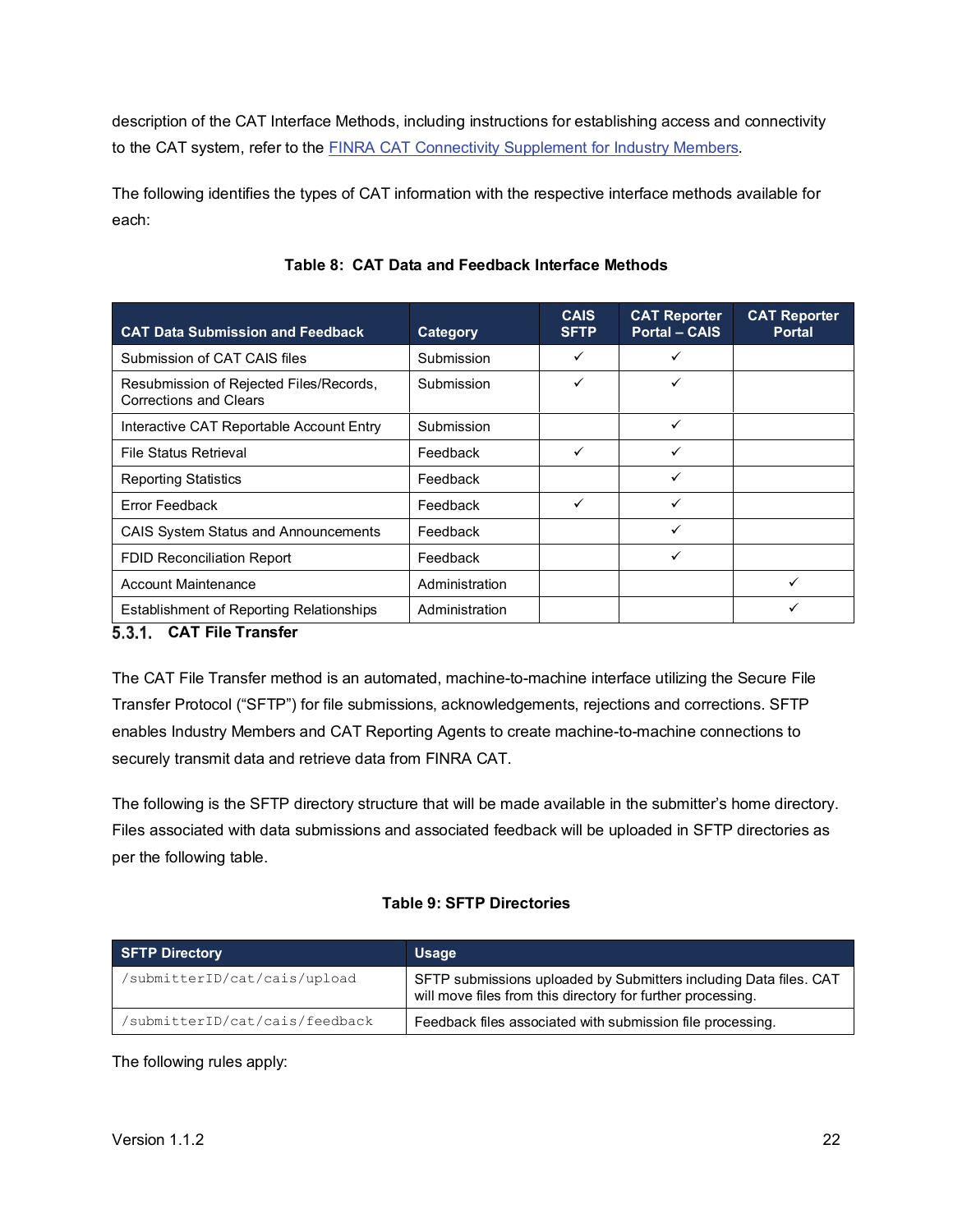description of the CAT Interface Methods, including instructions for establishing access and connectivity to the CAT system, refer to the FINRA CAT Connectivity Supplement for Industry Members.

The following identifies the types of CAT information with the respective interface methods available for each:

**Table 8: CAT Data and Feedback Interface Methods**

| CAT Data Submission and Feedback | Category | CAIS SFTP | CAT Reporter Portal – CAIS | CAT Reporter Portal |
|---|---|---|---|---|
| Submission of CAT CAIS files | Submission | ✓ | ✓ | |
| Resubmission of Rejected Files/Records, Corrections and Clears | Submission | ✓ | ✓ | |
| Interactive CAT Reportable Account Entry | Submission | | ✓ | |
| File Status Retrieval | Feedback | ✓ | ✓ | |
| Reporting Statistics | Feedback | | ✓ | |
| Error Feedback | Feedback | ✓ | ✓ | |
| CAIS System Status and Announcements | Feedback | | ✓ | |
| FDID Reconciliation Report | Feedback | | ✓ | |
| Account Maintenance | Administration | | | ✓ |
| Establishment of Reporting Relationships | Administration | | | ✓ |

### 5.3.1. CAT File Transfer

The CAT File Transfer method is an automated, machine-to-machine interface utilizing the Secure File Transfer Protocol ("SFTP") for file submissions, acknowledgements, rejections and corrections. SFTP enables Industry Members and CAT Reporting Agents to create machine-to-machine connections to securely transmit data and retrieve data from FINRA CAT.

The following is the SFTP directory structure that will be made available in the submitter's home directory. Files associated with data submissions and associated feedback will be uploaded in SFTP directories as per the following table.

**Table 9: SFTP Directories**

| SFTP Directory | Usage |
|---|---|
| `/submitterID/cat/cais/upload` | SFTP submissions uploaded by Submitters including Data files. CAT will move files from this directory for further processing. |
| `/submitterID/cat/cais/feedback` | Feedback files associated with submission file processing. |

The following rules apply: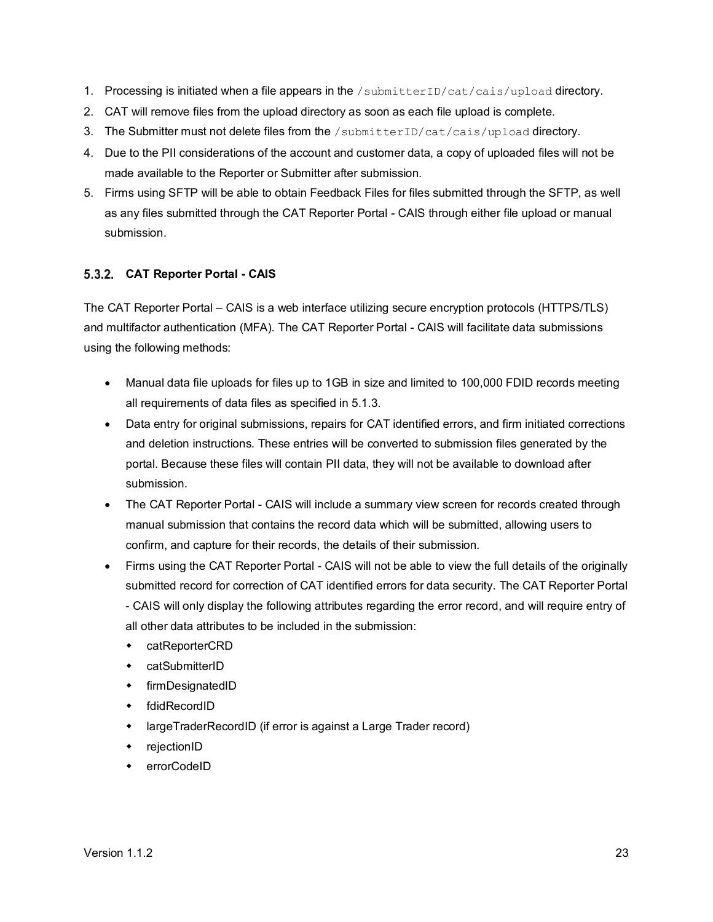1. Processing is initiated when a file appears in the `/submitterID/cat/cais/upload` directory.
2. CAT will remove files from the upload directory as soon as each file upload is complete.
3. The Submitter must not delete files from the `/submitterID/cat/cais/upload` directory.
4. Due to the PII considerations of the account and customer data, a copy of uploaded files will not be made available to the Reporter or Submitter after submission.
5. Firms using SFTP will be able to obtain Feedback Files for files submitted through the SFTP, as well as any files submitted through the CAT Reporter Portal - CAIS through either file upload or manual submission.

### 5.3.2. CAT Reporter Portal - CAIS

The CAT Reporter Portal – CAIS is a web interface utilizing secure encryption protocols (HTTPS/TLS) and multifactor authentication (MFA). The CAT Reporter Portal - CAIS will facilitate data submissions using the following methods:

- Manual data file uploads for files up to 1GB in size and limited to 100,000 FDID records meeting all requirements of data files as specified in 5.1.3.
- Data entry for original submissions, repairs for CAT identified errors, and firm initiated corrections and deletion instructions. These entries will be converted to submission files generated by the portal. Because these files will contain PII data, they will not be available to download after submission.
- The CAT Reporter Portal - CAIS will include a summary view screen for records created through manual submission that contains the record data which will be submitted, allowing users to confirm, and capture for their records, the details of their submission.
- Firms using the CAT Reporter Portal - CAIS will not be able to view the full details of the originally submitted record for correction of CAT identified errors for data security. The CAT Reporter Portal - CAIS will only display the following attributes regarding the error record, and will require entry of all other data attributes to be included in the submission:
  - catReporterCRD
  - catSubmitterID
  - firmDesignatedID
  - fdidRecordID
  - largeTraderRecordID (if error is against a Large Trader record)
  - rejectionID
  - errorCodeID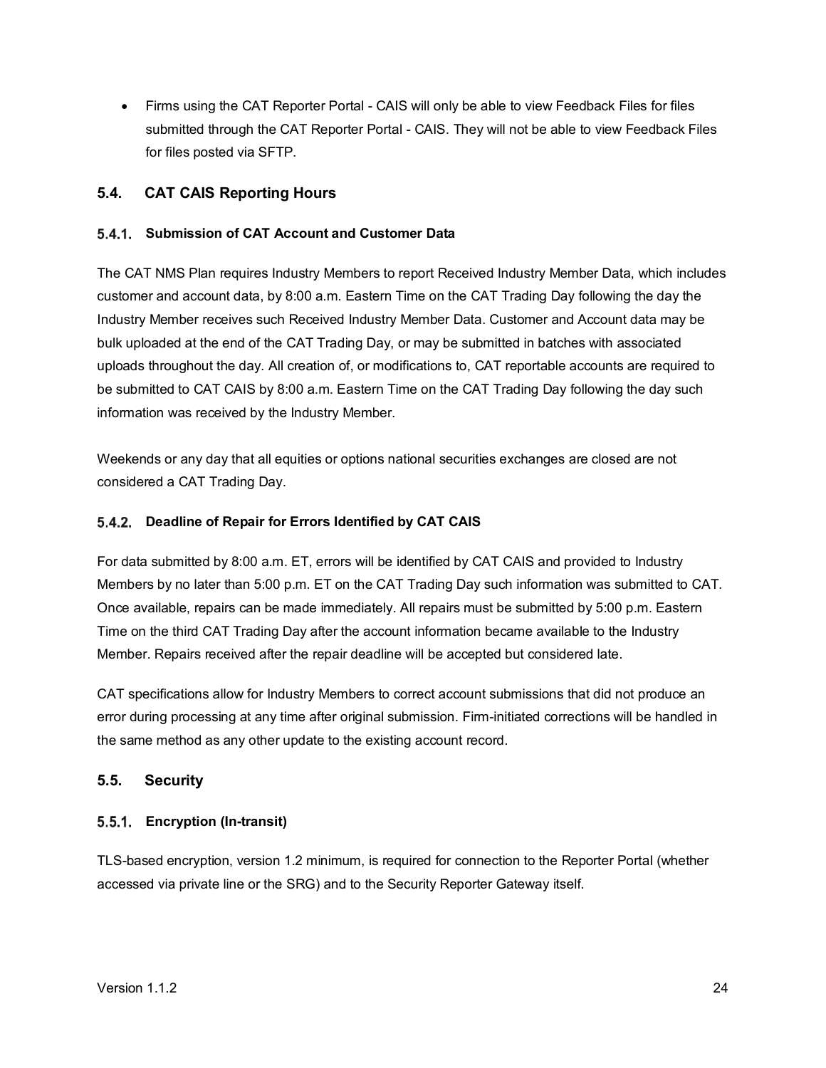- Firms using the CAT Reporter Portal - CAIS will only be able to view Feedback Files for files submitted through the CAT Reporter Portal - CAIS. They will not be able to view Feedback Files for files posted via SFTP.

## 5.4. CAT CAIS Reporting Hours

### 5.4.1. Submission of CAT Account and Customer Data

The CAT NMS Plan requires Industry Members to report Received Industry Member Data, which includes customer and account data, by 8:00 a.m. Eastern Time on the CAT Trading Day following the day the Industry Member receives such Received Industry Member Data. Customer and Account data may be bulk uploaded at the end of the CAT Trading Day, or may be submitted in batches with associated uploads throughout the day. All creation of, or modifications to, CAT reportable accounts are required to be submitted to CAT CAIS by 8:00 a.m. Eastern Time on the CAT Trading Day following the day such information was received by the Industry Member.

Weekends or any day that all equities or options national securities exchanges are closed are not considered a CAT Trading Day.

### 5.4.2. Deadline of Repair for Errors Identified by CAT CAIS

For data submitted by 8:00 a.m. ET, errors will be identified by CAT CAIS and provided to Industry Members by no later than 5:00 p.m. ET on the CAT Trading Day such information was submitted to CAT. Once available, repairs can be made immediately. All repairs must be submitted by 5:00 p.m. Eastern Time on the third CAT Trading Day after the account information became available to the Industry Member. Repairs received after the repair deadline will be accepted but considered late.

CAT specifications allow for Industry Members to correct account submissions that did not produce an error during processing at any time after original submission. Firm-initiated corrections will be handled in the same method as any other update to the existing account record.

## 5.5. Security

### 5.5.1. Encryption (In-transit)

TLS-based encryption, version 1.2 minimum, is required for connection to the Reporter Portal (whether accessed via private line or the SRG) and to the Security Reporter Gateway itself.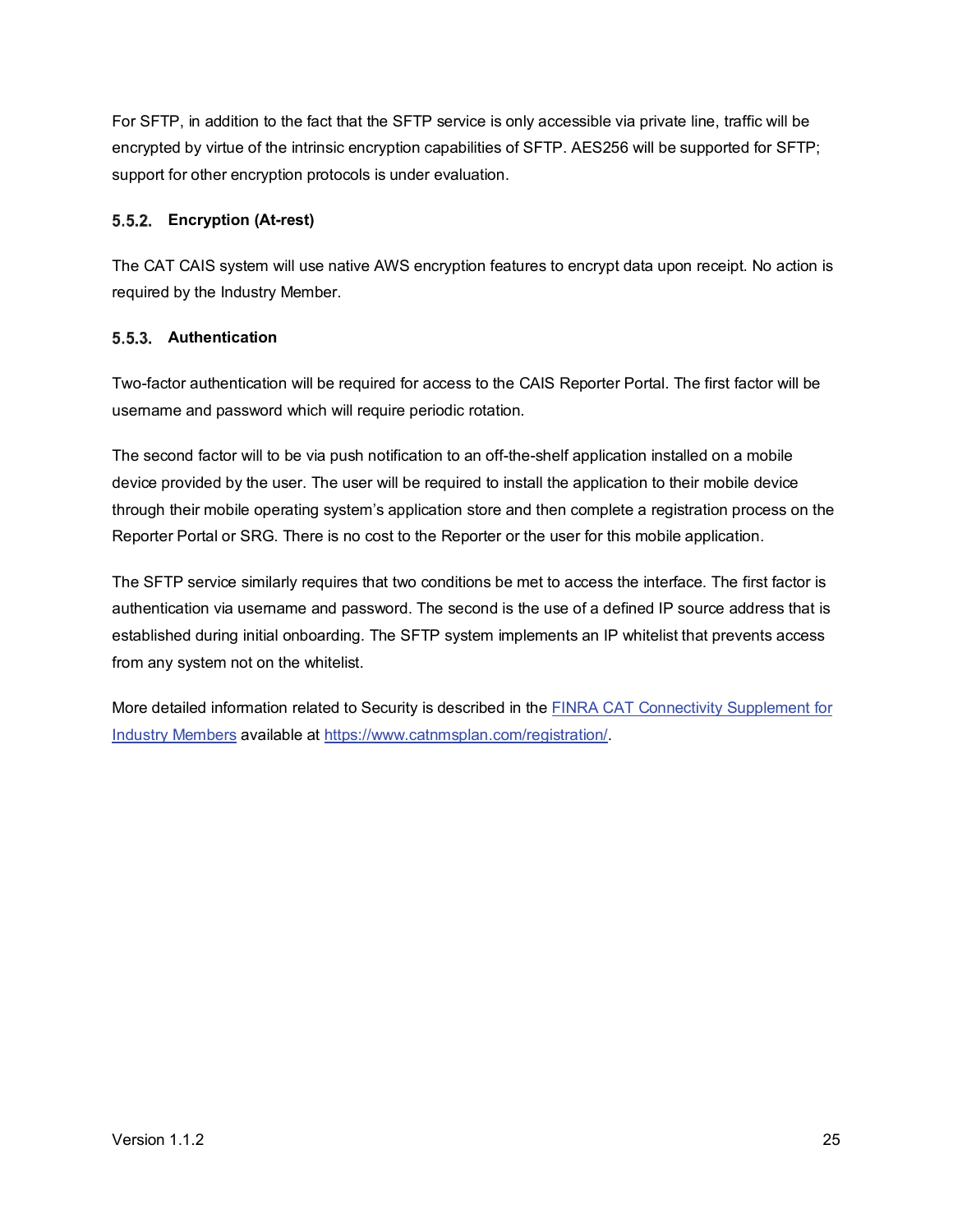For SFTP, in addition to the fact that the SFTP service is only accessible via private line, traffic will be encrypted by virtue of the intrinsic encryption capabilities of SFTP. AES256 will be supported for SFTP; support for other encryption protocols is under evaluation.

### 5.5.2. Encryption (At-rest)

The CAT CAIS system will use native AWS encryption features to encrypt data upon receipt. No action is required by the Industry Member.

### 5.5.3. Authentication

Two-factor authentication will be required for access to the CAIS Reporter Portal. The first factor will be username and password which will require periodic rotation.

The second factor will to be via push notification to an off-the-shelf application installed on a mobile device provided by the user. The user will be required to install the application to their mobile device through their mobile operating system's application store and then complete a registration process on the Reporter Portal or SRG. There is no cost to the Reporter or the user for this mobile application.

The SFTP service similarly requires that two conditions be met to access the interface. The first factor is authentication via username and password. The second is the use of a defined IP source address that is established during initial onboarding. The SFTP system implements an IP whitelist that prevents access from any system not on the whitelist.

More detailed information related to Security is described in the [FINRA CAT Connectivity Supplement for Industry Members](https://www.catnmsplan.com/registration/) available at [https://www.catnmsplan.com/registration/](https://www.catnmsplan.com/registration/).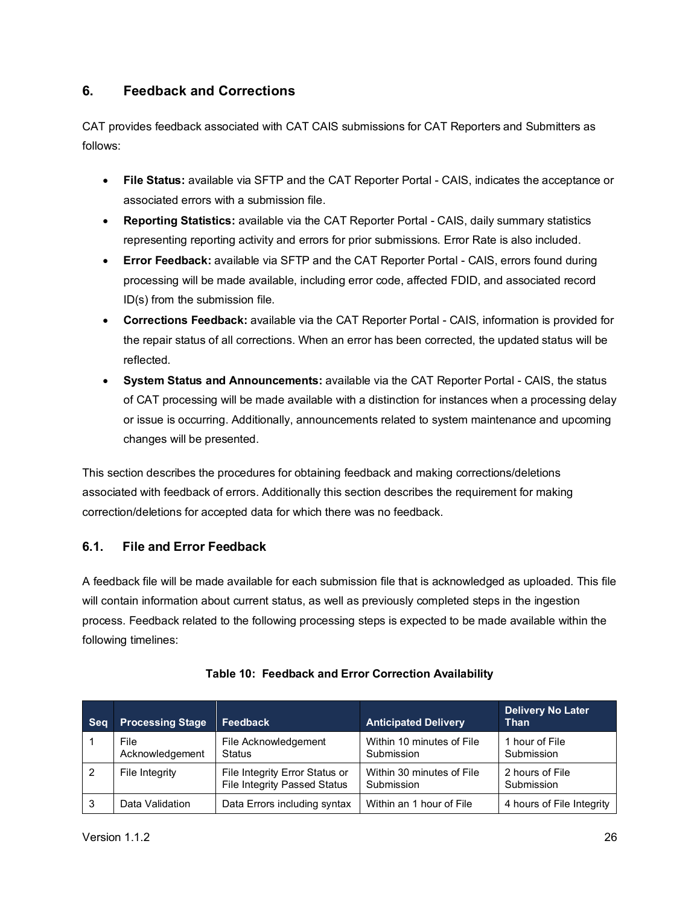## 6. Feedback and Corrections

CAT provides feedback associated with CAT CAIS submissions for CAT Reporters and Submitters as follows:

- **File Status:** available via SFTP and the CAT Reporter Portal - CAIS, indicates the acceptance or associated errors with a submission file.
- **Reporting Statistics:** available via the CAT Reporter Portal - CAIS, daily summary statistics representing reporting activity and errors for prior submissions. Error Rate is also included.
- **Error Feedback:** available via SFTP and the CAT Reporter Portal - CAIS, errors found during processing will be made available, including error code, affected FDID, and associated record ID(s) from the submission file.
- **Corrections Feedback:** available via the CAT Reporter Portal - CAIS, information is provided for the repair status of all corrections. When an error has been corrected, the updated status will be reflected.
- **System Status and Announcements:** available via the CAT Reporter Portal - CAIS, the status of CAT processing will be made available with a distinction for instances when a processing delay or issue is occurring. Additionally, announcements related to system maintenance and upcoming changes will be presented.

This section describes the procedures for obtaining feedback and making corrections/deletions associated with feedback of errors. Additionally this section describes the requirement for making correction/deletions for accepted data for which there was no feedback.

### 6.1. File and Error Feedback

A feedback file will be made available for each submission file that is acknowledged as uploaded. This file will contain information about current status, as well as previously completed steps in the ingestion process. Feedback related to the following processing steps is expected to be made available within the following timelines:

**Table 10: Feedback and Error Correction Availability**

| Seq | Processing Stage | Feedback | Anticipated Delivery | Delivery No Later Than |
|---|---|---|---|---|
| 1 | File Acknowledgement | File Acknowledgement Status | Within 10 minutes of File Submission | 1 hour of File Submission |
| 2 | File Integrity | File Integrity Error Status or File Integrity Passed Status | Within 30 minutes of File Submission | 2 hours of File Submission |
| 3 | Data Validation | Data Errors including syntax | Within an 1 hour of File | 4 hours of File Integrity |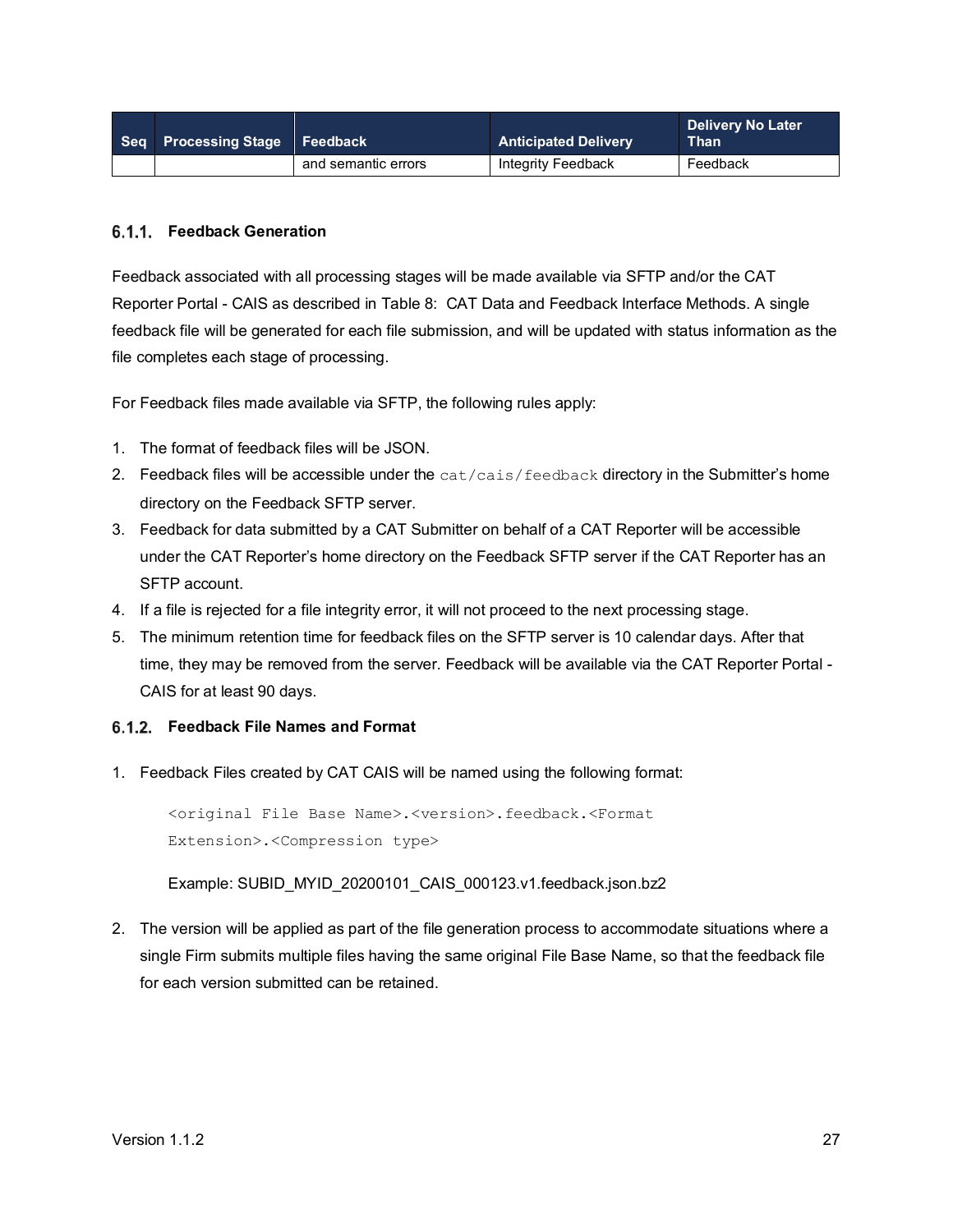| Seq | Processing Stage | Feedback | Anticipated Delivery | Delivery No Later Than |
|---|---|---|---|---|
| | | and semantic errors | Integrity Feedback | Feedback |

### 6.1.1. Feedback Generation

Feedback associated with all processing stages will be made available via SFTP and/or the CAT Reporter Portal - CAIS as described in Table 8: CAT Data and Feedback Interface Methods. A single feedback file will be generated for each file submission, and will be updated with status information as the file completes each stage of processing.

For Feedback files made available via SFTP, the following rules apply:

1. The format of feedback files will be JSON.
2. Feedback files will be accessible under the `cat/cais/feedback` directory in the Submitter's home directory on the Feedback SFTP server.
3. Feedback for data submitted by a CAT Submitter on behalf of a CAT Reporter will be accessible under the CAT Reporter's home directory on the Feedback SFTP server if the CAT Reporter has an SFTP account.
4. If a file is rejected for a file integrity error, it will not proceed to the next processing stage.
5. The minimum retention time for feedback files on the SFTP server is 10 calendar days. After that time, they may be removed from the server. Feedback will be available via the CAT Reporter Portal - CAIS for at least 90 days.

### 6.1.2. Feedback File Names and Format

1. Feedback Files created by CAT CAIS will be named using the following format:

   ```
   <original File Base Name>.<version>.feedback.<Format Extension>.<Compression type>
   ```

   Example: SUBID_MYID_20200101_CAIS_000123.v1.feedback.json.bz2

2. The version will be applied as part of the file generation process to accommodate situations where a single Firm submits multiple files having the same original File Base Name, so that the feedback file for each version submitted can be retained.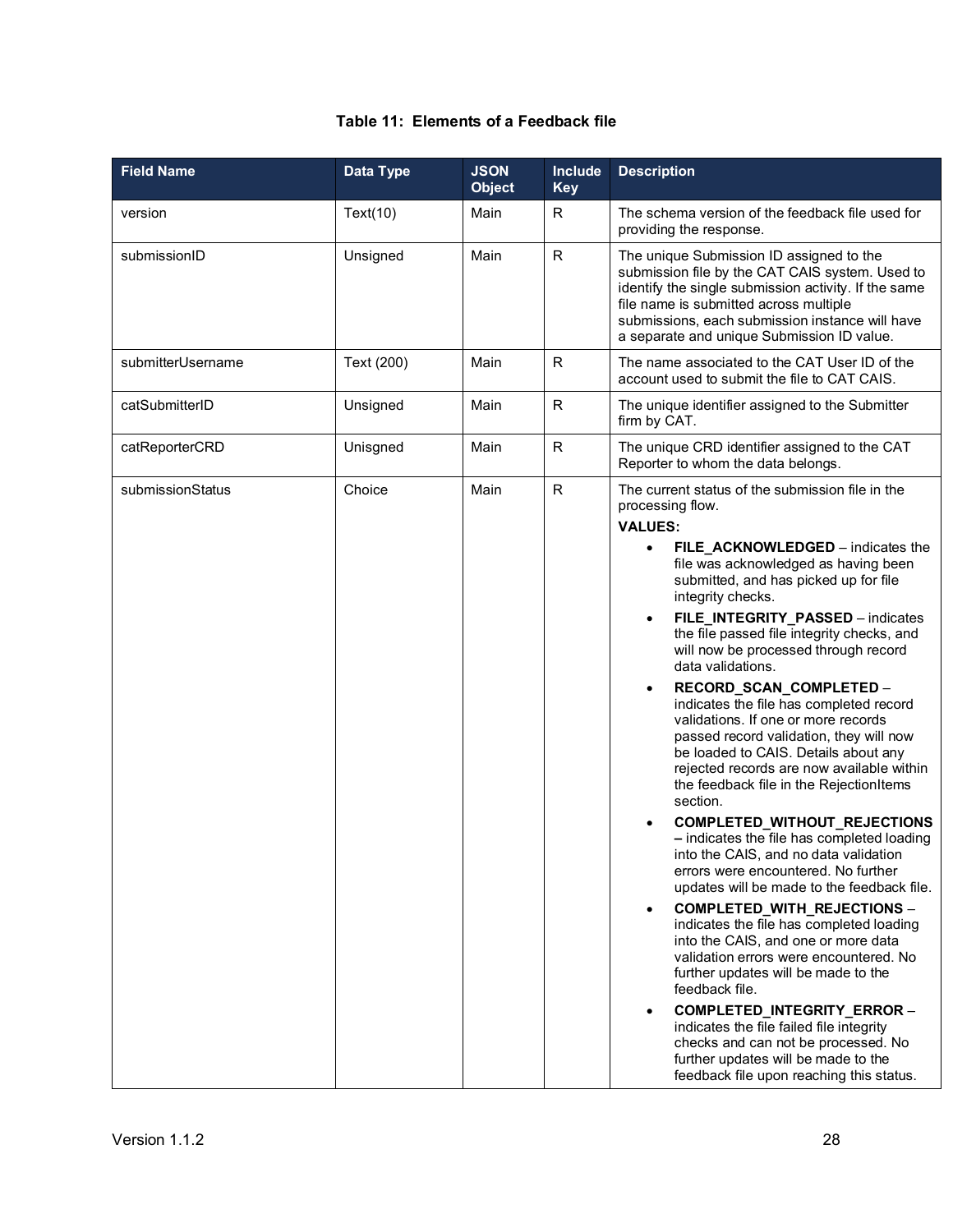**Table 11: Elements of a Feedback file**

| Field Name | Data Type | JSON Object | Include Key | Description |
|---|---|---|---|---|
| version | Text(10) | Main | R | The schema version of the feedback file used for providing the response. |
| submissionID | Unsigned | Main | R | The unique Submission ID assigned to the submission file by the CAT CAIS system. Used to identify the single submission activity. If the same file name is submitted across multiple submissions, each submission instance will have a separate and unique Submission ID value. |
| submitterUsername | Text (200) | Main | R | The name associated to the CAT User ID of the account used to submit the file to CAT CAIS. |
| catSubmitterID | Unsigned | Main | R | The unique identifier assigned to the Submitter firm by CAT. |
| catReporterCRD | Unisgned | Main | R | The unique CRD identifier assigned to the CAT Reporter to whom the data belongs. |
| submissionStatus | Choice | Main | R | The current status of the submission file in the processing flow. <br> **VALUES:** <br> • **FILE_ACKNOWLEDGED** – indicates the file was acknowledged as having been submitted, and has picked up for file integrity checks. <br> • **FILE_INTEGRITY_PASSED** – indicates the file passed file integrity checks, and will now be processed through record data validations. <br> • **RECORD_SCAN_COMPLETED** – indicates the file has completed record validations. If one or more records passed record validation, they will now be loaded to CAIS. Details about any rejected records are now available within the feedback file in the RejectionItems section. <br> • **COMPLETED_WITHOUT_REJECTIONS –** indicates the file has completed loading into the CAIS, and no data validation errors were encountered. No further updates will be made to the feedback file. <br> • **COMPLETED_WITH_REJECTIONS** – indicates the file has completed loading into the CAIS, and one or more data validation errors were encountered. No further updates will be made to the feedback file. <br> • **COMPLETED_INTEGRITY_ERROR** – indicates the file failed file integrity checks and can not be processed. No further updates will be made to the feedback file upon reaching this status. |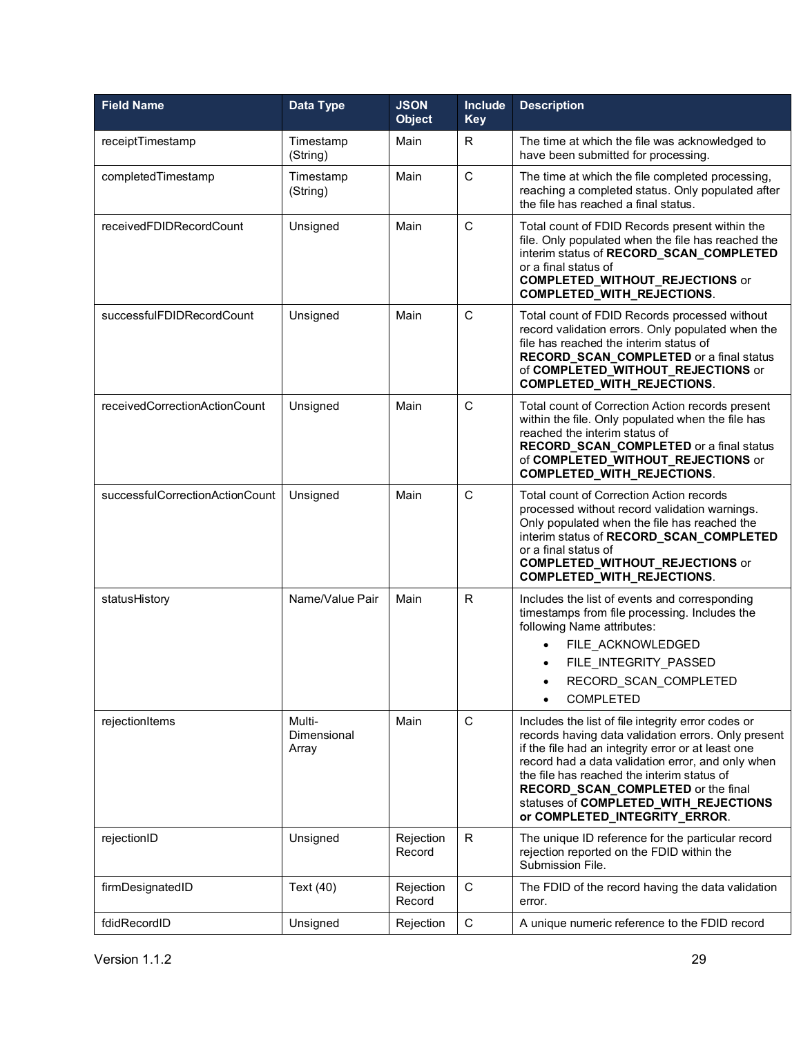| Field Name | Data Type | JSON Object | Include Key | Description |
|---|---|---|---|---|
| receiptTimestamp | Timestamp (String) | Main | R | The time at which the file was acknowledged to have been submitted for processing. |
| completedTimestamp | Timestamp (String) | Main | C | The time at which the file completed processing, reaching a completed status. Only populated after the file has reached a final status. |
| receivedFDIDRecordCount | Unsigned | Main | C | Total count of FDID Records present within the file. Only populated when the file has reached the interim status of **RECORD_SCAN_COMPLETED** or a final status of **COMPLETED_WITHOUT_REJECTIONS** or **COMPLETED_WITH_REJECTIONS**. |
| successfulFDIDRecordCount | Unsigned | Main | C | Total count of FDID Records processed without record validation errors. Only populated when the file has reached the interim status of **RECORD_SCAN_COMPLETED** or a final status of **COMPLETED_WITHOUT_REJECTIONS** or **COMPLETED_WITH_REJECTIONS**. |
| receivedCorrectionActionCount | Unsigned | Main | C | Total count of Correction Action records present within the file. Only populated when the file has reached the interim status of **RECORD_SCAN_COMPLETED** or a final status of **COMPLETED_WITHOUT_REJECTIONS** or **COMPLETED_WITH_REJECTIONS**. |
| successfulCorrectionActionCount | Unsigned | Main | C | Total count of Correction Action records processed without record validation warnings. Only populated when the file has reached the interim status of **RECORD_SCAN_COMPLETED** or a final status of **COMPLETED_WITHOUT_REJECTIONS** or **COMPLETED_WITH_REJECTIONS**. |
| statusHistory | Name/Value Pair | Main | R | Includes the list of events and corresponding timestamps from file processing. Includes the following Name attributes: <br>• FILE_ACKNOWLEDGED <br>• FILE_INTEGRITY_PASSED <br>• RECORD_SCAN_COMPLETED <br>• COMPLETED |
| rejectionItems | Multi-Dimensional Array | Main | C | Includes the list of file integrity error codes or records having data validation errors. Only present if the file had an integrity error or at least one record had a data validation error, and only when the file has reached the interim status of **RECORD_SCAN_COMPLETED** or the final statuses of **COMPLETED_WITH_REJECTIONS or COMPLETED_INTEGRITY_ERROR**. |
| rejectionID | Unsigned | Rejection Record | R | The unique ID reference for the particular record rejection reported on the FDID within the Submission File. |
| firmDesignatedID | Text (40) | Rejection Record | C | The FDID of the record having the data validation error. |
| fdidRecordID | Unsigned | Rejection | C | A unique numeric reference to the FDID record |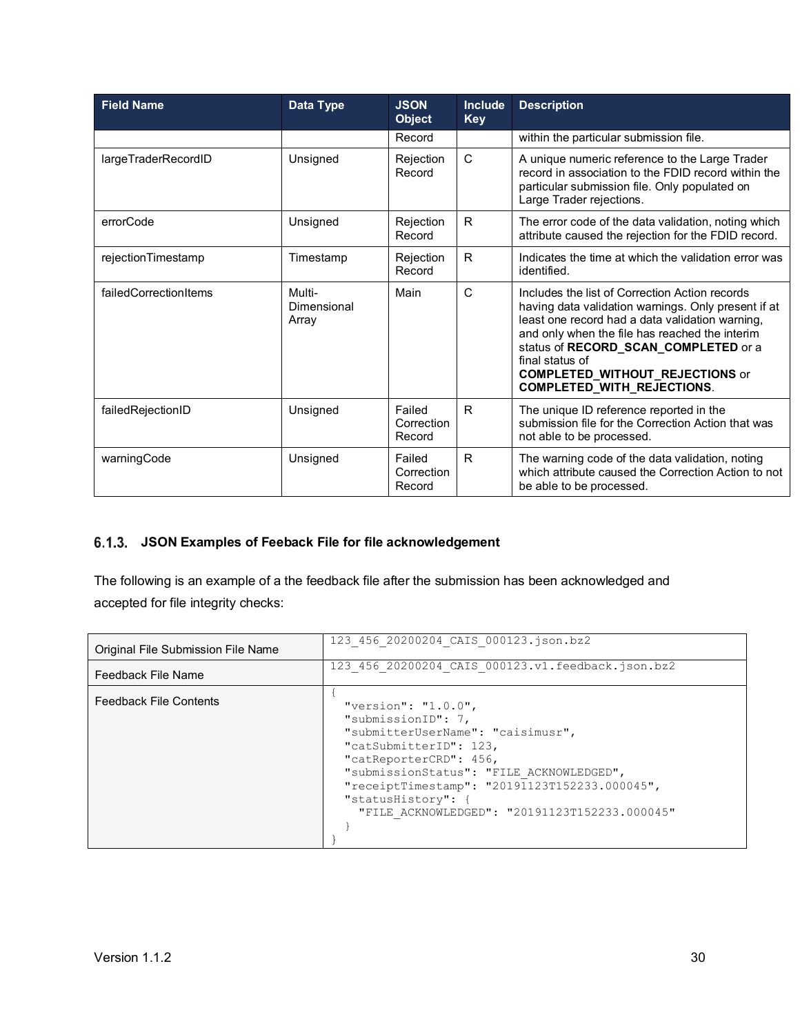| Field Name | Data Type | JSON Object | Include Key | Description |
|---|---|---|---|---|
| | | Record | | within the particular submission file. |
| largeTraderRecordID | Unsigned | Rejection Record | C | A unique numeric reference to the Large Trader record in association to the FDID record within the particular submission file. Only populated on Large Trader rejections. |
| errorCode | Unsigned | Rejection Record | R | The error code of the data validation, noting which attribute caused the rejection for the FDID record. |
| rejectionTimestamp | Timestamp | Rejection Record | R | Indicates the time at which the validation error was identified. |
| failedCorrectionItems | Multi-Dimensional Array | Main | C | Includes the list of Correction Action records having data validation warnings. Only present if at least one record had a data validation warning, and only when the file has reached the interim status of **RECORD_SCAN_COMPLETED** or a final status of **COMPLETED_WITHOUT_REJECTIONS** or **COMPLETED_WITH_REJECTIONS**. |
| failedRejectionID | Unsigned | Failed Correction Record | R | The unique ID reference reported in the submission file for the Correction Action that was not able to be processed. |
| warningCode | Unsigned | Failed Correction Record | R | The warning code of the data validation, noting which attribute caused the Correction Action to not be able to be processed. |

### 6.1.3. JSON Examples of Feeback File for file acknowledgement

The following is an example of a the feedback file after the submission has been acknowledged and accepted for file integrity checks:

| | |
|---|---|
| Original File Submission File Name | `123_456_20200204_CAIS_000123.json.bz2` |
| Feedback File Name | `123_456_20200204_CAIS_000123.v1.feedback.json.bz2` |
| Feedback File Contents | (see below) |

```
{
  "version": "1.0.0",
  "submissionID": 7,
  "submitterUserName": "caisimusr",
  "catSubmitterID": 123,
  "catReporterCRD": 456,
  "submissionStatus": "FILE_ACKNOWLEDGED",
  "receiptTimestamp": "20191123T152233.000045",
  "statusHistory": {
    "FILE_ACKNOWLEDGED": "20191123T152233.000045"
  }
}
```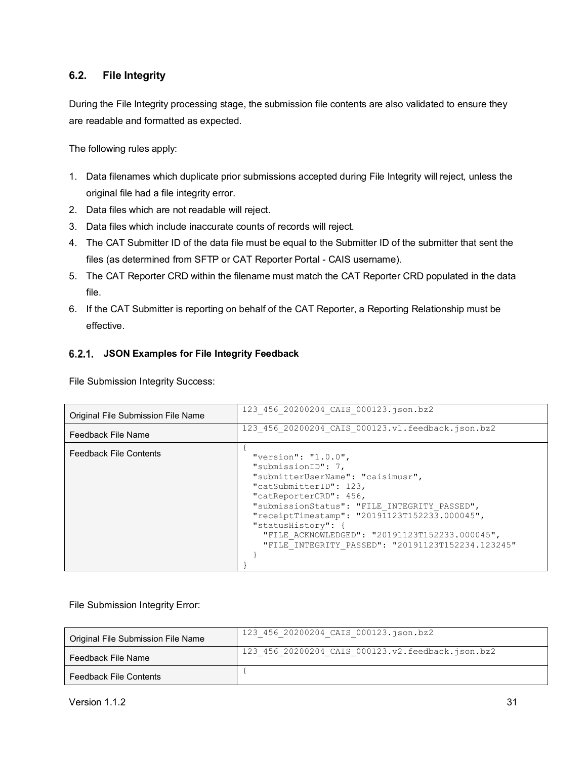## 6.2. File Integrity

During the File Integrity processing stage, the submission file contents are also validated to ensure they are readable and formatted as expected.

The following rules apply:

1. Data filenames which duplicate prior submissions accepted during File Integrity will reject, unless the original file had a file integrity error.
2. Data files which are not readable will reject.
3. Data files which include inaccurate counts of records will reject.
4. The CAT Submitter ID of the data file must be equal to the Submitter ID of the submitter that sent the files (as determined from SFTP or CAT Reporter Portal - CAIS username).
5. The CAT Reporter CRD within the filename must match the CAT Reporter CRD populated in the data file.
6. If the CAT Submitter is reporting on behalf of the CAT Reporter, a Reporting Relationship must be effective.

### 6.2.1. JSON Examples for File Integrity Feedback

File Submission Integrity Success:

| | |
|---|---|
| Original File Submission File Name | 123_456_20200204_CAIS_000123.json.bz2 |
| Feedback File Name | 123_456_20200204_CAIS_000123.v1.feedback.json.bz2 |
| Feedback File Contents | `{ "version": "1.0.0", "submissionID": 7, "submitterUserName": "caisimusr", "catSubmitterID": 123, "catReporterCRD": 456, "submissionStatus": "FILE_INTEGRITY_PASSED", "receiptTimestamp": "20191123T152233.000045", "statusHistory": { "FILE_ACKNOWLEDGED": "20191123T152233.000045", "FILE_INTEGRITY_PASSED": "20191123T152234.123245" } }` |

```
{
  "version": "1.0.0",
  "submissionID": 7,
  "submitterUserName": "caisimusr",
  "catSubmitterID": 123,
  "catReporterCRD": 456,
  "submissionStatus": "FILE_INTEGRITY_PASSED",
  "receiptTimestamp": "20191123T152233.000045",
  "statusHistory": {
    "FILE_ACKNOWLEDGED": "20191123T152233.000045",
    "FILE_INTEGRITY_PASSED": "20191123T152234.123245"
  }
}
```

File Submission Integrity Error:

| | |
|---|---|
| Original File Submission File Name | 123_456_20200204_CAIS_000123.json.bz2 |
| Feedback File Name | 123_456_20200204_CAIS_000123.v2.feedback.json.bz2 |
| Feedback File Contents | { |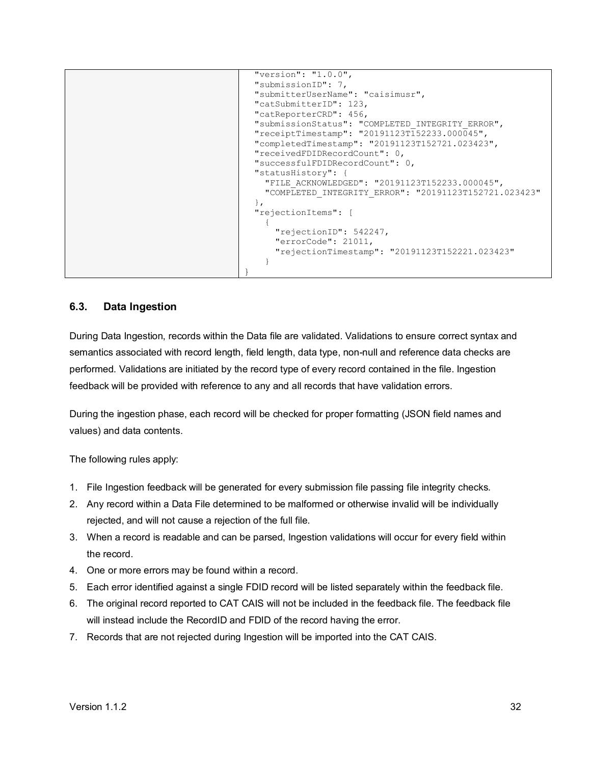|  | ```<br>  "version": "1.0.0",<br>  "submissionID": 7,<br>  "submitterUserName": "caisimusr",<br>  "catSubmitterID": 123,<br>  "catReporterCRD": 456,<br>  "submissionStatus": "COMPLETED_INTEGRITY_ERROR",<br>  "receiptTimestamp": "20191123T152233.000045",<br>  "completedTimestamp": "20191123T152721.023423",<br>  "receivedFDIDRecordCount": 0,<br>  "successfulFDIDRecordCount": 0,<br>  "statusHistory": {<br>    "FILE_ACKNOWLEDGED": "20191123T152233.000045",<br>    "COMPLETED_INTEGRITY_ERROR": "20191123T152721.023423"<br>  },<br>  "rejectionItems": [<br>    {<br>      "rejectionID": 542247,<br>      "errorCode": 21011,<br>      "rejectionTimestamp": "20191123T152221.023423"<br>    }<br>}<br>``` |
|---|---|

### 6.3. Data Ingestion

During Data Ingestion, records within the Data file are validated. Validations to ensure correct syntax and semantics associated with record length, field length, data type, non-null and reference data checks are performed. Validations are initiated by the record type of every record contained in the file. Ingestion feedback will be provided with reference to any and all records that have validation errors.

During the ingestion phase, each record will be checked for proper formatting (JSON field names and values) and data contents.

The following rules apply:

1. File Ingestion feedback will be generated for every submission file passing file integrity checks.
2. Any record within a Data File determined to be malformed or otherwise invalid will be individually rejected, and will not cause a rejection of the full file.
3. When a record is readable and can be parsed, Ingestion validations will occur for every field within the record.
4. One or more errors may be found within a record.
5. Each error identified against a single FDID record will be listed separately within the feedback file.
6. The original record reported to CAT CAIS will not be included in the feedback file. The feedback file will instead include the RecordID and FDID of the record having the error.
7. Records that are not rejected during Ingestion will be imported into the CAT CAIS.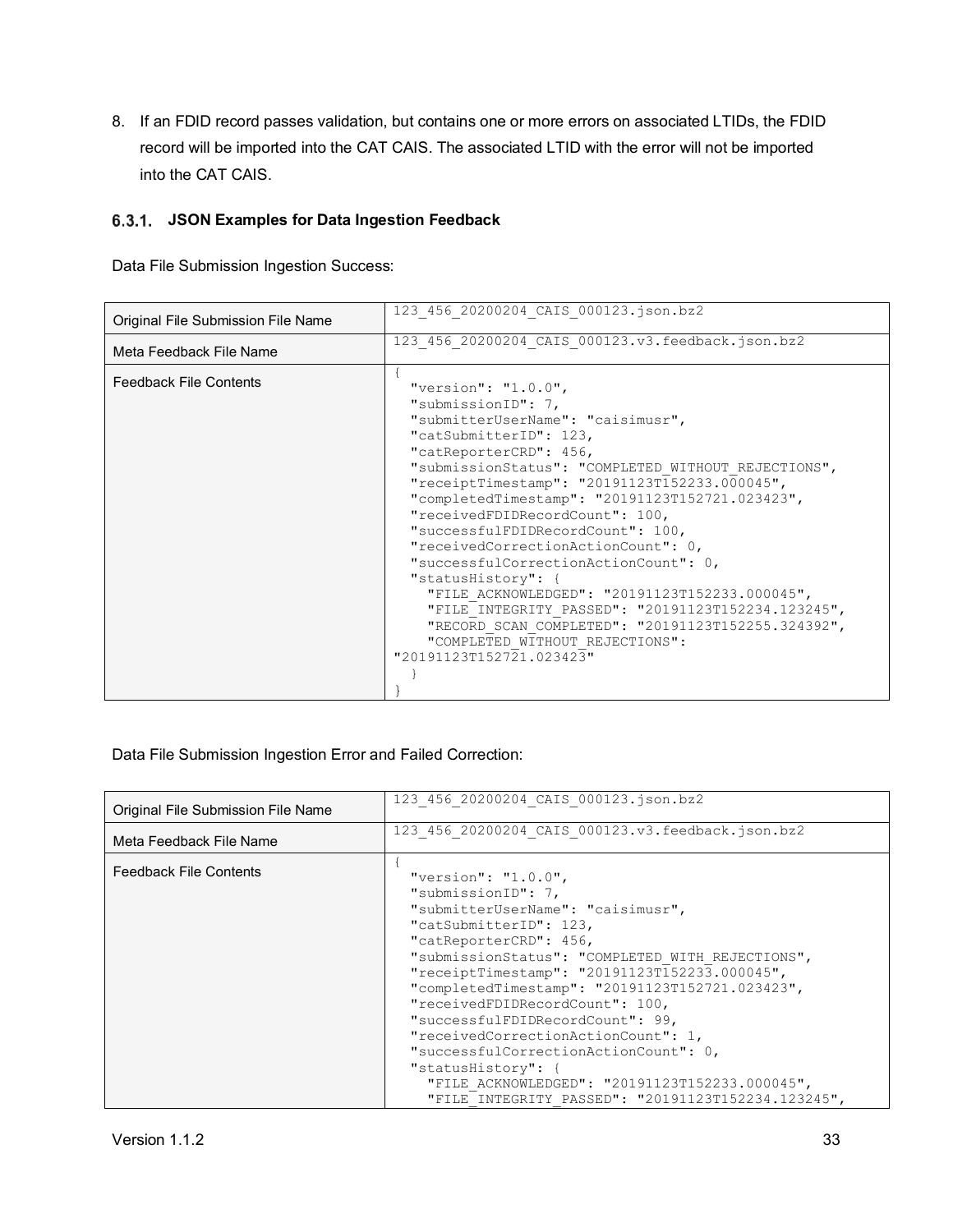8. If an FDID record passes validation, but contains one or more errors on associated LTIDs, the FDID record will be imported into the CAT CAIS. The associated LTID with the error will not be imported into the CAT CAIS.

### 6.3.1. JSON Examples for Data Ingestion Feedback

Data File Submission Ingestion Success:

| | |
|---|---|
| Original File Submission File Name | 123_456_20200204_CAIS_000123.json.bz2 |
| Meta Feedback File Name | 123_456_20200204_CAIS_000123.v3.feedback.json.bz2 |
| Feedback File Contents | `{ "version": "1.0.0", "submissionID": 7, "submitterUserName": "caisimusr", "catSubmitterID": 123, "catReporterCRD": 456, "submissionStatus": "COMPLETED_WITHOUT_REJECTIONS", "receiptTimestamp": "20191123T152233.000045", "completedTimestamp": "20191123T152721.023423", "receivedFDIDRecordCount": 100, "successfulFDIDRecordCount": 100, "receivedCorrectionActionCount": 0, "successfulCorrectionActionCount": 0, "statusHistory": { "FILE_ACKNOWLEDGED": "20191123T152233.000045", "FILE_INTEGRITY_PASSED": "20191123T152234.123245", "RECORD_SCAN_COMPLETED": "20191123T152255.324392", "COMPLETED_WITHOUT_REJECTIONS": "20191123T152721.023423" } }` |

Data File Submission Ingestion Error and Failed Correction:

| | |
|---|---|
| Original File Submission File Name | 123_456_20200204_CAIS_000123.json.bz2 |
| Meta Feedback File Name | 123_456_20200204_CAIS_000123.v3.feedback.json.bz2 |
| Feedback File Contents | `{ "version": "1.0.0", "submissionID": 7, "submitterUserName": "caisimusr", "catSubmitterID": 123, "catReporterCRD": 456, "submissionStatus": "COMPLETED_WITH_REJECTIONS", "receiptTimestamp": "20191123T152233.000045", "completedTimestamp": "20191123T152721.023423", "receivedFDIDRecordCount": 100, "successfulFDIDRecordCount": 99, "receivedCorrectionActionCount": 1, "successfulCorrectionActionCount": 0, "statusHistory": { "FILE_ACKNOWLEDGED": "20191123T152233.000045", "FILE_INTEGRITY_PASSED": "20191123T152234.123245",` |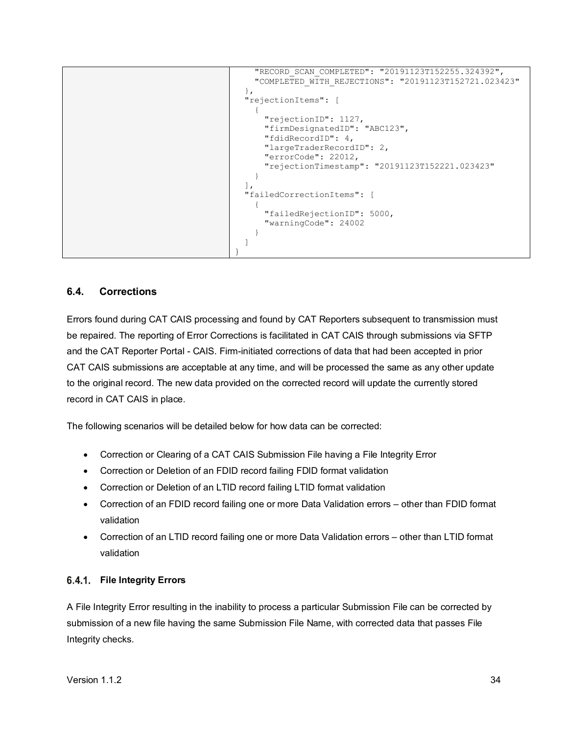| | "RECORD_SCAN_COMPLETED": "20191123T152255.324392",<br>"COMPLETED_WITH_REJECTIONS": "20191123T152721.023423"<br>},<br>"rejectionItems": [<br>{<br>"rejectionID": 1127,<br>"firmDesignatedID": "ABC123",<br>"fdidRecordID": 4,<br>"largeTraderRecordID": 2,<br>"errorCode": 22012,<br>"rejectionTimestamp": "20191123T152221.023423"<br>}<br>],<br>"failedCorrectionItems": [<br>{<br>"failedRejectionID": 5000,<br>"warningCode": 24002<br>}<br>]<br>} |
|---|---|

## 6.4. Corrections

Errors found during CAT CAIS processing and found by CAT Reporters subsequent to transmission must be repaired. The reporting of Error Corrections is facilitated in CAT CAIS through submissions via SFTP and the CAT Reporter Portal - CAIS. Firm-initiated corrections of data that had been accepted in prior CAT CAIS submissions are acceptable at any time, and will be processed the same as any other update to the original record. The new data provided on the corrected record will update the currently stored record in CAT CAIS in place.

The following scenarios will be detailed below for how data can be corrected:

- Correction or Clearing of a CAT CAIS Submission File having a File Integrity Error
- Correction or Deletion of an FDID record failing FDID format validation
- Correction or Deletion of an LTID record failing LTID format validation
- Correction of an FDID record failing one or more Data Validation errors – other than FDID format validation
- Correction of an LTID record failing one or more Data Validation errors – other than LTID format validation

### 6.4.1. File Integrity Errors

A File Integrity Error resulting in the inability to process a particular Submission File can be corrected by submission of a new file having the same Submission File Name, with corrected data that passes File Integrity checks.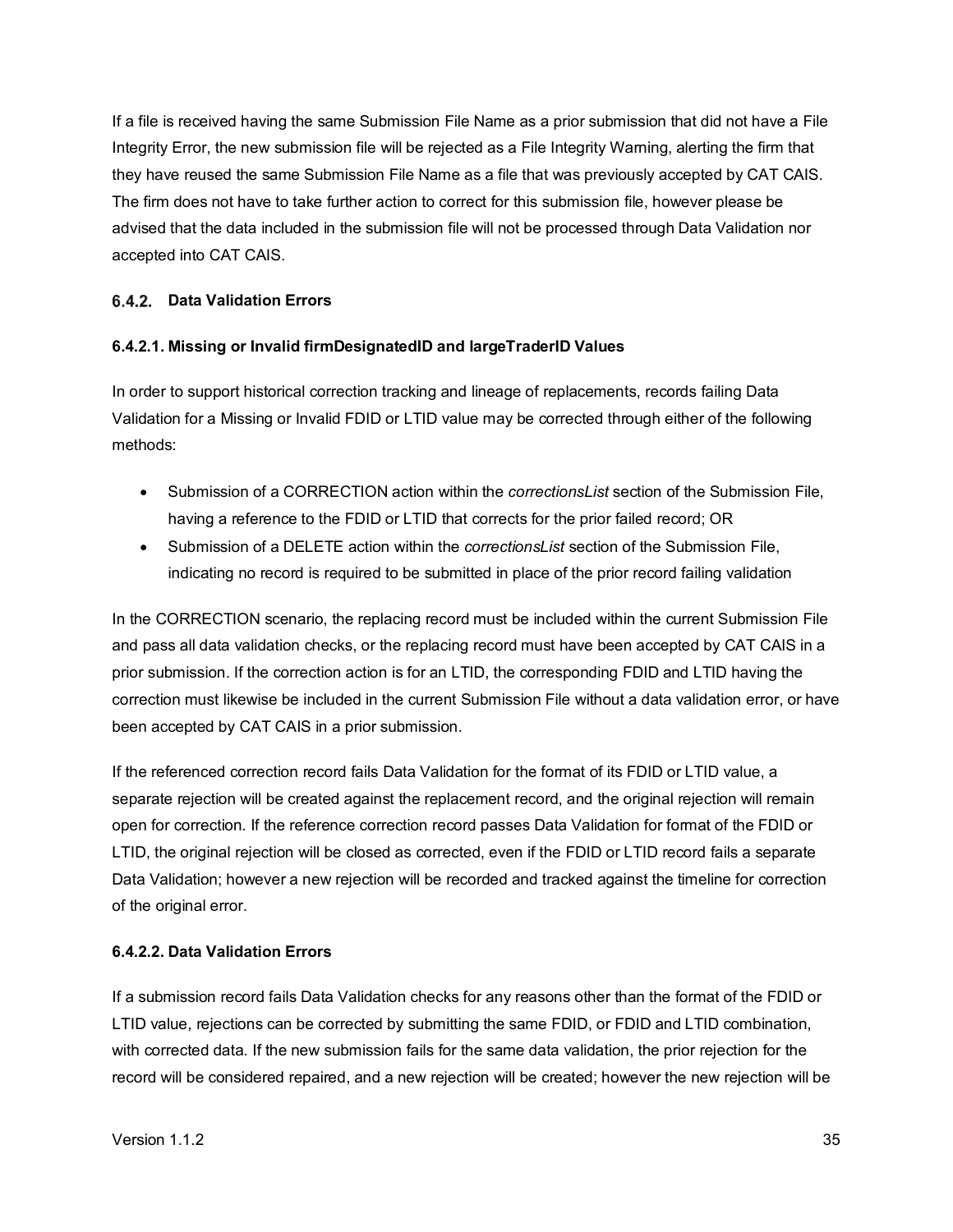If a file is received having the same Submission File Name as a prior submission that did not have a File Integrity Error, the new submission file will be rejected as a File Integrity Warning, alerting the firm that they have reused the same Submission File Name as a file that was previously accepted by CAT CAIS. The firm does not have to take further action to correct for this submission file, however please be advised that the data included in the submission file will not be processed through Data Validation nor accepted into CAT CAIS.

### 6.4.2. Data Validation Errors

#### 6.4.2.1. Missing or Invalid firmDesignatedID and largeTraderID Values

In order to support historical correction tracking and lineage of replacements, records failing Data Validation for a Missing or Invalid FDID or LTID value may be corrected through either of the following methods:

- Submission of a CORRECTION action within the *correctionsList* section of the Submission File, having a reference to the FDID or LTID that corrects for the prior failed record; OR
- Submission of a DELETE action within the *correctionsList* section of the Submission File, indicating no record is required to be submitted in place of the prior record failing validation

In the CORRECTION scenario, the replacing record must be included within the current Submission File and pass all data validation checks, or the replacing record must have been accepted by CAT CAIS in a prior submission. If the correction action is for an LTID, the corresponding FDID and LTID having the correction must likewise be included in the current Submission File without a data validation error, or have been accepted by CAT CAIS in a prior submission.

If the referenced correction record fails Data Validation for the format of its FDID or LTID value, a separate rejection will be created against the replacement record, and the original rejection will remain open for correction. If the reference correction record passes Data Validation for format of the FDID or LTID, the original rejection will be closed as corrected, even if the FDID or LTID record fails a separate Data Validation; however a new rejection will be recorded and tracked against the timeline for correction of the original error.

#### 6.4.2.2. Data Validation Errors

If a submission record fails Data Validation checks for any reasons other than the format of the FDID or LTID value, rejections can be corrected by submitting the same FDID, or FDID and LTID combination, with corrected data. If the new submission fails for the same data validation, the prior rejection for the record will be considered repaired, and a new rejection will be created; however the new rejection will be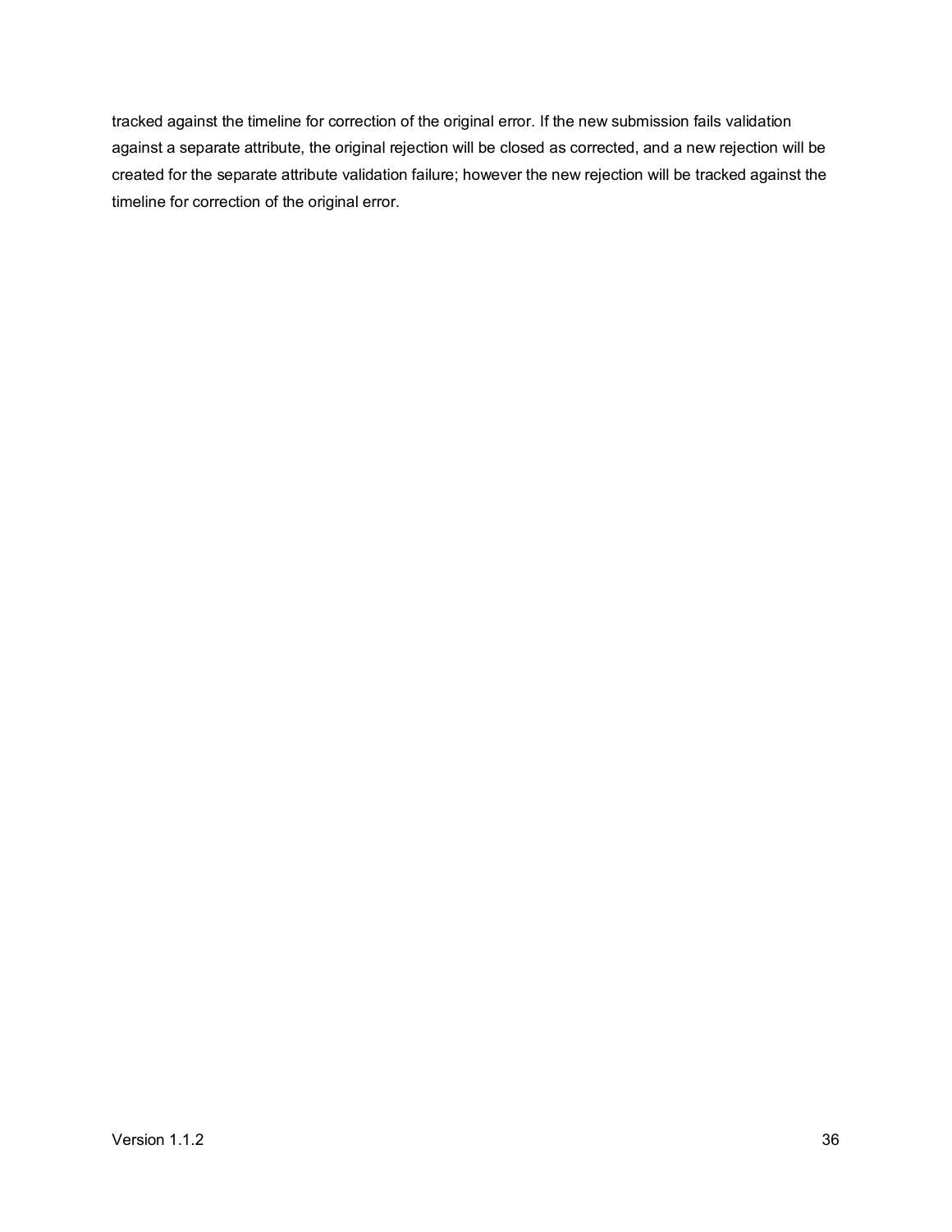tracked against the timeline for correction of the original error. If the new submission fails validation against a separate attribute, the original rejection will be closed as corrected, and a new rejection will be created for the separate attribute validation failure; however the new rejection will be tracked against the timeline for correction of the original error.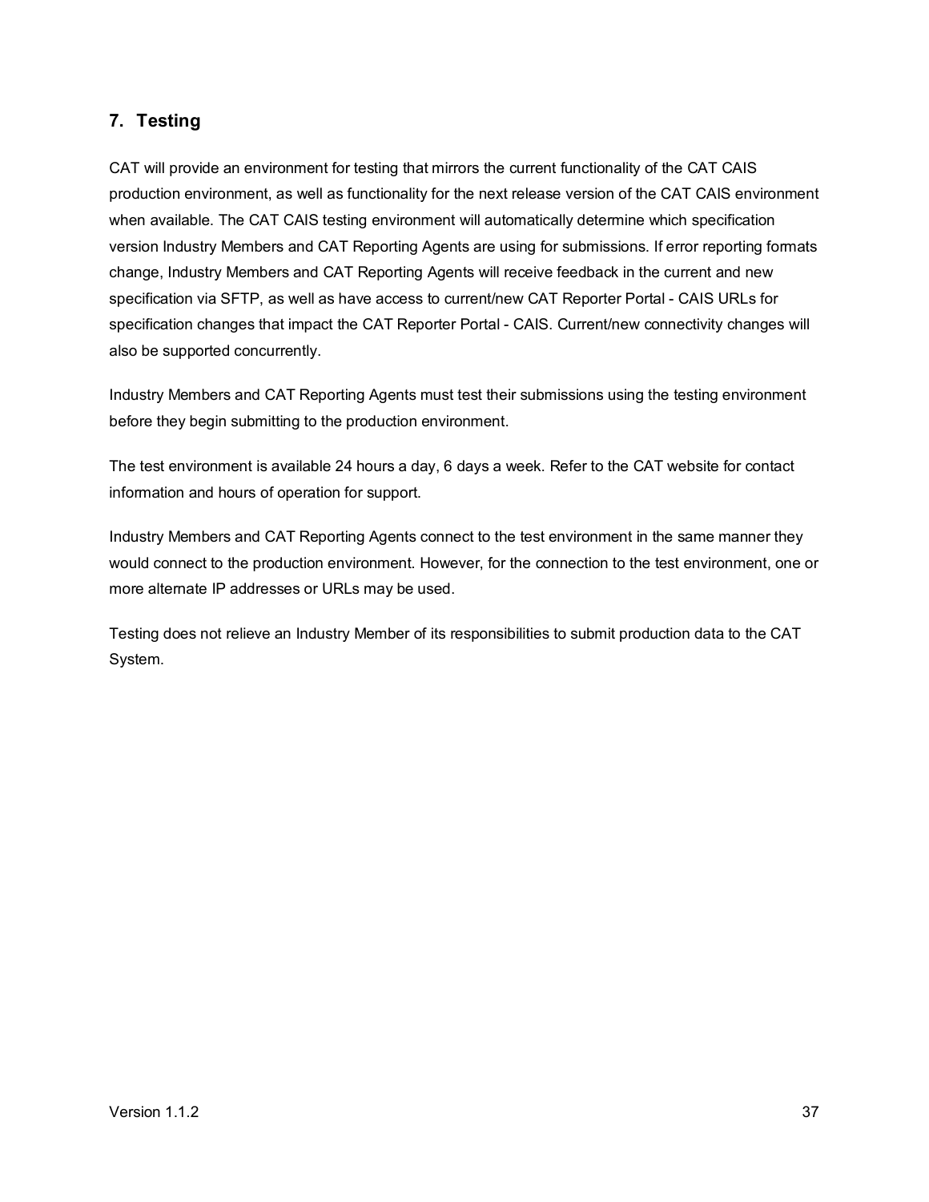## 7. Testing

CAT will provide an environment for testing that mirrors the current functionality of the CAT CAIS production environment, as well as functionality for the next release version of the CAT CAIS environment when available. The CAT CAIS testing environment will automatically determine which specification version Industry Members and CAT Reporting Agents are using for submissions. If error reporting formats change, Industry Members and CAT Reporting Agents will receive feedback in the current and new specification via SFTP, as well as have access to current/new CAT Reporter Portal - CAIS URLs for specification changes that impact the CAT Reporter Portal - CAIS. Current/new connectivity changes will also be supported concurrently.

Industry Members and CAT Reporting Agents must test their submissions using the testing environment before they begin submitting to the production environment.

The test environment is available 24 hours a day, 6 days a week. Refer to the CAT website for contact information and hours of operation for support.

Industry Members and CAT Reporting Agents connect to the test environment in the same manner they would connect to the production environment. However, for the connection to the test environment, one or more alternate IP addresses or URLs may be used.

Testing does not relieve an Industry Member of its responsibilities to submit production data to the CAT System.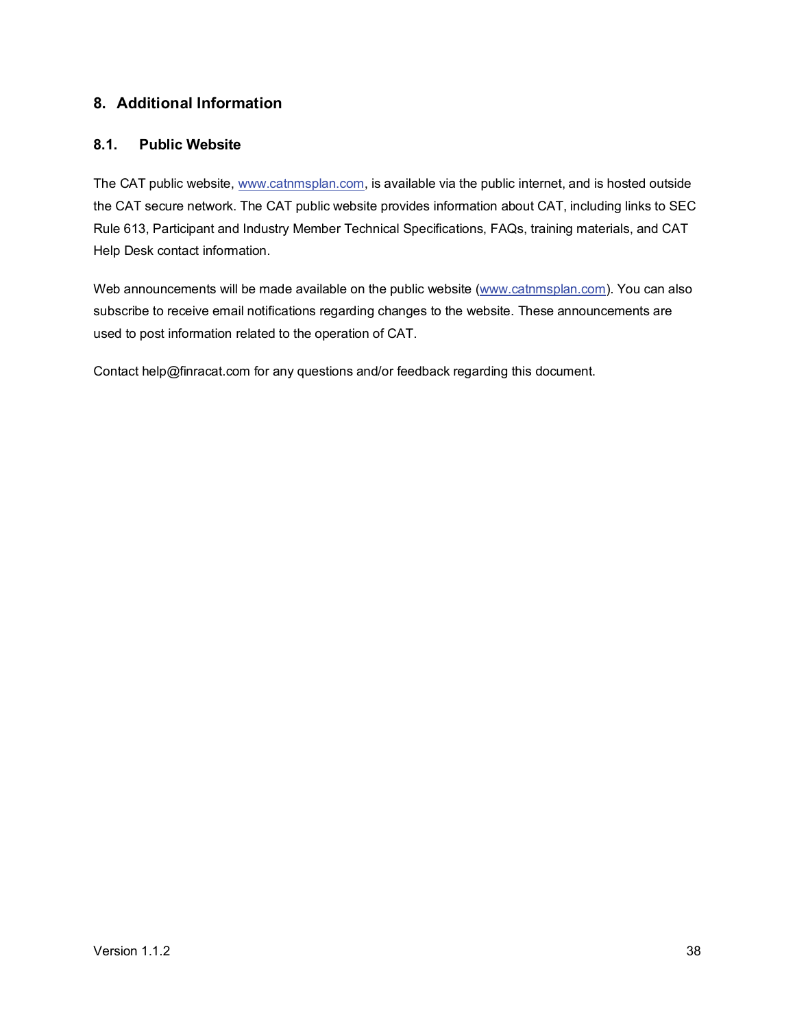# 8. Additional Information

## 8.1. Public Website

The CAT public website, [www.catnmsplan.com](www.catnmsplan.com), is available via the public internet, and is hosted outside the CAT secure network. The CAT public website provides information about CAT, including links to SEC Rule 613, Participant and Industry Member Technical Specifications, FAQs, training materials, and CAT Help Desk contact information.

Web announcements will be made available on the public website ([www.catnmsplan.com](www.catnmsplan.com)). You can also subscribe to receive email notifications regarding changes to the website. These announcements are used to post information related to the operation of CAT.

Contact help@finracat.com for any questions and/or feedback regarding this document.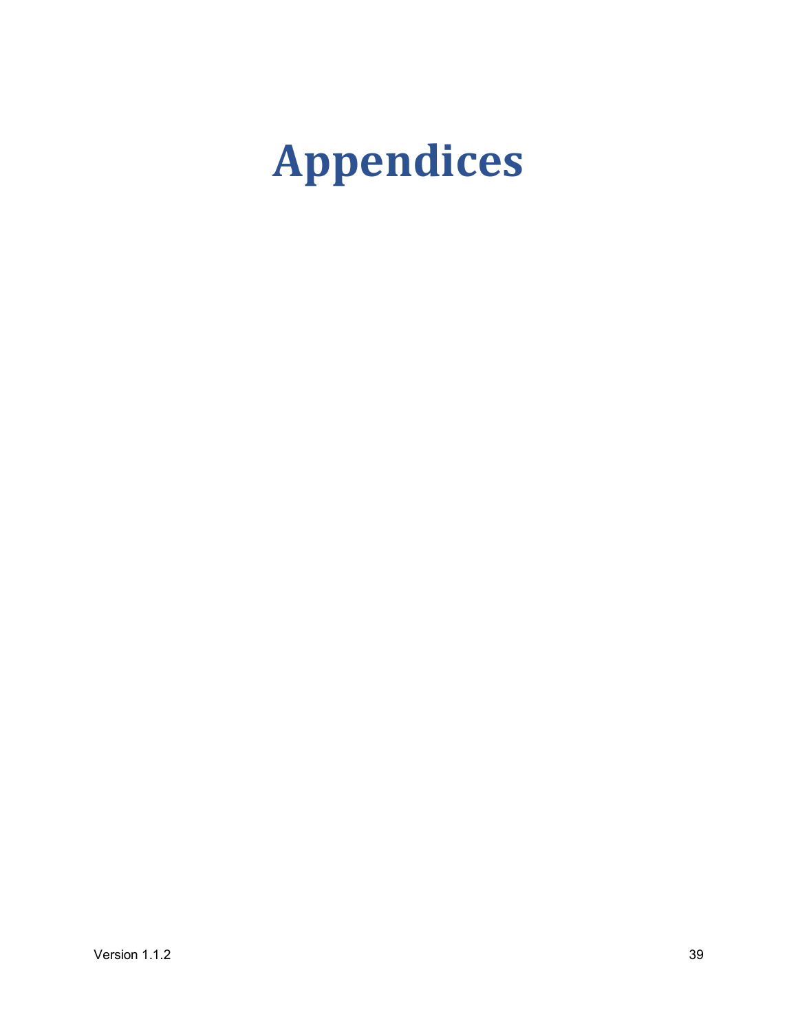# Appendices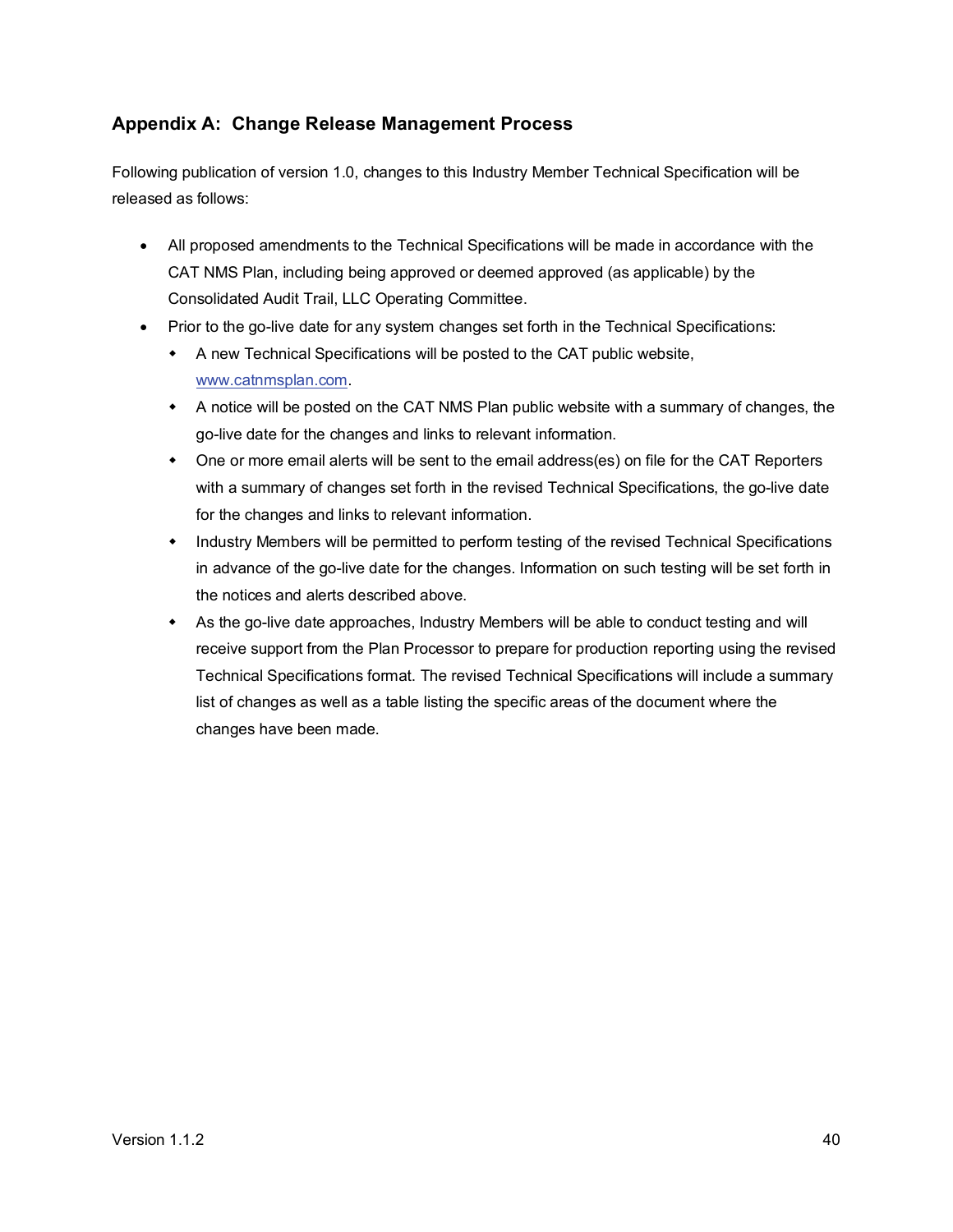## Appendix A: Change Release Management Process

Following publication of version 1.0, changes to this Industry Member Technical Specification will be released as follows:

- All proposed amendments to the Technical Specifications will be made in accordance with the CAT NMS Plan, including being approved or deemed approved (as applicable) by the Consolidated Audit Trail, LLC Operating Committee.
- Prior to the go-live date for any system changes set forth in the Technical Specifications:
  - A new Technical Specifications will be posted to the CAT public website, www.catnmsplan.com.
  - A notice will be posted on the CAT NMS Plan public website with a summary of changes, the go-live date for the changes and links to relevant information.
  - One or more email alerts will be sent to the email address(es) on file for the CAT Reporters with a summary of changes set forth in the revised Technical Specifications, the go-live date for the changes and links to relevant information.
  - Industry Members will be permitted to perform testing of the revised Technical Specifications in advance of the go-live date for the changes. Information on such testing will be set forth in the notices and alerts described above.
  - As the go-live date approaches, Industry Members will be able to conduct testing and will receive support from the Plan Processor to prepare for production reporting using the revised Technical Specifications format. The revised Technical Specifications will include a summary list of changes as well as a table listing the specific areas of the document where the changes have been made.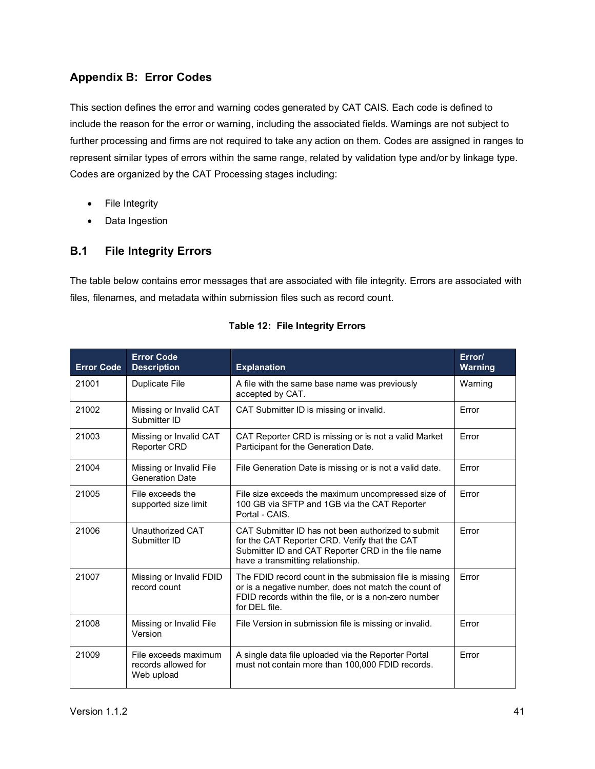## Appendix B: Error Codes

This section defines the error and warning codes generated by CAT CAIS. Each code is defined to include the reason for the error or warning, including the associated fields. Warnings are not subject to further processing and firms are not required to take any action on them. Codes are assigned in ranges to represent similar types of errors within the same range, related by validation type and/or by linkage type. Codes are organized by the CAT Processing stages including:

- File Integrity
- Data Ingestion

### B.1 File Integrity Errors

The table below contains error messages that are associated with file integrity. Errors are associated with files, filenames, and metadata within submission files such as record count.

**Table 12: File Integrity Errors**

| Error Code | Error Code Description | Explanation | Error/ Warning |
|---|---|---|---|
| 21001 | Duplicate File | A file with the same base name was previously accepted by CAT. | Warning |
| 21002 | Missing or Invalid CAT Submitter ID | CAT Submitter ID is missing or invalid. | Error |
| 21003 | Missing or Invalid CAT Reporter CRD | CAT Reporter CRD is missing or is not a valid Market Participant for the Generation Date. | Error |
| 21004 | Missing or Invalid File Generation Date | File Generation Date is missing or is not a valid date. | Error |
| 21005 | File exceeds the supported size limit | File size exceeds the maximum uncompressed size of 100 GB via SFTP and 1GB via the CAT Reporter Portal - CAIS. | Error |
| 21006 | Unauthorized CAT Submitter ID | CAT Submitter ID has not been authorized to submit for the CAT Reporter CRD. Verify that the CAT Submitter ID and CAT Reporter CRD in the file name have a transmitting relationship. | Error |
| 21007 | Missing or Invalid FDID record count | The FDID record count in the submission file is missing or is a negative number, does not match the count of FDID records within the file, or is a non-zero number for DEL file. | Error |
| 21008 | Missing or Invalid File Version | File Version in submission file is missing or invalid. | Error |
| 21009 | File exceeds maximum records allowed for Web upload | A single data file uploaded via the Reporter Portal must not contain more than 100,000 FDID records. | Error |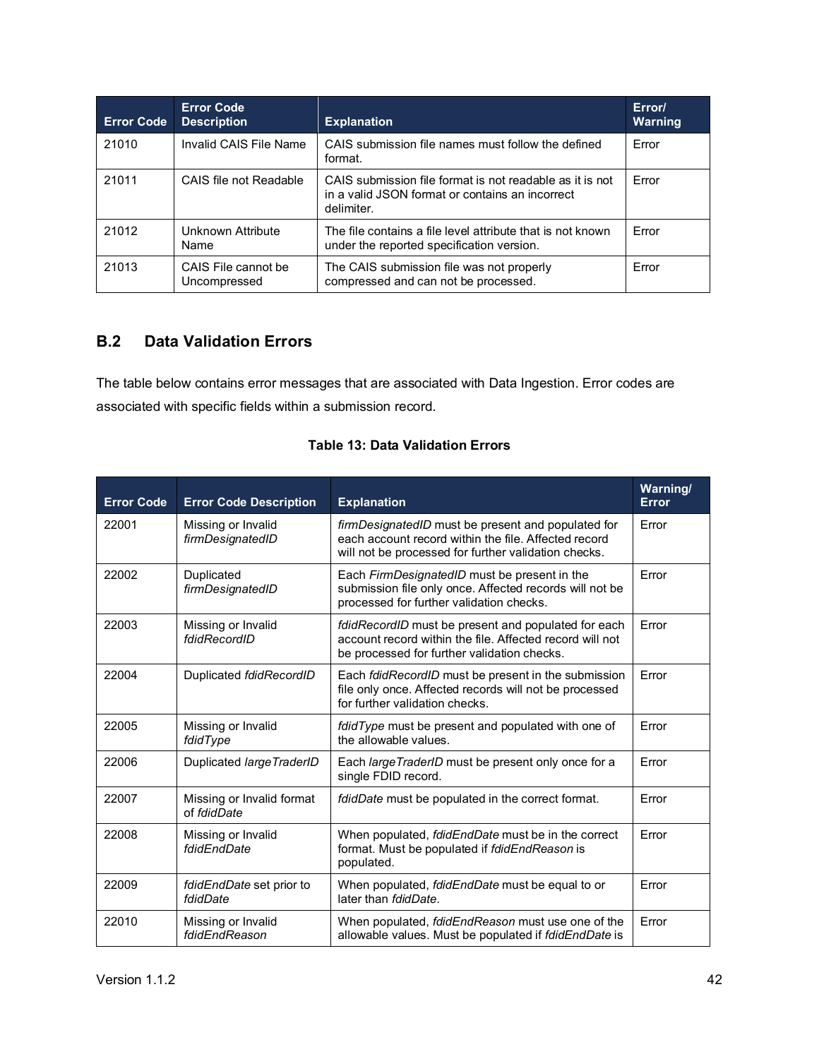| Error Code | Error Code Description | Explanation | Error/ Warning |
|---|---|---|---|
| 21010 | Invalid CAIS File Name | CAIS submission file names must follow the defined format. | Error |
| 21011 | CAIS file not Readable | CAIS submission file format is not readable as it is not in a valid JSON format or contains an incorrect delimiter. | Error |
| 21012 | Unknown Attribute Name | The file contains a file level attribute that is not known under the reported specification version. | Error |
| 21013 | CAIS File cannot be Uncompressed | The CAIS submission file was not properly compressed and can not be processed. | Error |

## B.2 Data Validation Errors

The table below contains error messages that are associated with Data Ingestion. Error codes are associated with specific fields within a submission record.

**Table 13: Data Validation Errors**

| Error Code | Error Code Description | Explanation | Warning/ Error |
|---|---|---|---|
| 22001 | Missing or Invalid *firmDesignatedID* | *firmDesignatedID* must be present and populated for each account record within the file. Affected record will not be processed for further validation checks. | Error |
| 22002 | Duplicated *firmDesignatedID* | Each *FirmDesignatedID* must be present in the submission file only once. Affected records will not be processed for further validation checks. | Error |
| 22003 | Missing or Invalid *fdidRecordID* | *fdidRecordID* must be present and populated for each account record within the file. Affected record will not be processed for further validation checks. | Error |
| 22004 | Duplicated *fdidRecordID* | Each *fdidRecordID* must be present in the submission file only once. Affected records will not be processed for further validation checks. | Error |
| 22005 | Missing or Invalid *fdidType* | *fdidType* must be present and populated with one of the allowable values. | Error |
| 22006 | Duplicated *largeTraderID* | Each *largeTraderID* must be present only once for a single FDID record. | Error |
| 22007 | Missing or Invalid format of *fdidDate* | *fdidDate* must be populated in the correct format. | Error |
| 22008 | Missing or Invalid *fdidEndDate* | When populated, *fdidEndDate* must be in the correct format. Must be populated if *fdidEndReason* is populated. | Error |
| 22009 | *fdidEndDate* set prior to *fdidDate* | When populated, *fdidEndDate* must be equal to or later than *fdidDate*. | Error |
| 22010 | Missing or Invalid *fdidEndReason* | When populated, *fdidEndReason* must use one of the allowable values. Must be populated if *fdidEndDate* is | Error |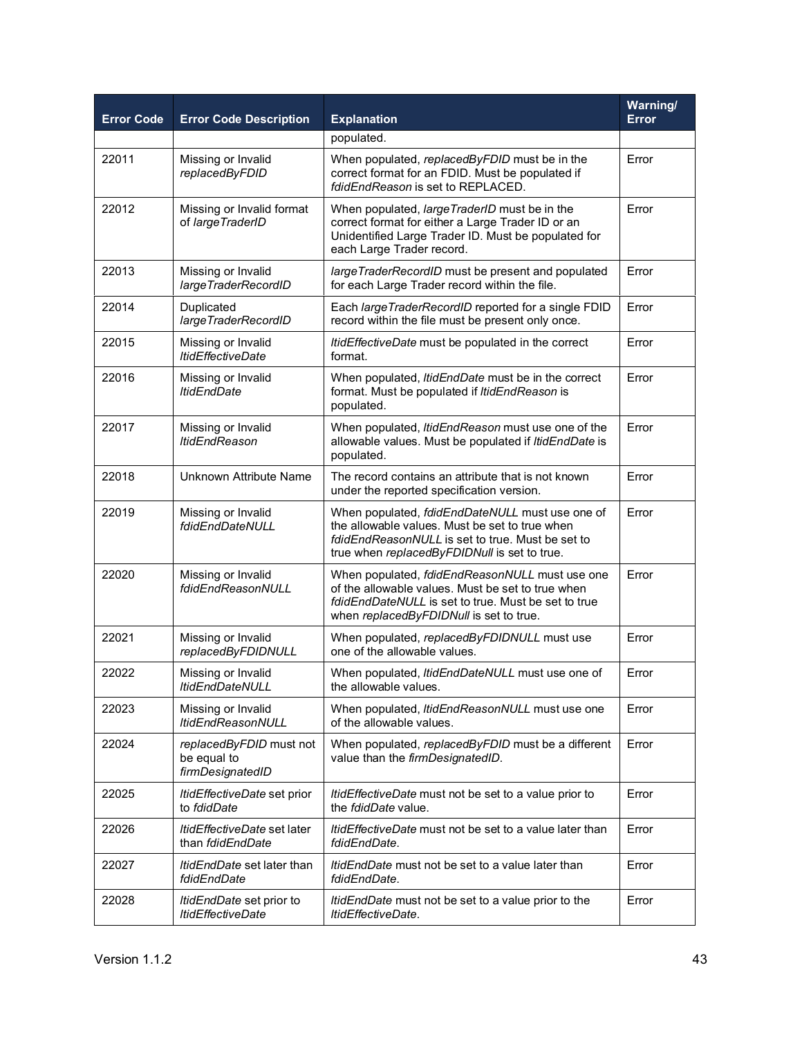| Error Code | Error Code Description | Explanation | Warning/ Error |
|---|---|---|---|
| | | populated. | |
| 22011 | Missing or Invalid *replacedByFDID* | When populated, *replacedByFDID* must be in the correct format for an FDID. Must be populated if *fdidEndReason* is set to REPLACED. | Error |
| 22012 | Missing or Invalid format of *largeTraderID* | When populated, *largeTraderID* must be in the correct format for either a Large Trader ID or an Unidentified Large Trader ID. Must be populated for each Large Trader record. | Error |
| 22013 | Missing or Invalid *largeTraderRecordID* | *largeTraderRecordID* must be present and populated for each Large Trader record within the file. | Error |
| 22014 | Duplicated *largeTraderRecordID* | Each *largeTraderRecordID* reported for a single FDID record within the file must be present only once. | Error |
| 22015 | Missing or Invalid *ltidEffectiveDate* | *ltidEffectiveDate* must be populated in the correct format. | Error |
| 22016 | Missing or Invalid *ltidEndDate* | When populated, *ltidEndDate* must be in the correct format. Must be populated if *ltidEndReason* is populated. | Error |
| 22017 | Missing or Invalid *ltidEndReason* | When populated, *ltidEndReason* must use one of the allowable values. Must be populated if *ltidEndDate* is populated. | Error |
| 22018 | Unknown Attribute Name | The record contains an attribute that is not known under the reported specification version. | Error |
| 22019 | Missing or Invalid *fdidEndDateNULL* | When populated, *fdidEndDateNULL* must use one of the allowable values. Must be set to true when *fdidEndReasonNULL* is set to true. Must be set to true when *replacedByFDIDNull* is set to true. | Error |
| 22020 | Missing or Invalid *fdidEndReasonNULL* | When populated, *fdidEndReasonNULL* must use one of the allowable values. Must be set to true when *fdidEndDateNULL* is set to true. Must be set to true when *replacedByFDIDNull* is set to true. | Error |
| 22021 | Missing or Invalid *replacedByFDIDNULL* | When populated, *replacedByFDIDNULL* must use one of the allowable values. | Error |
| 22022 | Missing or Invalid *ltidEndDateNULL* | When populated, *ltidEndDateNULL* must use one of the allowable values. | Error |
| 22023 | Missing or Invalid *ltidEndReasonNULL* | When populated, *ltidEndReasonNULL* must use one of the allowable values. | Error |
| 22024 | *replacedByFDID* must not be equal to *firmDesignatedID* | When populated, *replacedByFDID* must be a different value than the *firmDesignatedID*. | Error |
| 22025 | *ltidEffectiveDate* set prior to *fdidDate* | *ltidEffectiveDate* must not be set to a value prior to the *fdidDate* value. | Error |
| 22026 | *ltidEffectiveDate* set later than *fdidEndDate* | *ltidEffectiveDate* must not be set to a value later than *fdidEndDate*. | Error |
| 22027 | *ltidEndDate* set later than *fdidEndDate* | *ltidEndDate* must not be set to a value later than *fdidEndDate*. | Error |
| 22028 | *ltidEndDate* set prior to *ltidEffectiveDate* | *ltidEndDate* must not be set to a value prior to the *ltidEffectiveDate*. | Error |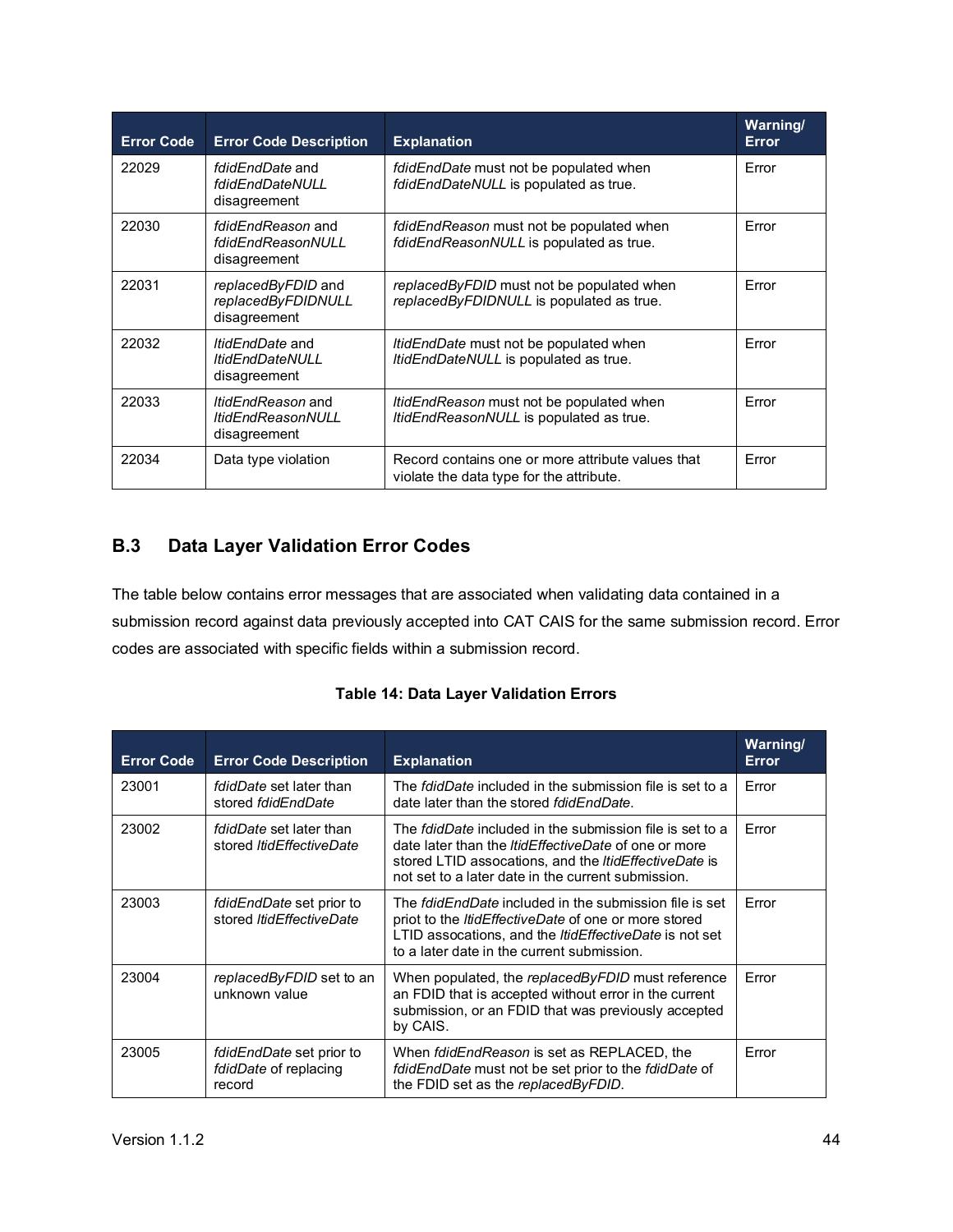| Error Code | Error Code Description | Explanation | Warning/ Error |
|---|---|---|---|
| 22029 | *fdidEndDate* and *fdidEndDateNULL* disagreement | *fdidEndDate* must not be populated when *fdidEndDateNULL* is populated as true. | Error |
| 22030 | *fdidEndReason* and *fdidEndReasonNULL* disagreement | *fdidEndReason* must not be populated when *fdidEndReasonNULL* is populated as true. | Error |
| 22031 | *replacedByFDID* and *replacedByFDIDNULL* disagreement | *replacedByFDID* must not be populated when *replacedByFDIDNULL* is populated as true. | Error |
| 22032 | *ltidEndDate* and *ltidEndDateNULL* disagreement | *ltidEndDate* must not be populated when *ltidEndDateNULL* is populated as true. | Error |
| 22033 | *ltidEndReason* and *ltidEndReasonNULL* disagreement | *ltidEndReason* must not be populated when *ltidEndReasonNULL* is populated as true. | Error |
| 22034 | Data type violation | Record contains one or more attribute values that violate the data type for the attribute. | Error |

## B.3 Data Layer Validation Error Codes

The table below contains error messages that are associated when validating data contained in a submission record against data previously accepted into CAT CAIS for the same submission record. Error codes are associated with specific fields within a submission record.

**Table 14: Data Layer Validation Errors**

| Error Code | Error Code Description | Explanation | Warning/ Error |
|---|---|---|---|
| 23001 | *fdidDate* set later than stored *fdidEndDate* | The *fdidDate* included in the submission file is set to a date later than the stored *fdidEndDate*. | Error |
| 23002 | *fdidDate* set later than stored *ltidEffectiveDate* | The *fdidDate* included in the submission file is set to a date later than the *ltidEffectiveDate* of one or more stored LTID assocations, and the *ltidEffectiveDate* is not set to a later date in the current submission. | Error |
| 23003 | *fdidEndDate* set prior to stored *ltidEffectiveDate* | The *fdidEndDate* included in the submission file is set priot to the *ltidEffectiveDate* of one or more stored LTID assocations, and the *ltidEffectiveDate* is not set to a later date in the current submission. | Error |
| 23004 | *replacedByFDID* set to an unknown value | When populated, the *replacedByFDID* must reference an FDID that is accepted without error in the current submission, or an FDID that was previously accepted by CAIS. | Error |
| 23005 | *fdidEndDate* set prior to *fdidDate* of replacing record | When *fdidEndReason* is set as REPLACED, the *fdidEndDate* must not be set prior to the *fdidDate* of the FDID set as the *replacedByFDID*. | Error |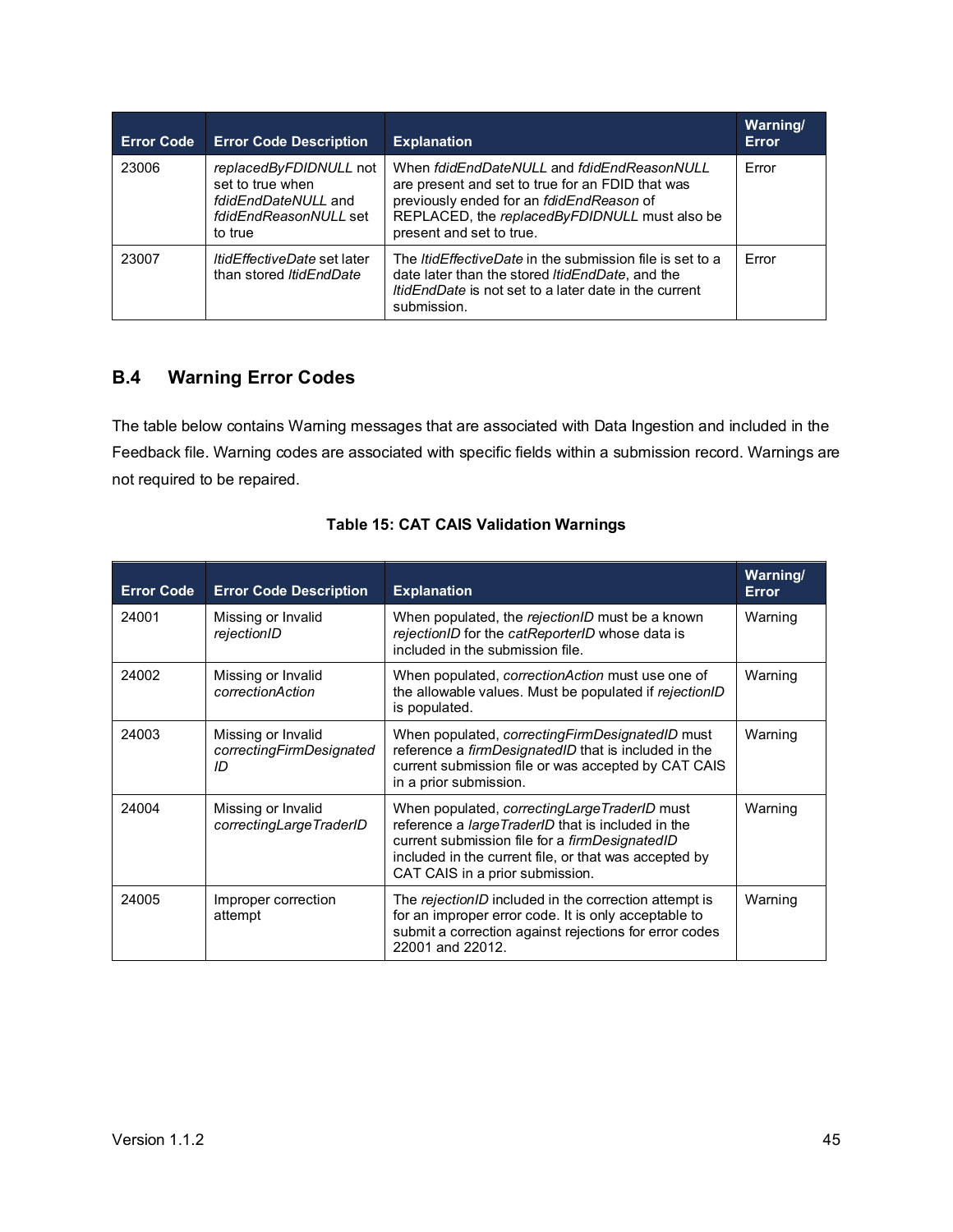| Error Code | Error Code Description | Explanation | Warning/ Error |
|---|---|---|---|
| 23006 | *replacedByFDIDNULL* not set to true when *fdidEndDateNULL* and *fdidEndReasonNULL* set to true | When *fdidEndDateNULL* and *fdidEndReasonNULL* are present and set to true for an FDID that was previously ended for an *fdidEndReason* of REPLACED, the *replacedByFDIDNULL* must also be present and set to true. | Error |
| 23007 | *ltidEffectiveDate* set later than stored *ltidEndDate* | The *ltidEffectiveDate* in the submission file is set to a date later than the stored *ltidEndDate*, and the *ltidEndDate* is not set to a later date in the current submission. | Error |

## B.4 Warning Error Codes

The table below contains Warning messages that are associated with Data Ingestion and included in the Feedback file. Warning codes are associated with specific fields within a submission record. Warnings are not required to be repaired.

**Table 15: CAT CAIS Validation Warnings**

| Error Code | Error Code Description | Explanation | Warning/ Error |
|---|---|---|---|
| 24001 | Missing or Invalid *rejectionID* | When populated, the *rejectionID* must be a known *rejectionID* for the *catReporterID* whose data is included in the submission file. | Warning |
| 24002 | Missing or Invalid *correctionAction* | When populated, *correctionAction* must use one of the allowable values. Must be populated if *rejectionID* is populated. | Warning |
| 24003 | Missing or Invalid *correctingFirmDesignatedID* | When populated, *correctingFirmDesignatedID* must reference a *firmDesignatedID* that is included in the current submission file or was accepted by CAT CAIS in a prior submission. | Warning |
| 24004 | Missing or Invalid *correctingLargeTraderID* | When populated, *correctingLargeTraderID* must reference a *largeTraderID* that is included in the current submission file for a *firmDesignatedID* included in the current file, or that was accepted by CAT CAIS in a prior submission. | Warning |
| 24005 | Improper correction attempt | The *rejectionID* included in the correction attempt is for an improper error code. It is only acceptable to submit a correction against rejections for error codes 22001 and 22012. | Warning |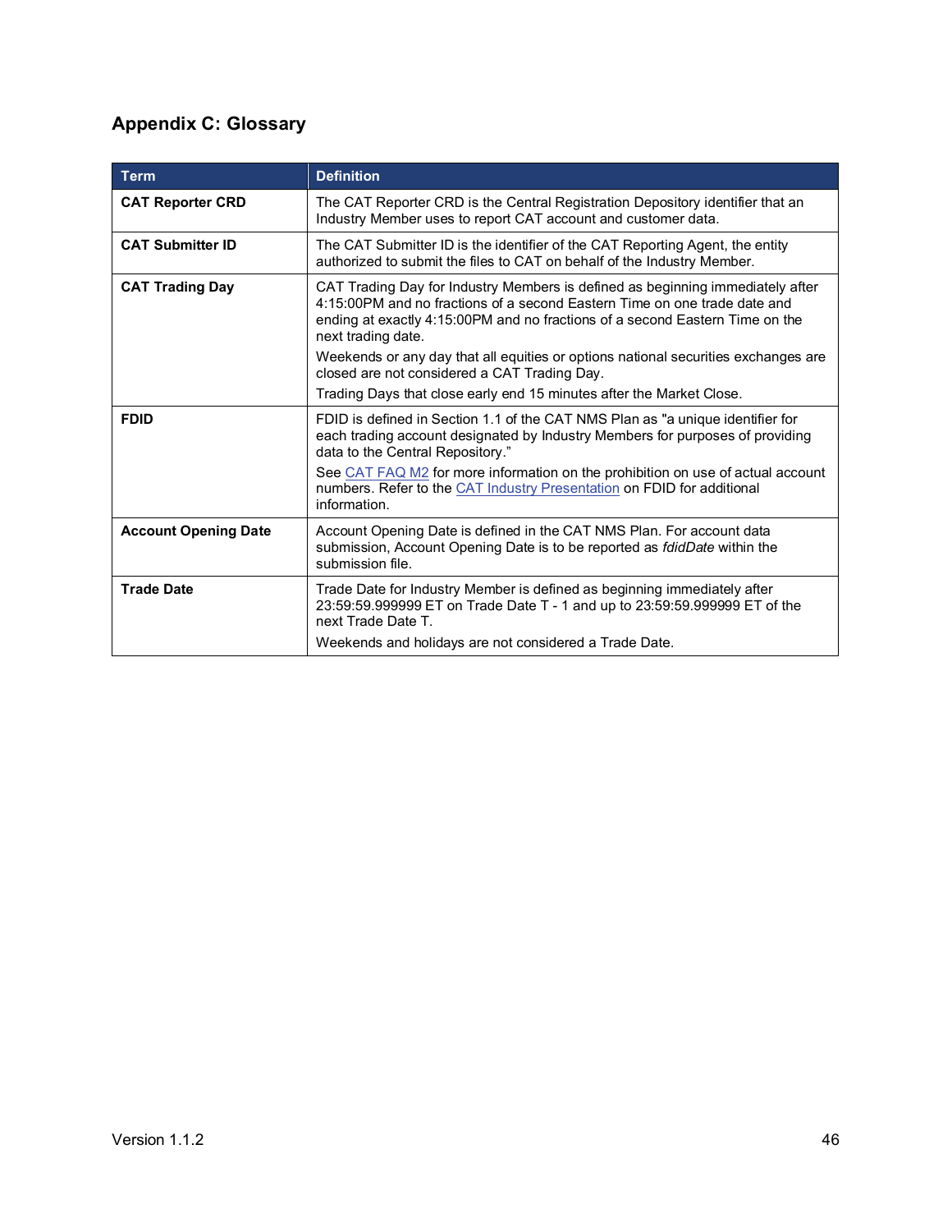## Appendix C: Glossary

| Term | Definition |
|---|---|
| **CAT Reporter CRD** | The CAT Reporter CRD is the Central Registration Depository identifier that an Industry Member uses to report CAT account and customer data. |
| **CAT Submitter ID** | The CAT Submitter ID is the identifier of the CAT Reporting Agent, the entity authorized to submit the files to CAT on behalf of the Industry Member. |
| **CAT Trading Day** | CAT Trading Day for Industry Members is defined as beginning immediately after 4:15:00PM and no fractions of a second Eastern Time on one trade date and ending at exactly 4:15:00PM and no fractions of a second Eastern Time on the next trading date.<br>Weekends or any day that all equities or options national securities exchanges are closed are not considered a CAT Trading Day.<br>Trading Days that close early end 15 minutes after the Market Close. |
| **FDID** | FDID is defined in Section 1.1 of the CAT NMS Plan as "a unique identifier for each trading account designated by Industry Members for purposes of providing data to the Central Repository."<br>See CAT FAQ M2 for more information on the prohibition on use of actual account numbers. Refer to the CAT Industry Presentation on FDID for additional information. |
| **Account Opening Date** | Account Opening Date is defined in the CAT NMS Plan. For account data submission, Account Opening Date is to be reported as *fdidDate* within the submission file. |
| **Trade Date** | Trade Date for Industry Member is defined as beginning immediately after 23:59:59.999999 ET on Trade Date T - 1 and up to 23:59:59.999999 ET of the next Trade Date T.<br>Weekends and holidays are not considered a Trade Date. |

Version 1.1.2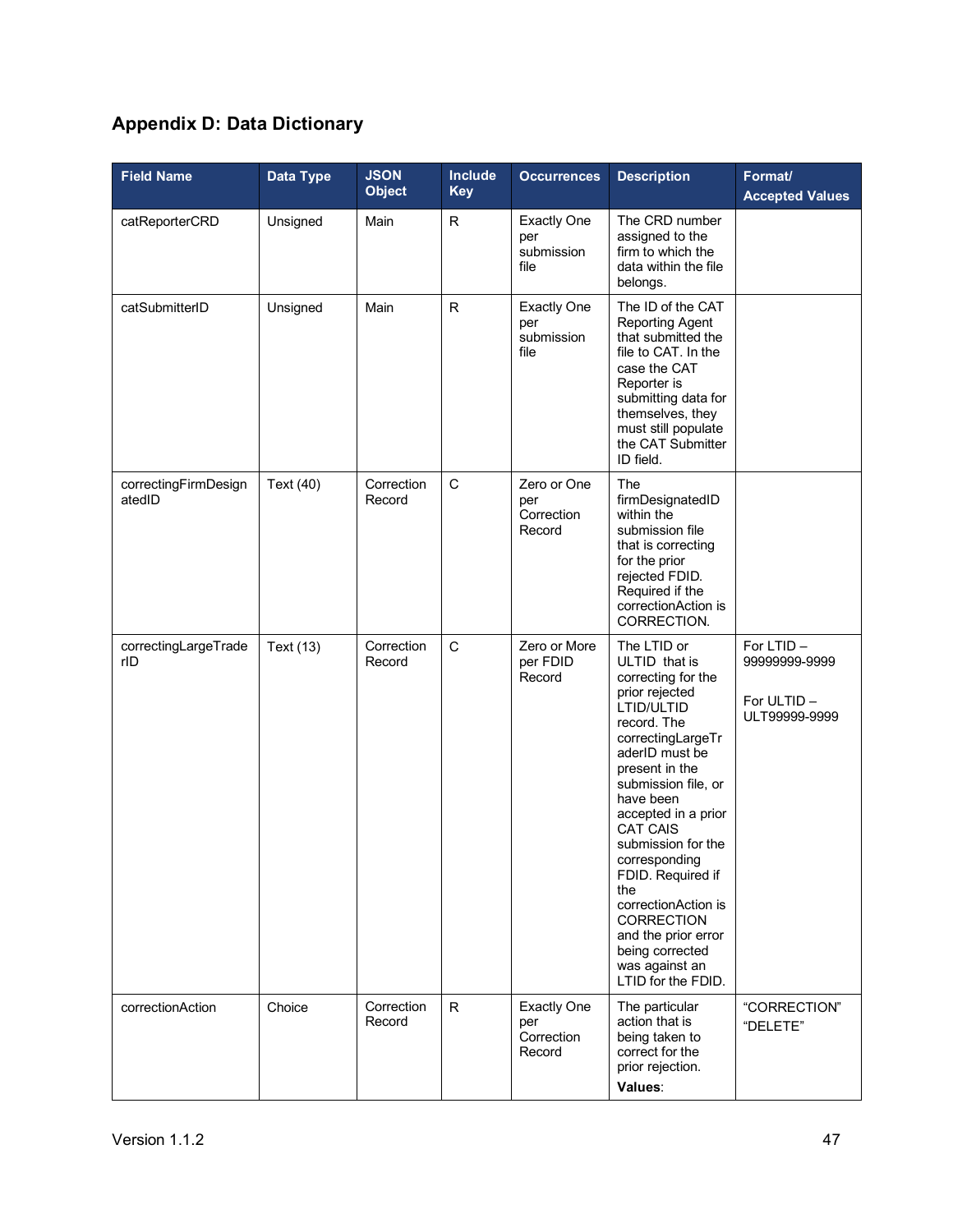# Appendix D: Data Dictionary

| Field Name | Data Type | JSON Object | Include Key | Occurrences | Description | Format/ Accepted Values |
|---|---|---|---|---|---|---|
| catReporterCRD | Unsigned | Main | R | Exactly One per submission file | The CRD number assigned to the firm to which the data within the file belongs. | |
| catSubmitterID | Unsigned | Main | R | Exactly One per submission file | The ID of the CAT Reporting Agent that submitted the file to CAT. In the case the CAT Reporter is submitting data for themselves, they must still populate the CAT Submitter ID field. | |
| correctingFirmDesignatedID | Text (40) | Correction Record | C | Zero or One per Correction Record | The firmDesignatedID within the submission file that is correcting for the prior rejected FDID. Required if the correctionAction is CORRECTION. | |
| correctingLargeTraderID | Text (13) | Correction Record | C | Zero or More per FDID Record | The LTID or ULTID that is correcting for the prior rejected LTID/ULTID record. The correctingLargeTraderID must be present in the submission file, or have been accepted in a prior CAT CAIS submission for the corresponding FDID. Required if the correctionAction is CORRECTION and the prior error being corrected was against an LTID for the FDID. | For LTID – 99999999-9999<br><br>For ULTID – ULT99999-9999 |
| correctionAction | Choice | Correction Record | R | Exactly One per Correction Record | The particular action that is being taken to correct for the prior rejection.<br>**Values**: | "CORRECTION"<br>"DELETE" |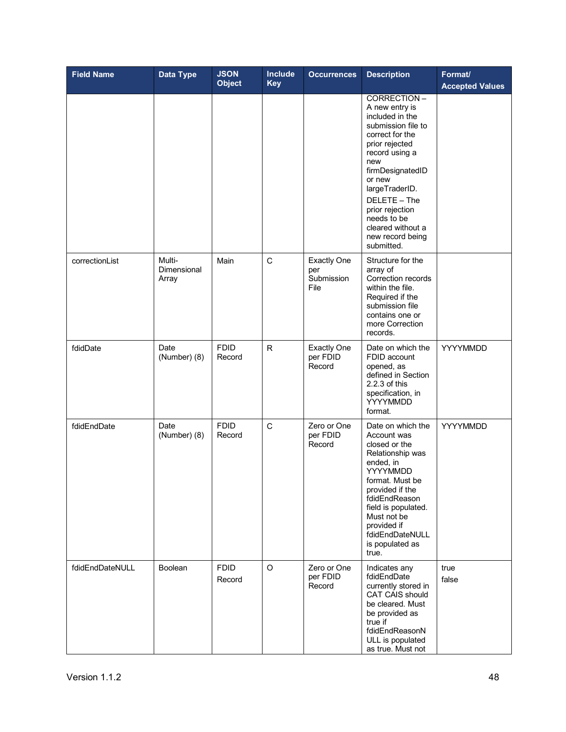| Field Name | Data Type | JSON Object | Include Key | Occurrences | Description | Format/ Accepted Values |
|---|---|---|---|---|---|---|
| | | | | | CORRECTION – A new entry is included in the submission file to correct for the prior rejected record using a new firmDesignatedID or new largeTraderID. DELETE – The prior rejection needs to be cleared without a new record being submitted. | |
| correctionList | Multi-Dimensional Array | Main | C | Exactly One per Submission File | Structure for the array of Correction records within the file. Required if the submission file contains one or more Correction records. | |
| fdidDate | Date (Number) (8) | FDID Record | R | Exactly One per FDID Record | Date on which the FDID account opened, as defined in Section 2.2.3 of this specification, in YYYYMMDD format. | YYYYMMDD |
| fdidEndDate | Date (Number) (8) | FDID Record | C | Zero or One per FDID Record | Date on which the Account was closed or the Relationship was ended, in YYYYMMDD format. Must be provided if the fdidEndReason field is populated. Must not be provided if fdidEndDateNULL is populated as true. | YYYYMMDD |
| fdidEndDateNULL | Boolean | FDID Record | O | Zero or One per FDID Record | Indicates any fdidEndDate currently stored in CAT CAIS should be cleared. Must be provided as true if fdidEndReasonNULL is populated as true. Must not | true<br>false |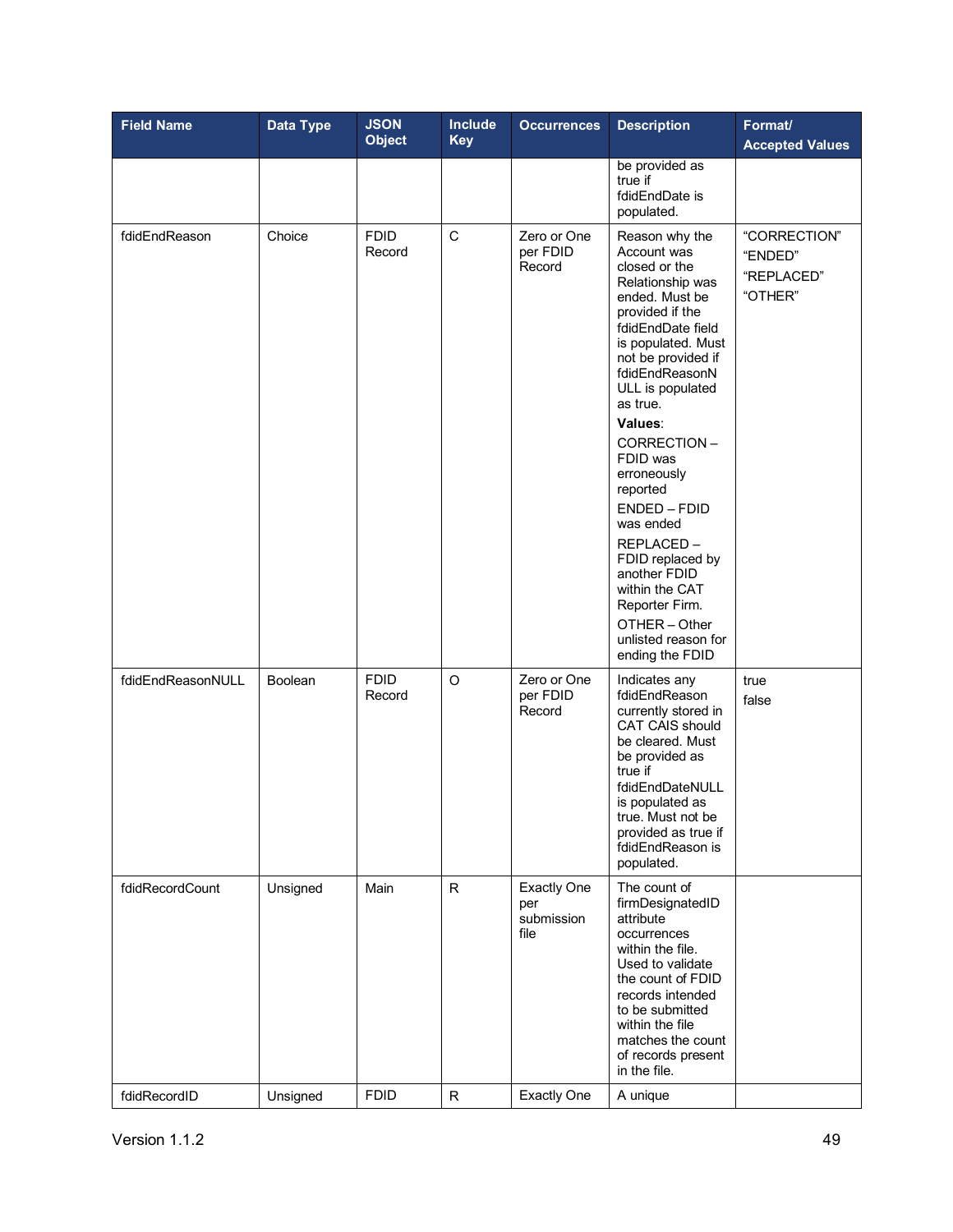| Field Name | Data Type | JSON Object | Include Key | Occurrences | Description | Format/ Accepted Values |
|---|---|---|---|---|---|---|
| | | | | | be provided as true if fdidEndDate is populated. | |
| fdidEndReason | Choice | FDID Record | C | Zero or One per FDID Record | Reason why the Account was closed or the Relationship was ended. Must be provided if the fdidEndDate field is populated. Must not be provided if fdidEndReasonNULL is populated as true. **Values**: CORRECTION – FDID was erroneously reported ENDED – FDID was ended REPLACED – FDID replaced by another FDID within the CAT Reporter Firm. OTHER – Other unlisted reason for ending the FDID | "CORRECTION" "ENDED" "REPLACED" "OTHER" |
| fdidEndReasonNULL | Boolean | FDID Record | O | Zero or One per FDID Record | Indicates any fdidEndReason currently stored in CAT CAIS should be cleared. Must be provided as true if fdidEndDateNULL is populated as true. Must not be provided as true if fdidEndReason is populated. | true false |
| fdidRecordCount | Unsigned | Main | R | Exactly One per submission file | The count of firmDesignatedID attribute occurrences within the file. Used to validate the count of FDID records intended to be submitted within the file matches the count of records present in the file. | |
| fdidRecordID | Unsigned | FDID | R | Exactly One | A unique | |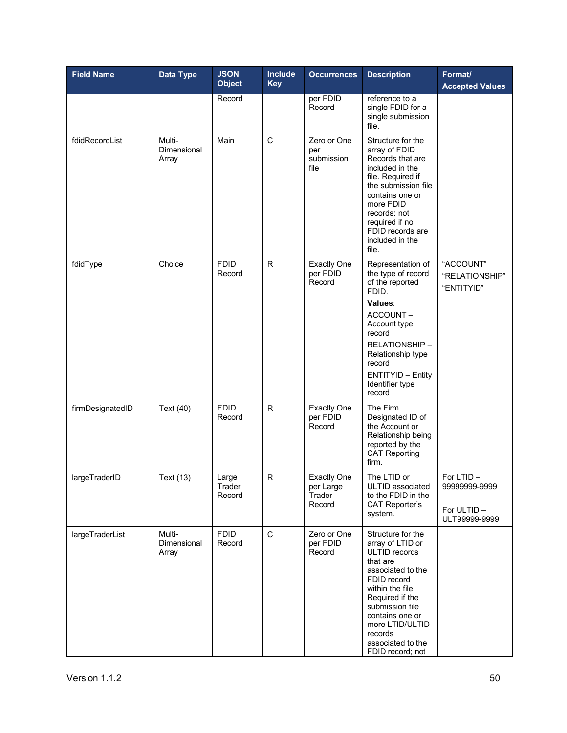| Field Name | Data Type | JSON Object | Include Key | Occurrences | Description | Format/ Accepted Values |
|---|---|---|---|---|---|---|
| | | Record | | per FDID Record | reference to a single FDID for a single submission file. | |
| fdidRecordList | Multi-Dimensional Array | Main | C | Zero or One per submission file | Structure for the array of FDID Records that are included in the file. Required if the submission file contains one or more FDID records; not required if no FDID records are included in the file. | |
| fdidType | Choice | FDID Record | R | Exactly One per FDID Record | Representation of the type of record of the reported FDID.<br>**Values**:<br>ACCOUNT – Account type record<br>RELATIONSHIP – Relationship type record<br>ENTITYID – Entity Identifier type record | "ACCOUNT"<br>"RELATIONSHIP"<br>"ENTITYID" |
| firmDesignatedID | Text (40) | FDID Record | R | Exactly One per FDID Record | The Firm Designated ID of the Account or Relationship being reported by the CAT Reporting firm. | |
| largeTraderID | Text (13) | Large Trader Record | R | Exactly One per Large Trader Record | The LTID or ULTID associated to the FDID in the CAT Reporter's system. | For LTID – 99999999-9999<br><br>For ULTID – ULT99999-9999 |
| largeTraderList | Multi-Dimensional Array | FDID Record | C | Zero or One per FDID Record | Structure for the array of LTID or ULTID records that are associated to the FDID record within the file. Required if the submission file contains one or more LTID/ULTID records associated to the FDID record; not | |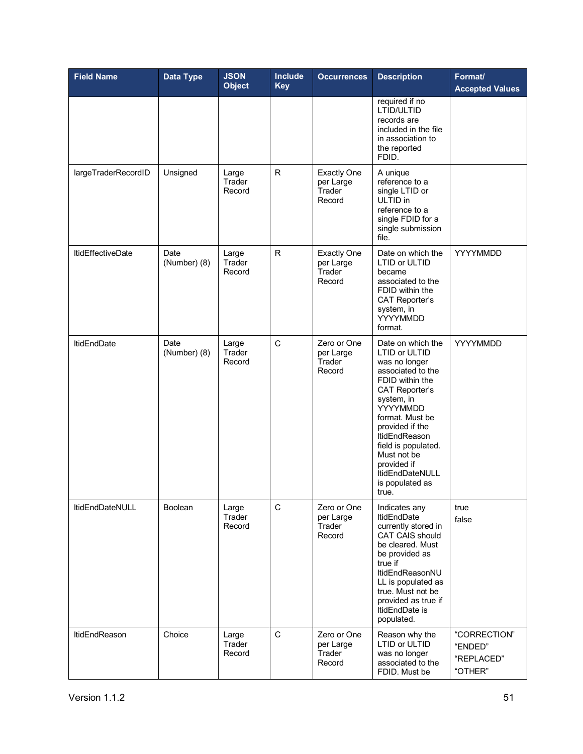| Field Name | Data Type | JSON Object | Include Key | Occurrences | Description | Format/ Accepted Values |
|---|---|---|---|---|---|---|
| | | | | | required if no LTID/ULTID records are included in the file in association to the reported FDID. | |
| largeTraderRecordID | Unsigned | Large Trader Record | R | Exactly One per Large Trader Record | A unique reference to a single LTID or ULTID in reference to a single FDID for a single submission file. | |
| ltidEffectiveDate | Date (Number) (8) | Large Trader Record | R | Exactly One per Large Trader Record | Date on which the LTID or ULTID became associated to the FDID within the CAT Reporter's system, in YYYYMMDD format. | YYYYMMDD |
| ltidEndDate | Date (Number) (8) | Large Trader Record | C | Zero or One per Large Trader Record | Date on which the LTID or ULTID was no longer associated to the FDID within the CAT Reporter's system, in YYYYMMDD format. Must be provided if the ltidEndReason field is populated. Must not be provided if ltidEndDateNULL is populated as true. | YYYYMMDD |
| ltidEndDateNULL | Boolean | Large Trader Record | C | Zero or One per Large Trader Record | Indicates any ltidEndDate currently stored in CAT CAIS should be cleared. Must be provided as true if ltidEndReasonNULL is populated as true. Must not be provided as true if ltidEndDate is populated. | true<br>false |
| ltidEndReason | Choice | Large Trader Record | C | Zero or One per Large Trader Record | Reason why the LTID or ULTID was no longer associated to the FDID. Must be | "CORRECTION"<br>"ENDED"<br>"REPLACED"<br>"OTHER" |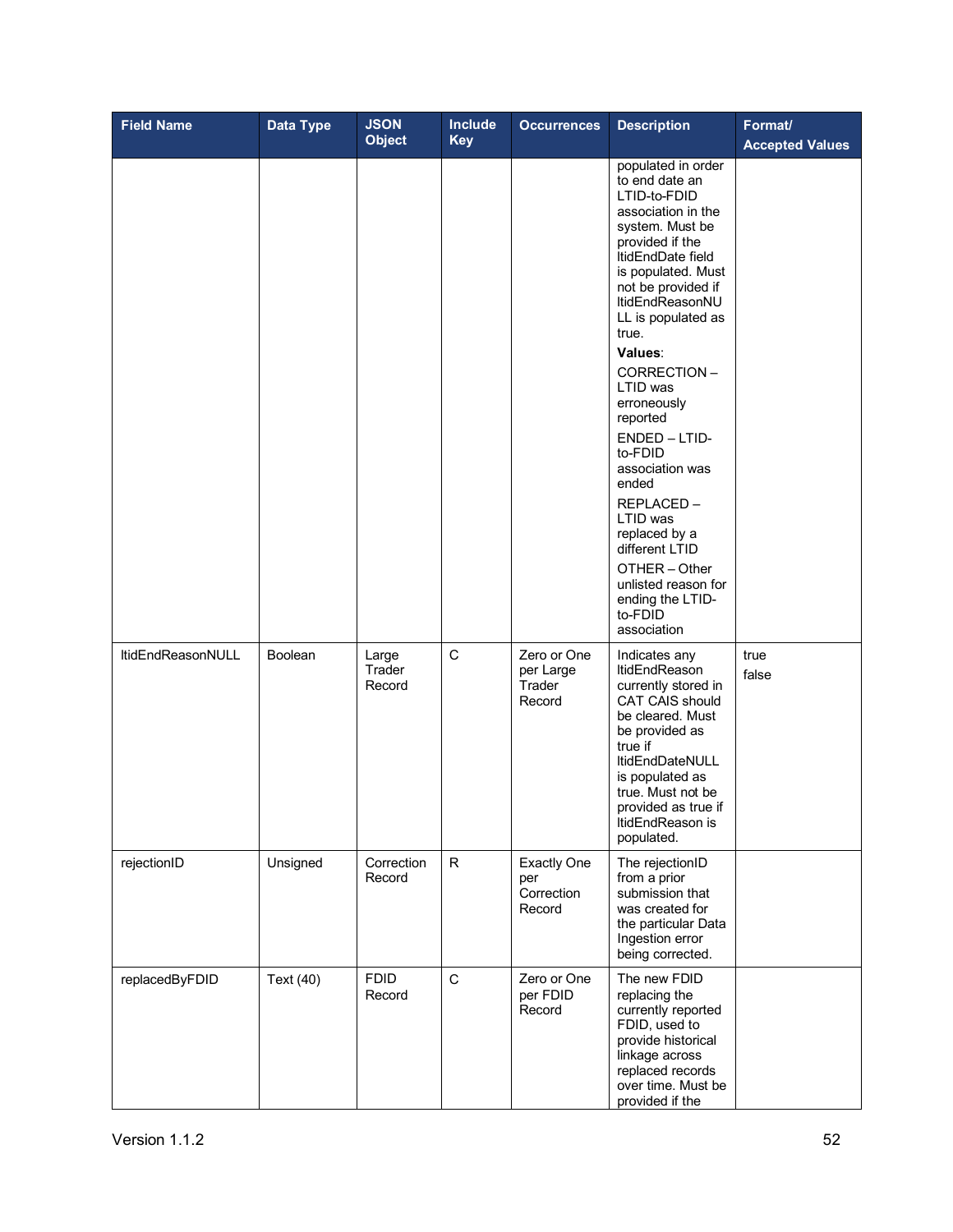| Field Name | Data Type | JSON Object | Include Key | Occurrences | Description | Format/ Accepted Values |
|---|---|---|---|---|---|---|
| | | | | | populated in order to end date an LTID-to-FDID association in the system. Must be provided if the ltidEndDate field is populated. Must not be provided if ltidEndReasonNULL is populated as true. **Values**: CORRECTION – LTID was erroneously reported ENDED – LTID-to-FDID association was ended REPLACED – LTID was replaced by a different LTID OTHER – Other unlisted reason for ending the LTID-to-FDID association | |
| ltidEndReasonNULL | Boolean | Large Trader Record | C | Zero or One per Large Trader Record | Indicates any ltidEndReason currently stored in CAT CAIS should be cleared. Must be provided as true if ltidEndDateNULL is populated as true. Must not be provided as true if ltidEndReason is populated. | true false |
| rejectionID | Unsigned | Correction Record | R | Exactly One per Correction Record | The rejectionID from a prior submission that was created for the particular Data Ingestion error being corrected. | |
| replacedByFDID | Text (40) | FDID Record | C | Zero or One per FDID Record | The new FDID replacing the currently reported FDID, used to provide historical linkage across replaced records over time. Must be provided if the | |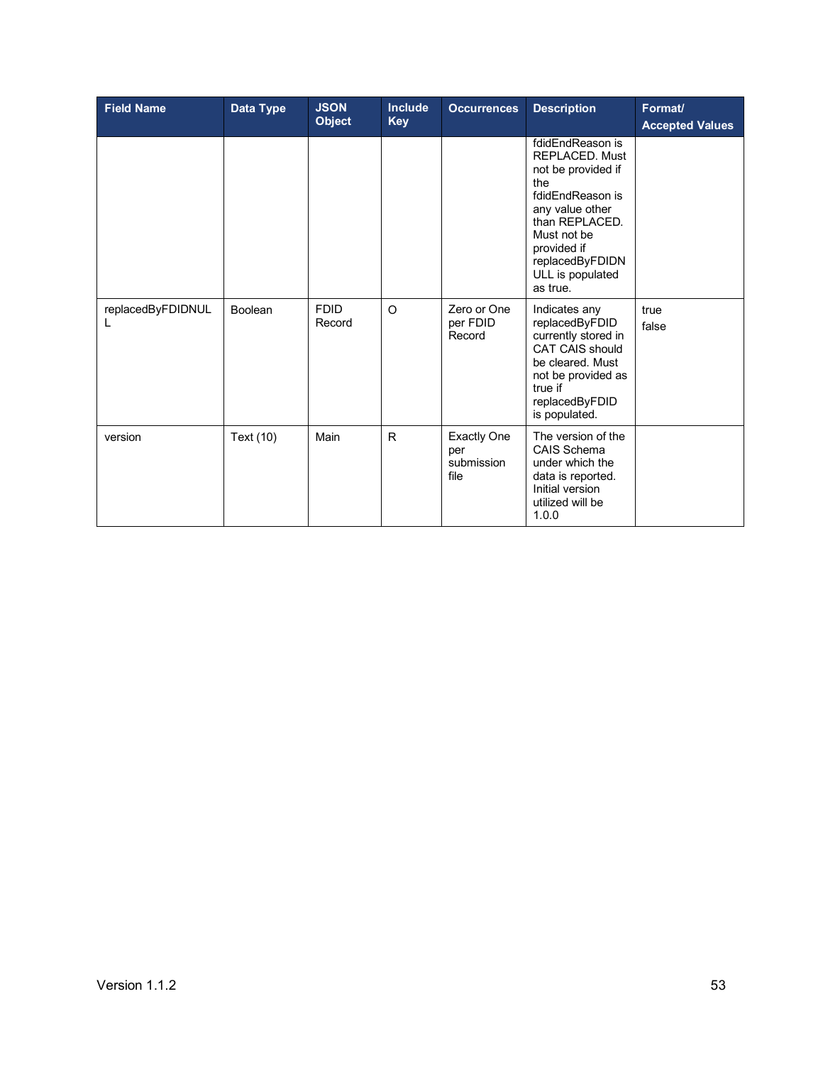| Field Name | Data Type | JSON Object | Include Key | Occurrences | Description | Format/ Accepted Values |
|---|---|---|---|---|---|---|
| | | | | | fdidEndReason is REPLACED. Must not be provided if the fdidEndReason is any value other than REPLACED. Must not be provided if replacedByFDIDNULL is populated as true. | |
| replacedByFDIDNULL | Boolean | FDID Record | O | Zero or One per FDID Record | Indicates any replacedByFDID currently stored in CAT CAIS should be cleared. Must not be provided as true if replacedByFDID is populated. | true<br>false |
| version | Text (10) | Main | R | Exactly One per submission file | The version of the CAIS Schema under which the data is reported. Initial version utilized will be 1.0.0 | |